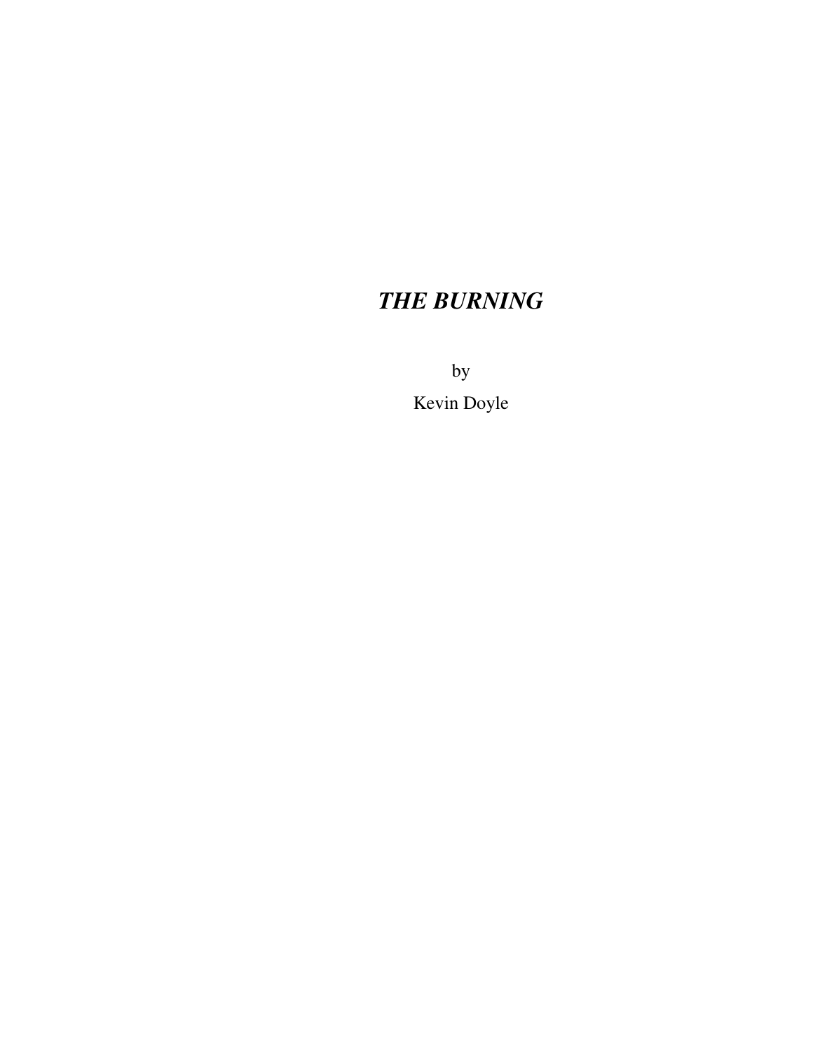# *THE BURNING*

by

Kevin Doyle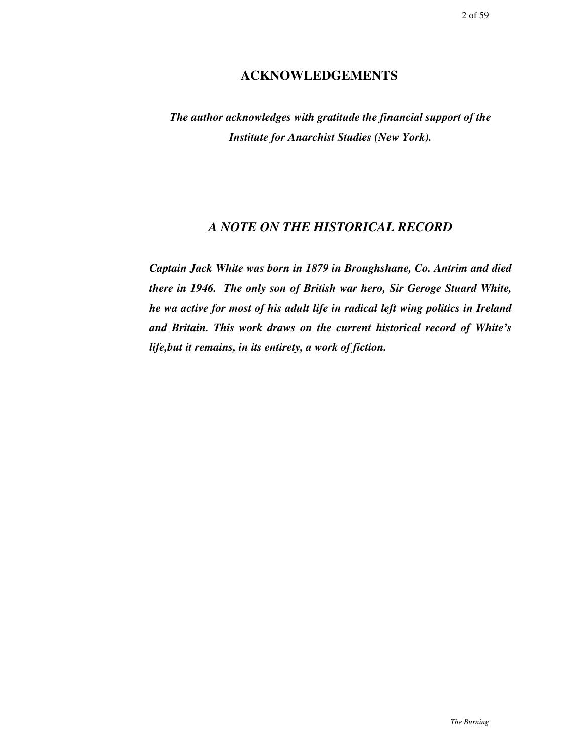## ACKNOWLEDGEMENTS

***The author acknowledges with gratitude the financial support of the Institute for Anarchist Studies (New York).***

## *A NOTE ON THE HISTORICAL RECORD*

***Captain Jack White was born in 1879 in Broughshane, Co. Antrim and died there in 1946. The only son of British war hero, Sir Geroge Stuard White, he wa active for most of his adult life in radical left wing politics in Ireland and Britain. This work draws on the current historical record of White's life,but it remains, in its entirety, a work of fiction.***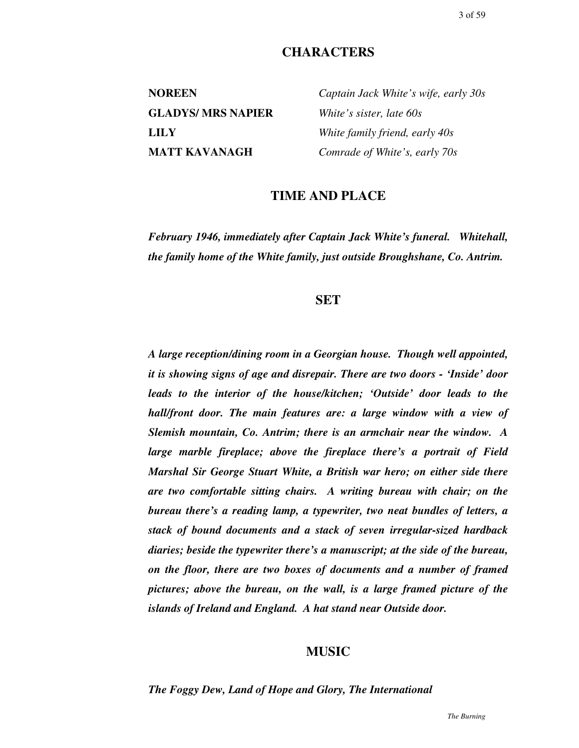## CHARACTERS

| | |
|---|---|
| **NOREEN** | *Captain Jack White's wife, early 30s* |
| **GLADYS/ MRS NAPIER** | *White's sister, late 60s* |
| **LILY** | *White family friend, early 40s* |
| **MATT KAVANAGH** | *Comrade of White's, early 70s* |

## TIME AND PLACE

***February 1946, immediately after Captain Jack White's funeral. Whitehall, the family home of the White family, just outside Broughshane, Co. Antrim.***

## SET

***A large reception/dining room in a Georgian house. Though well appointed, it is showing signs of age and disrepair. There are two doors - 'Inside' door leads to the interior of the house/kitchen; 'Outside' door leads to the hall/front door. The main features are: a large window with a view of Slemish mountain, Co. Antrim; there is an armchair near the window. A large marble fireplace; above the fireplace there's a portrait of Field Marshal Sir George Stuart White, a British war hero; on either side there are two comfortable sitting chairs. A writing bureau with chair; on the bureau there's a reading lamp, a typewriter, two neat bundles of letters, a stack of bound documents and a stack of seven irregular-sized hardback diaries; beside the typewriter there's a manuscript; at the side of the bureau, on the floor, there are two boxes of documents and a number of framed pictures; above the bureau, on the wall, is a large framed picture of the islands of Ireland and England. A hat stand near Outside door.***

## MUSIC

***The Foggy Dew, Land of Hope and Glory, The International***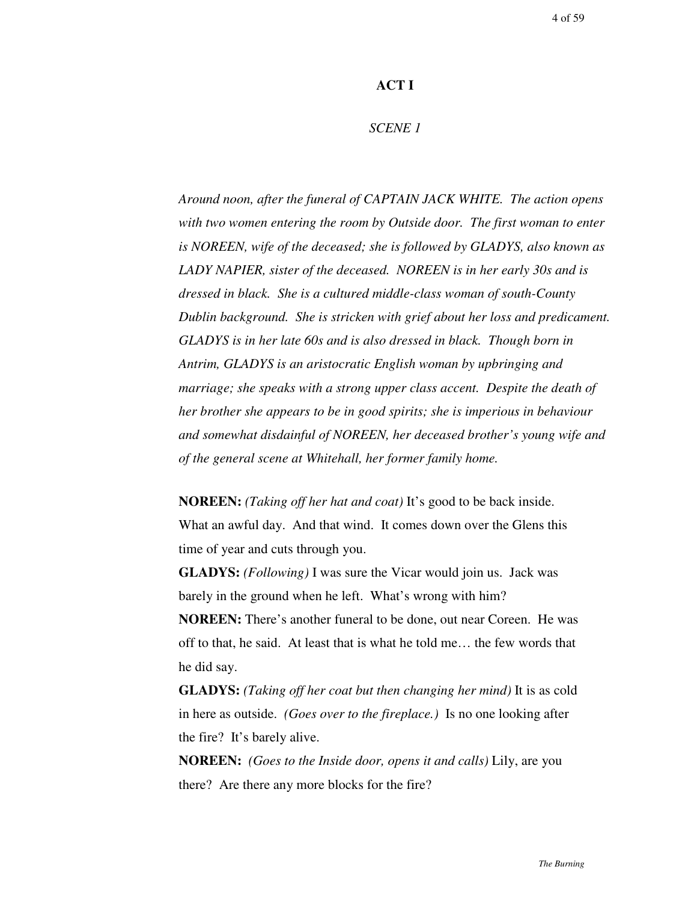# ACT I

*SCENE 1*

*Around noon, after the funeral of CAPTAIN JACK WHITE. The action opens with two women entering the room by Outside door. The first woman to enter is NOREEN, wife of the deceased; she is followed by GLADYS, also known as LADY NAPIER, sister of the deceased. NOREEN is in her early 30s and is dressed in black. She is a cultured middle-class woman of south-County Dublin background. She is stricken with grief about her loss and predicament. GLADYS is in her late 60s and is also dressed in black. Though born in Antrim, GLADYS is an aristocratic English woman by upbringing and marriage; she speaks with a strong upper class accent. Despite the death of her brother she appears to be in good spirits; she is imperious in behaviour and somewhat disdainful of NOREEN, her deceased brother's young wife and of the general scene at Whitehall, her former family home.*

**NOREEN:** *(Taking off her hat and coat)* It's good to be back inside. What an awful day. And that wind. It comes down over the Glens this time of year and cuts through you.

**GLADYS:** *(Following)* I was sure the Vicar would join us. Jack was barely in the ground when he left. What's wrong with him?

**NOREEN:** There's another funeral to be done, out near Coreen. He was off to that, he said. At least that is what he told me… the few words that he did say.

**GLADYS:** *(Taking off her coat but then changing her mind)* It is as cold in here as outside. *(Goes over to the fireplace.)* Is no one looking after the fire? It's barely alive.

**NOREEN:** *(Goes to the Inside door, opens it and calls)* Lily, are you there? Are there any more blocks for the fire?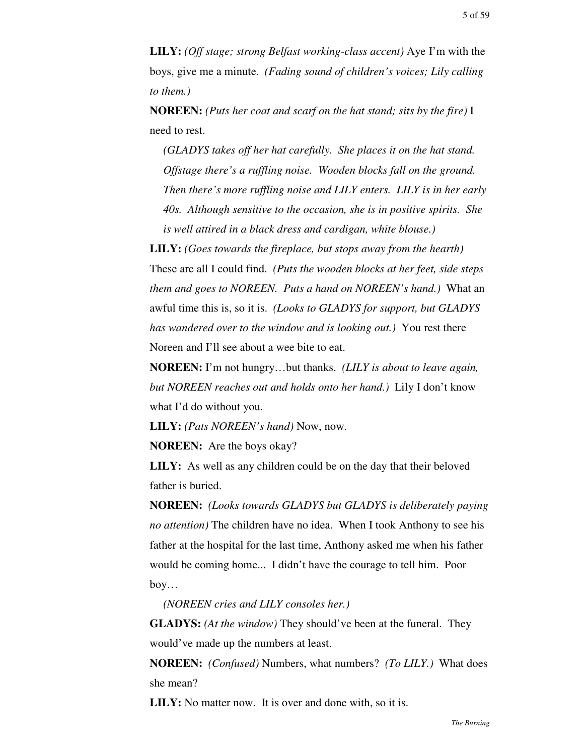**LILY:** *(Off stage; strong Belfast working-class accent)* Aye I'm with the boys, give me a minute. *(Fading sound of children's voices; Lily calling to them.)*

**NOREEN:** *(Puts her coat and scarf on the hat stand; sits by the fire)* I need to rest.

*(GLADYS takes off her hat carefully. She places it on the hat stand. Offstage there's a ruffling noise. Wooden blocks fall on the ground. Then there's more ruffling noise and LILY enters. LILY is in her early 40s. Although sensitive to the occasion, she is in positive spirits. She is well attired in a black dress and cardigan, white blouse.)*

**LILY:** *(Goes towards the fireplace, but stops away from the hearth)* These are all I could find. *(Puts the wooden blocks at her feet, side steps them and goes to NOREEN. Puts a hand on NOREEN's hand.)* What an awful time this is, so it is. *(Looks to GLADYS for support, but GLADYS has wandered over to the window and is looking out.)* You rest there Noreen and I'll see about a wee bite to eat.

**NOREEN:** I'm not hungry…but thanks. *(LILY is about to leave again, but NOREEN reaches out and holds onto her hand.)* Lily I don't know what I'd do without you.

**LILY:** *(Pats NOREEN's hand)* Now, now.

**NOREEN:** Are the boys okay?

**LILY:** As well as any children could be on the day that their beloved father is buried.

**NOREEN:** *(Looks towards GLADYS but GLADYS is deliberately paying no attention)* The children have no idea. When I took Anthony to see his father at the hospital for the last time, Anthony asked me when his father would be coming home... I didn't have the courage to tell him. Poor boy…

*(NOREEN cries and LILY consoles her.)*

**GLADYS:** *(At the window)* They should've been at the funeral. They would've made up the numbers at least.

**NOREEN:** *(Confused)* Numbers, what numbers? *(To LILY.)* What does she mean?

**LILY:** No matter now. It is over and done with, so it is.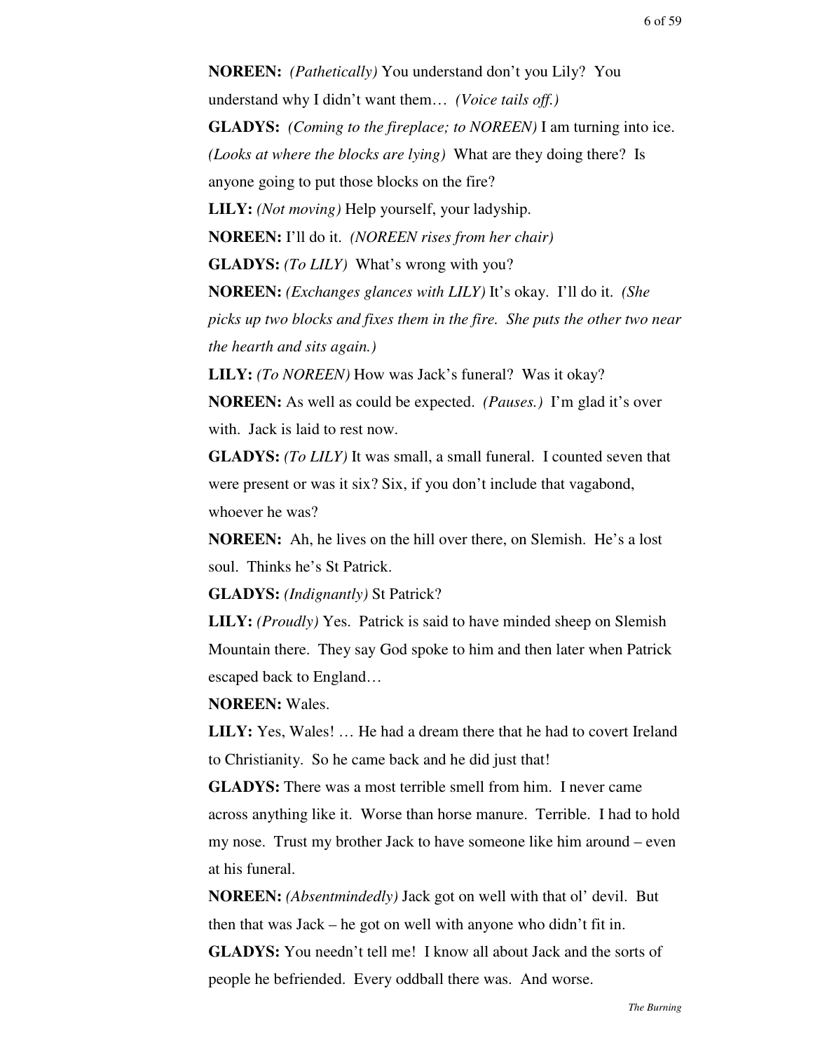**NOREEN:** *(Pathetically)* You understand don't you Lily? You understand why I didn't want them… *(Voice tails off.)*

**GLADYS:** *(Coming to the fireplace; to NOREEN)* I am turning into ice. *(Looks at where the blocks are lying)* What are they doing there? Is anyone going to put those blocks on the fire?

**LILY:** *(Not moving)* Help yourself, your ladyship.

**NOREEN:** I'll do it. *(NOREEN rises from her chair)*

**GLADYS:** *(To LILY)* What's wrong with you?

**NOREEN:** *(Exchanges glances with LILY)* It's okay. I'll do it. *(She picks up two blocks and fixes them in the fire. She puts the other two near the hearth and sits again.)*

**LILY:** *(To NOREEN)* How was Jack's funeral? Was it okay?

**NOREEN:** As well as could be expected. *(Pauses.)* I'm glad it's over with. Jack is laid to rest now.

**GLADYS:** *(To LILY)* It was small, a small funeral. I counted seven that were present or was it six? Six, if you don't include that vagabond, whoever he was?

**NOREEN:** Ah, he lives on the hill over there, on Slemish. He's a lost soul. Thinks he's St Patrick.

**GLADYS:** *(Indignantly)* St Patrick?

**LILY:** *(Proudly)* Yes. Patrick is said to have minded sheep on Slemish Mountain there. They say God spoke to him and then later when Patrick escaped back to England…

**NOREEN:** Wales.

**LILY:** Yes, Wales! … He had a dream there that he had to covert Ireland to Christianity. So he came back and he did just that!

**GLADYS:** There was a most terrible smell from him. I never came across anything like it. Worse than horse manure. Terrible. I had to hold my nose. Trust my brother Jack to have someone like him around – even at his funeral.

**NOREEN:** *(Absentmindedly)* Jack got on well with that ol' devil. But then that was Jack – he got on well with anyone who didn't fit in.

**GLADYS:** You needn't tell me! I know all about Jack and the sorts of people he befriended. Every oddball there was. And worse.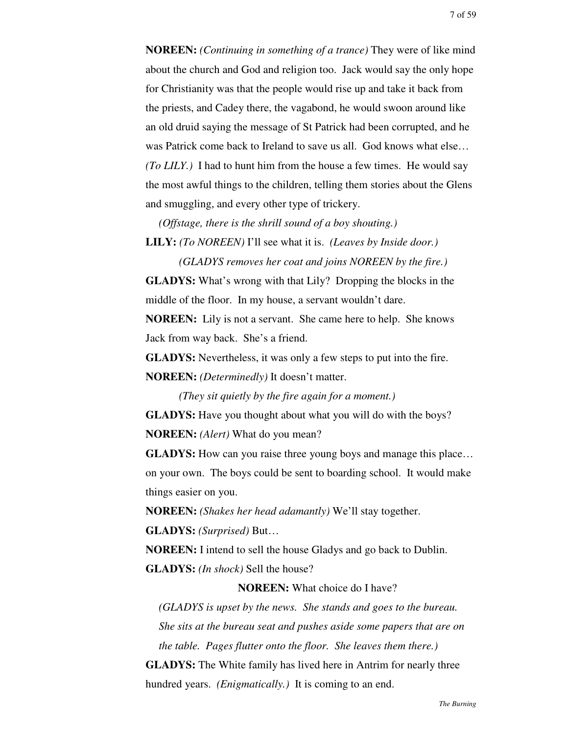**NOREEN:** *(Continuing in something of a trance)* They were of like mind about the church and God and religion too. Jack would say the only hope for Christianity was that the people would rise up and take it back from the priests, and Cadey there, the vagabond, he would swoon around like an old druid saying the message of St Patrick had been corrupted, and he was Patrick come back to Ireland to save us all. God knows what else… *(To LILY.)* I had to hunt him from the house a few times. He would say the most awful things to the children, telling them stories about the Glens and smuggling, and every other type of trickery.

*(Offstage, there is the shrill sound of a boy shouting.)*

**LILY:** *(To NOREEN)* I'll see what it is. *(Leaves by Inside door.)*

*(GLADYS removes her coat and joins NOREEN by the fire.)*

**GLADYS:** What's wrong with that Lily? Dropping the blocks in the middle of the floor. In my house, a servant wouldn't dare.

**NOREEN:** Lily is not a servant. She came here to help. She knows Jack from way back. She's a friend.

**GLADYS:** Nevertheless, it was only a few steps to put into the fire.

**NOREEN:** *(Determinedly)* It doesn't matter.

*(They sit quietly by the fire again for a moment.)*

**GLADYS:** Have you thought about what you will do with the boys?

**NOREEN:** *(Alert)* What do you mean?

**GLADYS:** How can you raise three young boys and manage this place… on your own. The boys could be sent to boarding school. It would make things easier on you.

**NOREEN:** *(Shakes her head adamantly)* We'll stay together.

**GLADYS:** *(Surprised)* But…

**NOREEN:** I intend to sell the house Gladys and go back to Dublin.

**GLADYS:** *(In shock)* Sell the house?

**NOREEN:** What choice do I have?

*(GLADYS is upset by the news. She stands and goes to the bureau. She sits at the bureau seat and pushes aside some papers that are on the table. Pages flutter onto the floor. She leaves them there.)*

**GLADYS:** The White family has lived here in Antrim for nearly three hundred years. *(Enigmatically.)* It is coming to an end.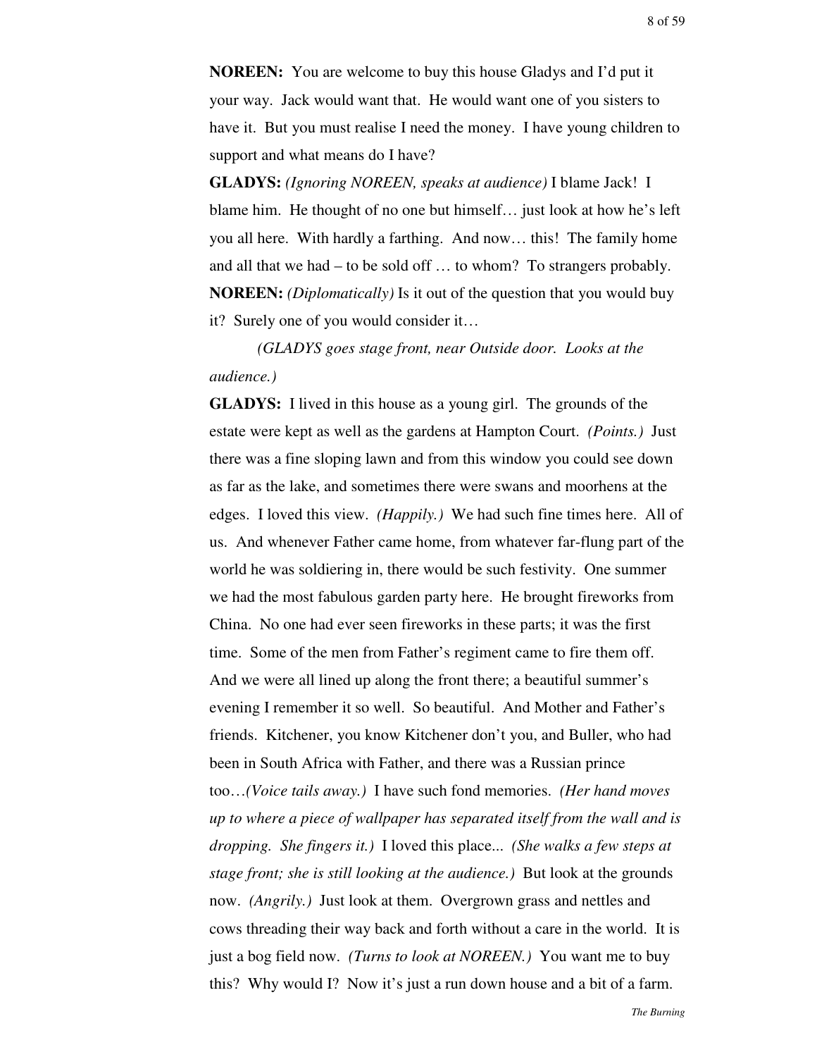**NOREEN:** You are welcome to buy this house Gladys and I'd put it your way. Jack would want that. He would want one of you sisters to have it. But you must realise I need the money. I have young children to support and what means do I have?

**GLADYS:** *(Ignoring NOREEN, speaks at audience)* I blame Jack! I blame him. He thought of no one but himself… just look at how he's left you all here. With hardly a farthing. And now… this! The family home and all that we had – to be sold off … to whom? To strangers probably.

**NOREEN:** *(Diplomatically)* Is it out of the question that you would buy it? Surely one of you would consider it…

*(GLADYS goes stage front, near Outside door. Looks at the audience.)*

**GLADYS:** I lived in this house as a young girl. The grounds of the estate were kept as well as the gardens at Hampton Court. *(Points.)* Just there was a fine sloping lawn and from this window you could see down as far as the lake, and sometimes there were swans and moorhens at the edges. I loved this view. *(Happily.)* We had such fine times here. All of us. And whenever Father came home, from whatever far-flung part of the world he was soldiering in, there would be such festivity. One summer we had the most fabulous garden party here. He brought fireworks from China. No one had ever seen fireworks in these parts; it was the first time. Some of the men from Father's regiment came to fire them off. And we were all lined up along the front there; a beautiful summer's evening I remember it so well. So beautiful. And Mother and Father's friends. Kitchener, you know Kitchener don't you, and Buller, who had been in South Africa with Father, and there was a Russian prince too…*(Voice tails away.)* I have such fond memories. *(Her hand moves up to where a piece of wallpaper has separated itself from the wall and is dropping. She fingers it.)* I loved this place... *(She walks a few steps at stage front; she is still looking at the audience.)* But look at the grounds now. *(Angrily.)* Just look at them. Overgrown grass and nettles and cows threading their way back and forth without a care in the world. It is just a bog field now. *(Turns to look at NOREEN.)* You want me to buy this? Why would I? Now it's just a run down house and a bit of a farm.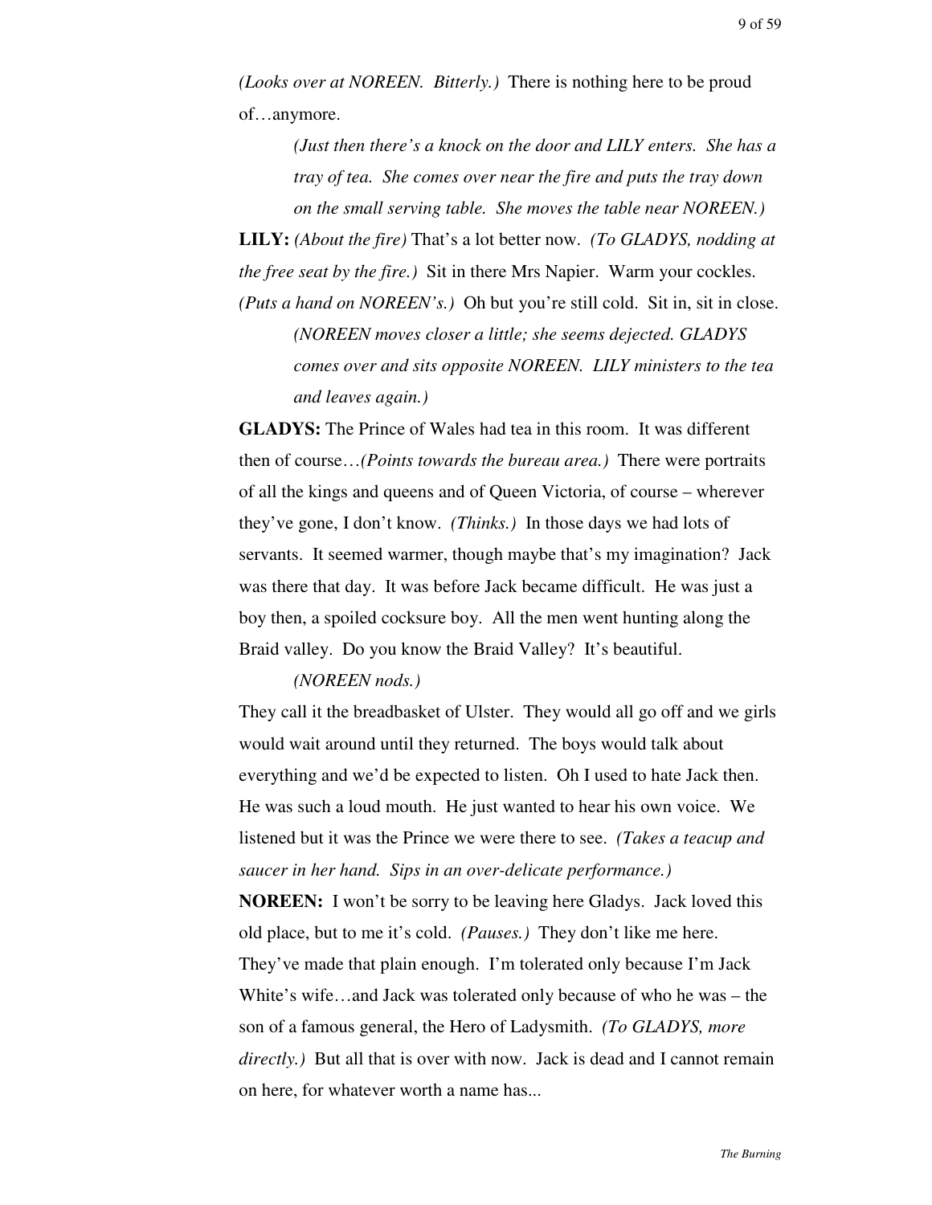*(Looks over at NOREEN. Bitterly.)* There is nothing here to be proud of…anymore.

*(Just then there's a knock on the door and LILY enters. She has a tray of tea. She comes over near the fire and puts the tray down on the small serving table. She moves the table near NOREEN.)*

**LILY:** *(About the fire)* That's a lot better now. *(To GLADYS, nodding at the free seat by the fire.)* Sit in there Mrs Napier. Warm your cockles. *(Puts a hand on NOREEN's.)* Oh but you're still cold. Sit in, sit in close.

*(NOREEN moves closer a little; she seems dejected. GLADYS comes over and sits opposite NOREEN. LILY ministers to the tea and leaves again.)*

**GLADYS:** The Prince of Wales had tea in this room. It was different then of course…*(Points towards the bureau area.)* There were portraits of all the kings and queens and of Queen Victoria, of course – wherever they've gone, I don't know. *(Thinks.)* In those days we had lots of servants. It seemed warmer, though maybe that's my imagination? Jack was there that day. It was before Jack became difficult. He was just a boy then, a spoiled cocksure boy. All the men went hunting along the Braid valley. Do you know the Braid Valley? It's beautiful.

*(NOREEN nods.)*

They call it the breadbasket of Ulster. They would all go off and we girls would wait around until they returned. The boys would talk about everything and we'd be expected to listen. Oh I used to hate Jack then. He was such a loud mouth. He just wanted to hear his own voice. We listened but it was the Prince we were there to see. *(Takes a teacup and saucer in her hand. Sips in an over-delicate performance.)*

**NOREEN:** I won't be sorry to be leaving here Gladys. Jack loved this old place, but to me it's cold. *(Pauses.)* They don't like me here. They've made that plain enough. I'm tolerated only because I'm Jack White's wife…and Jack was tolerated only because of who he was – the son of a famous general, the Hero of Ladysmith. *(To GLADYS, more directly.)* But all that is over with now. Jack is dead and I cannot remain on here, for whatever worth a name has...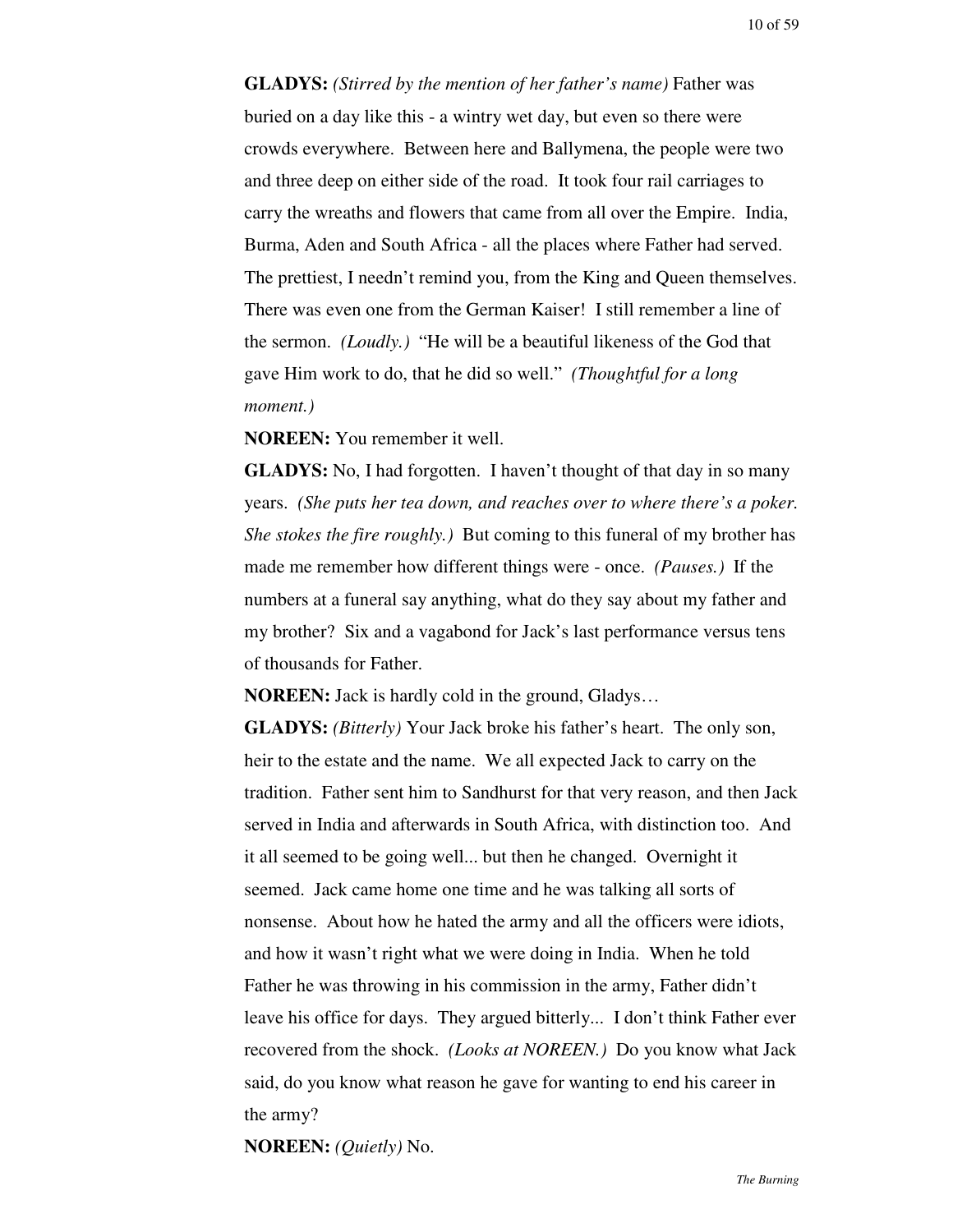**GLADYS:** *(Stirred by the mention of her father's name)* Father was buried on a day like this - a wintry wet day, but even so there were crowds everywhere. Between here and Ballymena, the people were two and three deep on either side of the road. It took four rail carriages to carry the wreaths and flowers that came from all over the Empire. India, Burma, Aden and South Africa - all the places where Father had served. The prettiest, I needn't remind you, from the King and Queen themselves. There was even one from the German Kaiser! I still remember a line of the sermon. *(Loudly.)* "He will be a beautiful likeness of the God that gave Him work to do, that he did so well." *(Thoughtful for a long moment.)*

**NOREEN:** You remember it well.

**GLADYS:** No, I had forgotten. I haven't thought of that day in so many years. *(She puts her tea down, and reaches over to where there's a poker. She stokes the fire roughly.)* But coming to this funeral of my brother has made me remember how different things were - once. *(Pauses.)* If the numbers at a funeral say anything, what do they say about my father and my brother? Six and a vagabond for Jack's last performance versus tens of thousands for Father.

**NOREEN:** Jack is hardly cold in the ground, Gladys…

**GLADYS:** *(Bitterly)* Your Jack broke his father's heart. The only son, heir to the estate and the name. We all expected Jack to carry on the tradition. Father sent him to Sandhurst for that very reason, and then Jack served in India and afterwards in South Africa, with distinction too. And it all seemed to be going well... but then he changed. Overnight it seemed. Jack came home one time and he was talking all sorts of nonsense. About how he hated the army and all the officers were idiots, and how it wasn't right what we were doing in India. When he told Father he was throwing in his commission in the army, Father didn't leave his office for days. They argued bitterly... I don't think Father ever recovered from the shock. *(Looks at NOREEN.)* Do you know what Jack said, do you know what reason he gave for wanting to end his career in the army?

**NOREEN:** *(Quietly)* No.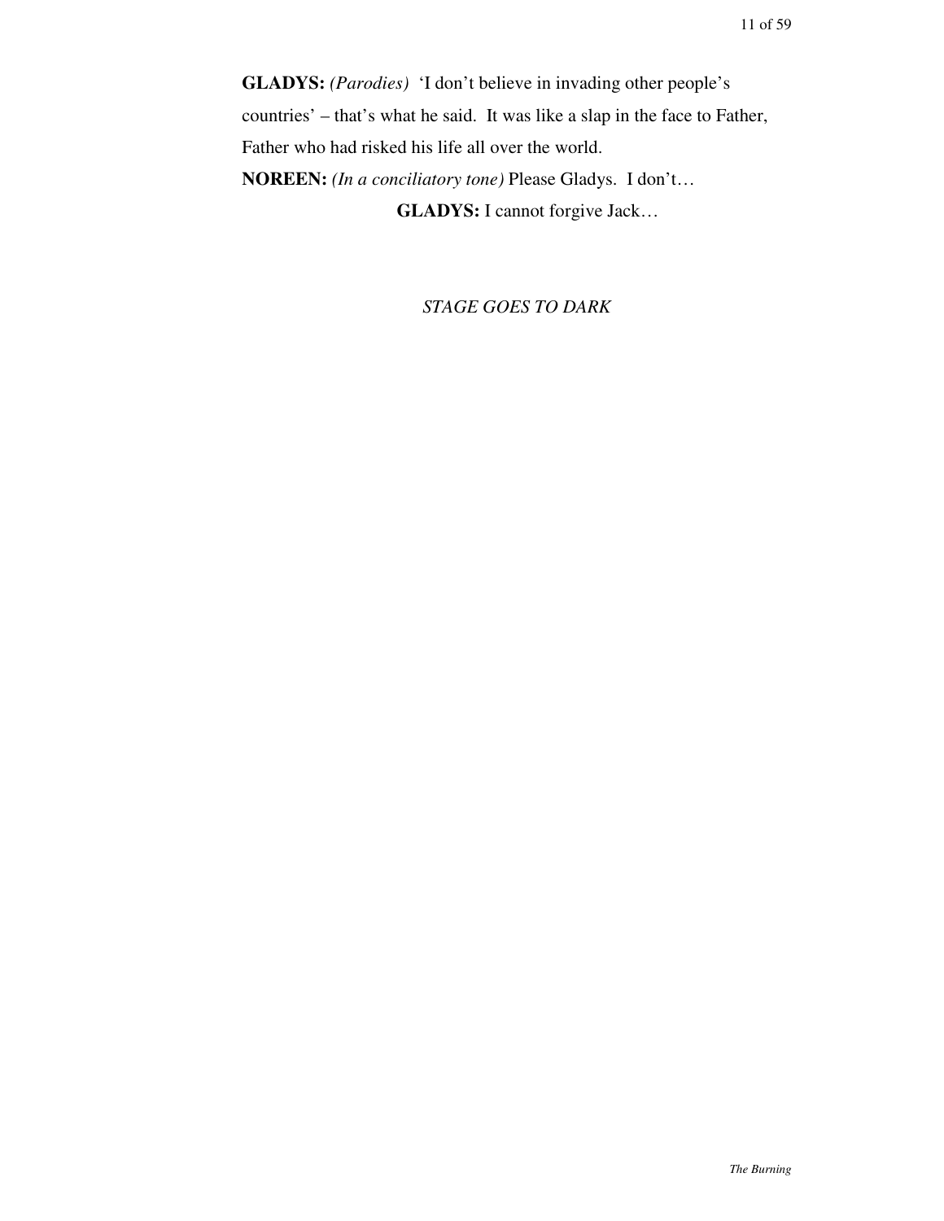**GLADYS:** *(Parodies)* 'I don't believe in invading other people's countries' – that's what he said. It was like a slap in the face to Father, Father who had risked his life all over the world.

**NOREEN:** *(In a conciliatory tone)* Please Gladys. I don't…

**GLADYS:** I cannot forgive Jack…

*STAGE GOES TO DARK*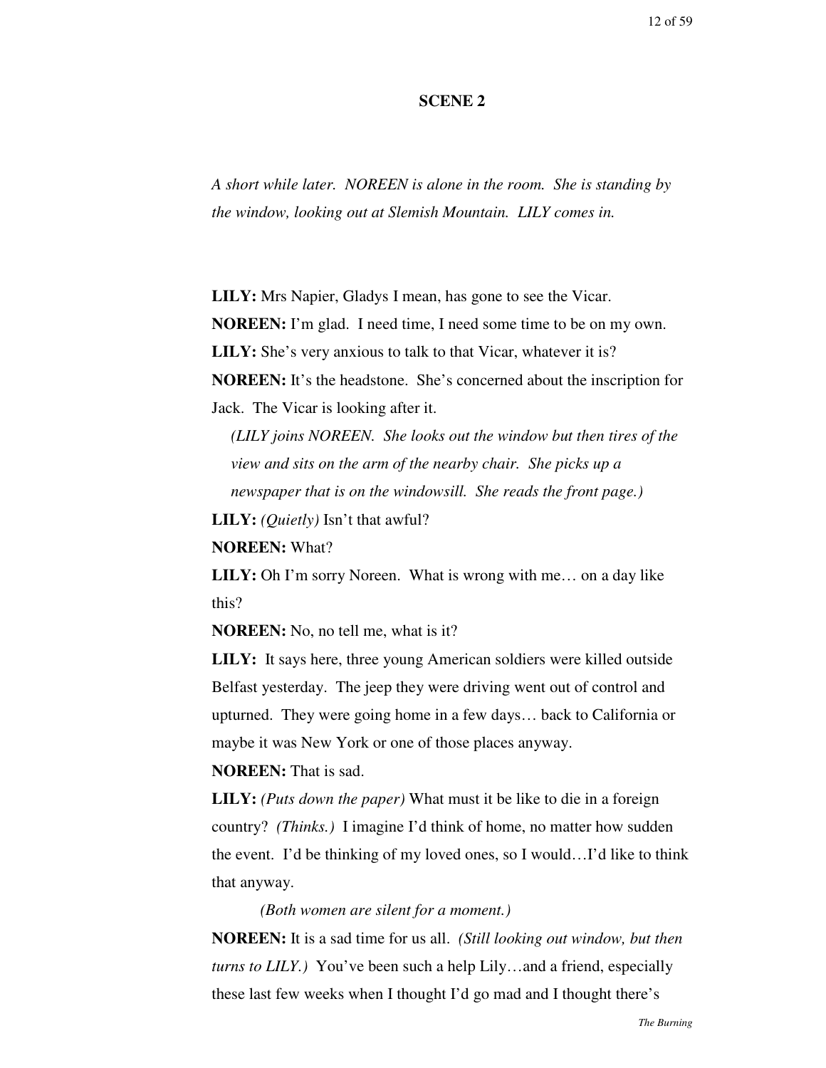## SCENE 2

*A short while later. NOREEN is alone in the room. She is standing by the window, looking out at Slemish Mountain. LILY comes in.*

**LILY:** Mrs Napier, Gladys I mean, has gone to see the Vicar.

**NOREEN:** I'm glad. I need time, I need some time to be on my own.

**LILY:** She's very anxious to talk to that Vicar, whatever it is?

**NOREEN:** It's the headstone. She's concerned about the inscription for Jack. The Vicar is looking after it.

*(LILY joins NOREEN. She looks out the window but then tires of the view and sits on the arm of the nearby chair. She picks up a newspaper that is on the windowsill. She reads the front page.)*

**LILY:** *(Quietly)* Isn't that awful?

**NOREEN:** What?

**LILY:** Oh I'm sorry Noreen. What is wrong with me… on a day like this?

**NOREEN:** No, no tell me, what is it?

**LILY:** It says here, three young American soldiers were killed outside Belfast yesterday. The jeep they were driving went out of control and upturned. They were going home in a few days… back to California or maybe it was New York or one of those places anyway.

**NOREEN:** That is sad.

**LILY:** *(Puts down the paper)* What must it be like to die in a foreign country? *(Thinks.)* I imagine I'd think of home, no matter how sudden the event. I'd be thinking of my loved ones, so I would…I'd like to think that anyway.

*(Both women are silent for a moment.)*

**NOREEN:** It is a sad time for us all. *(Still looking out window, but then turns to LILY.)* You've been such a help Lily…and a friend, especially these last few weeks when I thought I'd go mad and I thought there's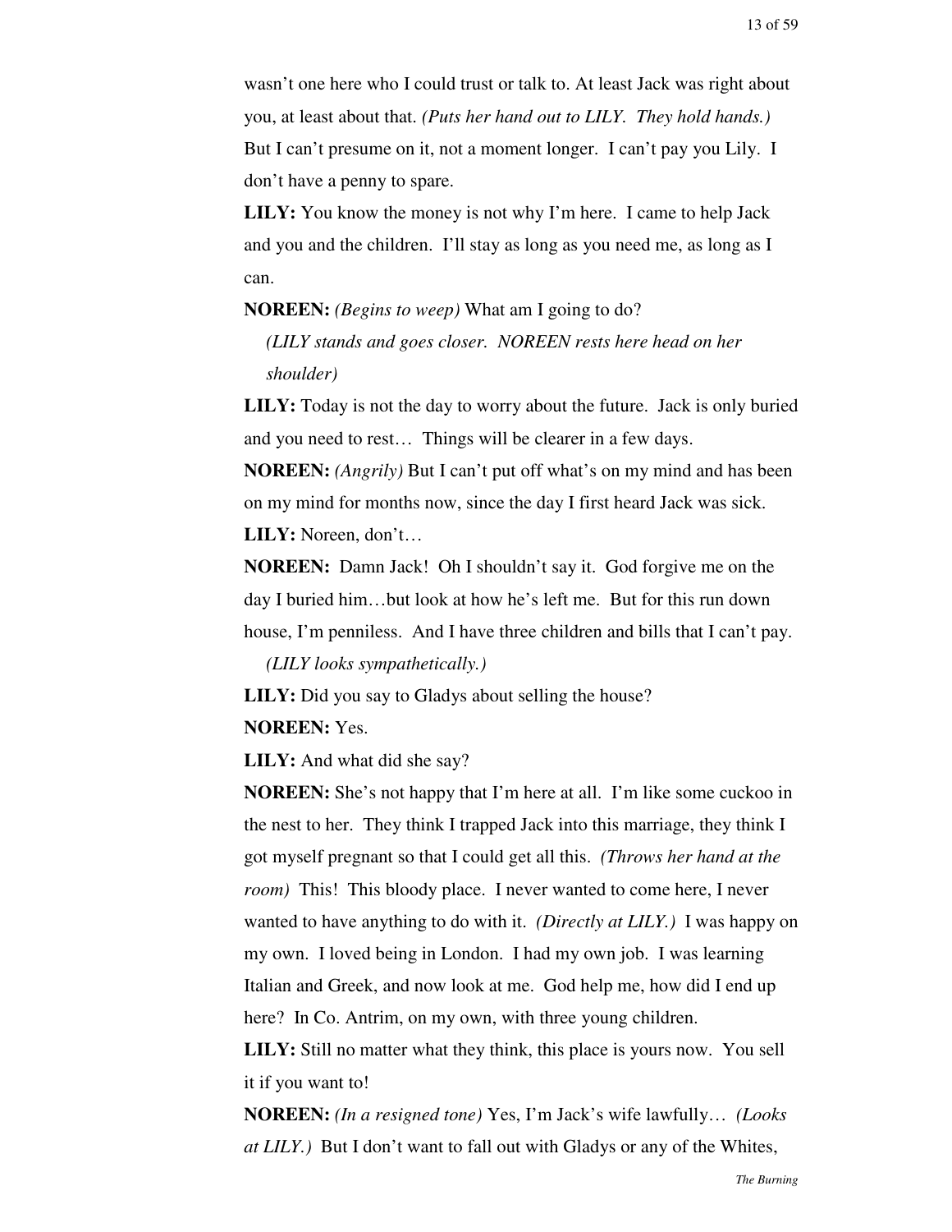wasn't one here who I could trust or talk to. At least Jack was right about you, at least about that. *(Puts her hand out to LILY. They hold hands.)* But I can't presume on it, not a moment longer. I can't pay you Lily. I don't have a penny to spare.

**LILY:** You know the money is not why I'm here. I came to help Jack and you and the children. I'll stay as long as you need me, as long as I can.

**NOREEN:** *(Begins to weep)* What am I going to do?

*(LILY stands and goes closer. NOREEN rests here head on her shoulder)*

**LILY:** Today is not the day to worry about the future. Jack is only buried and you need to rest… Things will be clearer in a few days.

**NOREEN:** *(Angrily)* But I can't put off what's on my mind and has been on my mind for months now, since the day I first heard Jack was sick.

**LILY:** Noreen, don't…

**NOREEN:** Damn Jack! Oh I shouldn't say it. God forgive me on the day I buried him…but look at how he's left me. But for this run down house, I'm penniless. And I have three children and bills that I can't pay.

*(LILY looks sympathetically.)*

**LILY:** Did you say to Gladys about selling the house?

**NOREEN:** Yes.

**LILY:** And what did she say?

**NOREEN:** She's not happy that I'm here at all. I'm like some cuckoo in the nest to her. They think I trapped Jack into this marriage, they think I got myself pregnant so that I could get all this. *(Throws her hand at the room)* This! This bloody place. I never wanted to come here, I never wanted to have anything to do with it. *(Directly at LILY.)* I was happy on my own. I loved being in London. I had my own job. I was learning Italian and Greek, and now look at me. God help me, how did I end up here? In Co. Antrim, on my own, with three young children.

**LILY:** Still no matter what they think, this place is yours now. You sell it if you want to!

**NOREEN:** *(In a resigned tone)* Yes, I'm Jack's wife lawfully… *(Looks at LILY.)* But I don't want to fall out with Gladys or any of the Whites,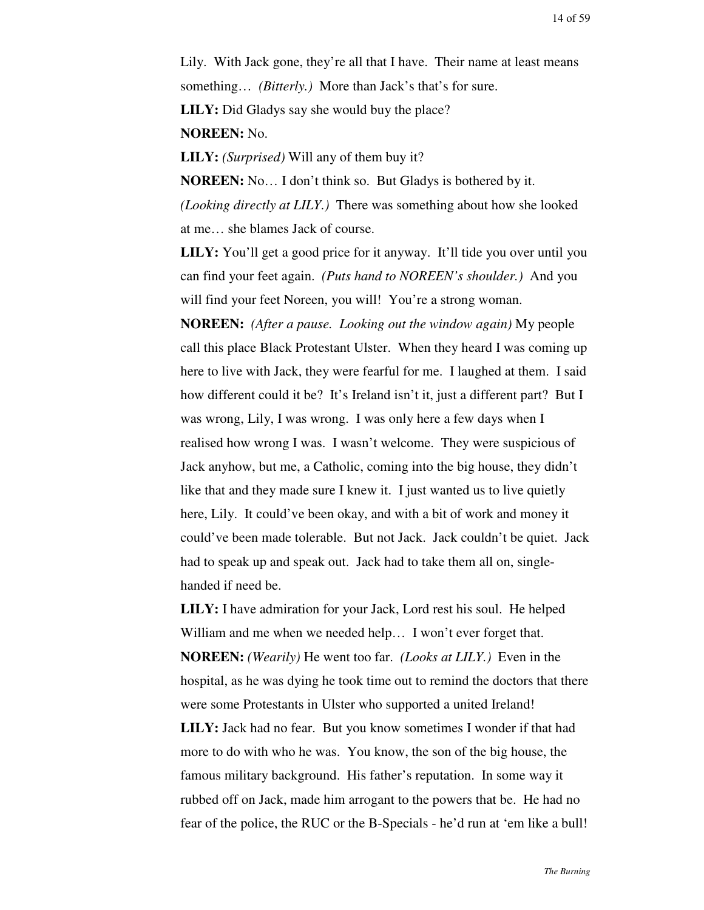Lily. With Jack gone, they're all that I have. Their name at least means something… *(Bitterly.)* More than Jack's that's for sure.

**LILY:** Did Gladys say she would buy the place?

**NOREEN:** No.

**LILY:** *(Surprised)* Will any of them buy it?

**NOREEN:** No… I don't think so. But Gladys is bothered by it. *(Looking directly at LILY.)* There was something about how she looked at me… she blames Jack of course.

**LILY:** You'll get a good price for it anyway. It'll tide you over until you can find your feet again. *(Puts hand to NOREEN's shoulder.)* And you will find your feet Noreen, you will! You're a strong woman.

**NOREEN:** *(After a pause. Looking out the window again)* My people call this place Black Protestant Ulster. When they heard I was coming up here to live with Jack, they were fearful for me. I laughed at them. I said how different could it be? It's Ireland isn't it, just a different part? But I was wrong, Lily, I was wrong. I was only here a few days when I realised how wrong I was. I wasn't welcome. They were suspicious of Jack anyhow, but me, a Catholic, coming into the big house, they didn't like that and they made sure I knew it. I just wanted us to live quietly here, Lily. It could've been okay, and with a bit of work and money it could've been made tolerable. But not Jack. Jack couldn't be quiet. Jack had to speak up and speak out. Jack had to take them all on, single-handed if need be.

**LILY:** I have admiration for your Jack, Lord rest his soul. He helped William and me when we needed help… I won't ever forget that.

**NOREEN:** *(Wearily)* He went too far. *(Looks at LILY.)* Even in the hospital, as he was dying he took time out to remind the doctors that there were some Protestants in Ulster who supported a united Ireland!

**LILY:** Jack had no fear. But you know sometimes I wonder if that had more to do with who he was. You know, the son of the big house, the famous military background. His father's reputation. In some way it rubbed off on Jack, made him arrogant to the powers that be. He had no fear of the police, the RUC or the B-Specials - he'd run at 'em like a bull!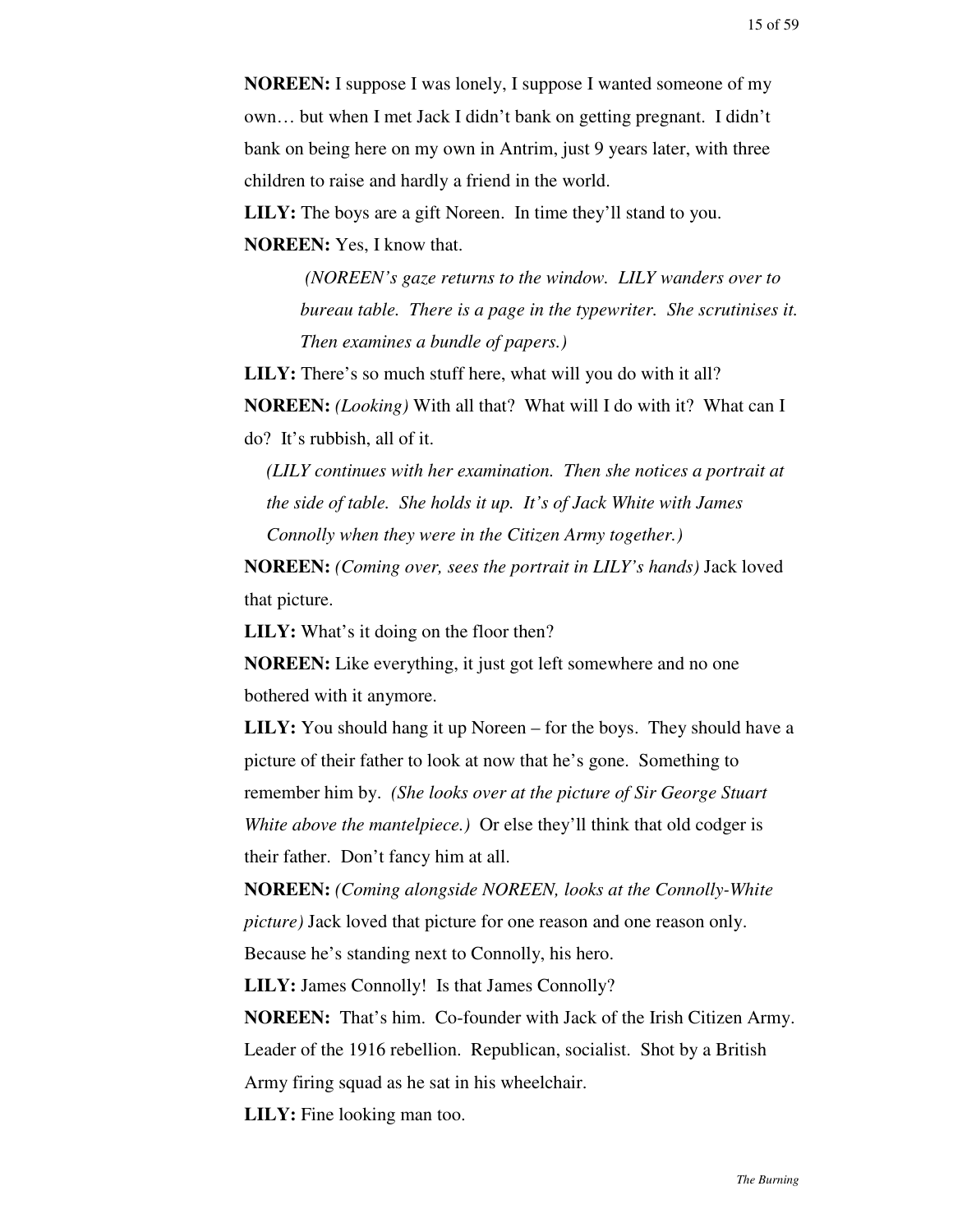**NOREEN:** I suppose I was lonely, I suppose I wanted someone of my own… but when I met Jack I didn't bank on getting pregnant. I didn't bank on being here on my own in Antrim, just 9 years later, with three children to raise and hardly a friend in the world.

**LILY:** The boys are a gift Noreen. In time they'll stand to you.

**NOREEN:** Yes, I know that.

*(NOREEN's gaze returns to the window. LILY wanders over to bureau table. There is a page in the typewriter. She scrutinises it. Then examines a bundle of papers.)*

**LILY:** There's so much stuff here, what will you do with it all?

**NOREEN:** *(Looking)* With all that? What will I do with it? What can I do? It's rubbish, all of it.

*(LILY continues with her examination. Then she notices a portrait at the side of table. She holds it up. It's of Jack White with James Connolly when they were in the Citizen Army together.)*

**NOREEN:** *(Coming over, sees the portrait in LILY's hands)* Jack loved that picture.

**LILY:** What's it doing on the floor then?

**NOREEN:** Like everything, it just got left somewhere and no one bothered with it anymore.

**LILY:** You should hang it up Noreen – for the boys. They should have a picture of their father to look at now that he's gone. Something to remember him by. *(She looks over at the picture of Sir George Stuart White above the mantelpiece.)* Or else they'll think that old codger is their father. Don't fancy him at all.

**NOREEN:** *(Coming alongside NOREEN, looks at the Connolly-White picture)* Jack loved that picture for one reason and one reason only. Because he's standing next to Connolly, his hero.

**LILY:** James Connolly! Is that James Connolly?

**NOREEN:** That's him. Co-founder with Jack of the Irish Citizen Army. Leader of the 1916 rebellion. Republican, socialist. Shot by a British Army firing squad as he sat in his wheelchair.

**LILY:** Fine looking man too.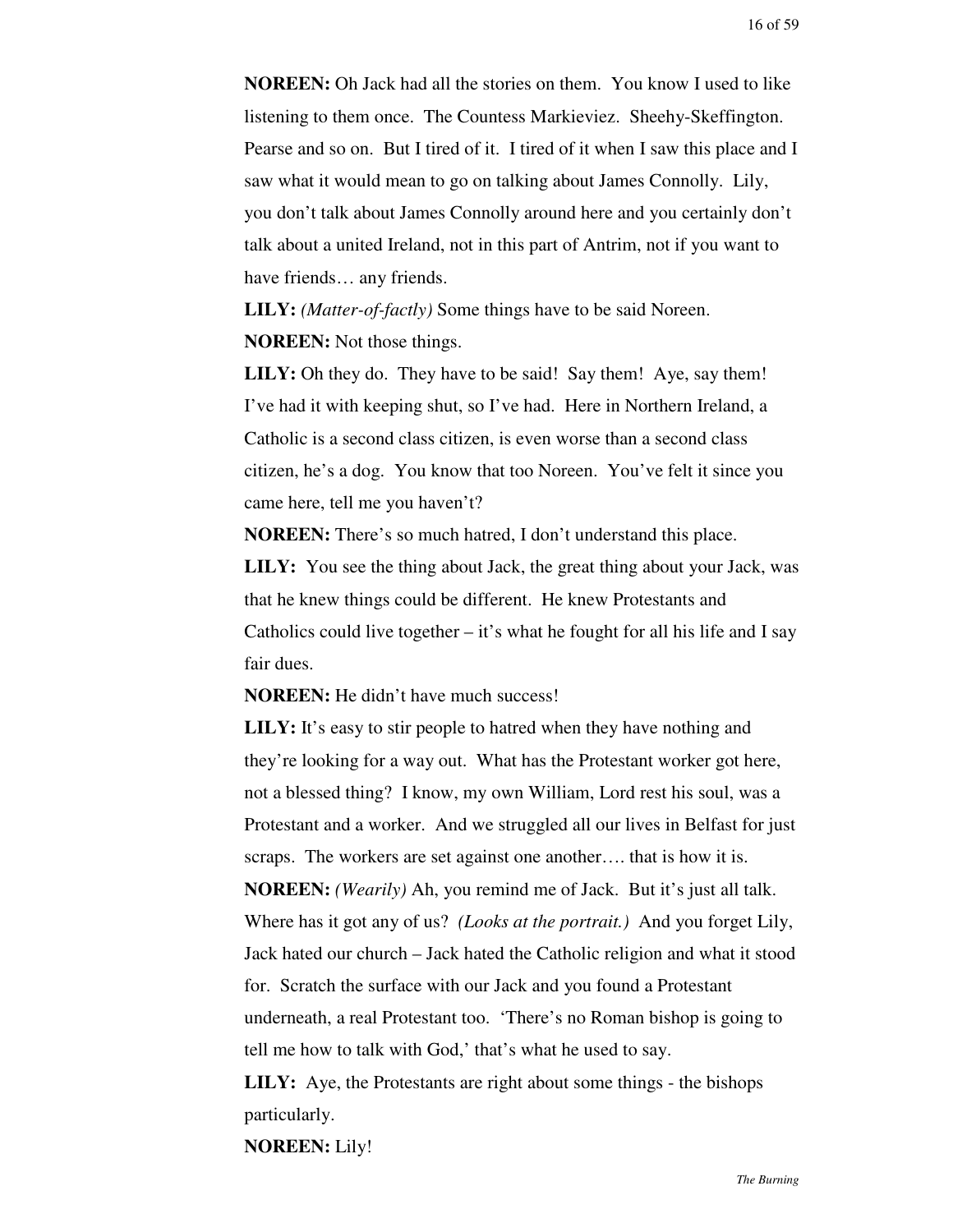**NOREEN:** Oh Jack had all the stories on them. You know I used to like listening to them once. The Countess Markieviez. Sheehy-Skeffington. Pearse and so on. But I tired of it. I tired of it when I saw this place and I saw what it would mean to go on talking about James Connolly. Lily, you don't talk about James Connolly around here and you certainly don't talk about a united Ireland, not in this part of Antrim, not if you want to have friends… any friends.

**LILY:** *(Matter-of-factly)* Some things have to be said Noreen.

**NOREEN:** Not those things.

**LILY:** Oh they do. They have to be said! Say them! Aye, say them! I've had it with keeping shut, so I've had. Here in Northern Ireland, a Catholic is a second class citizen, is even worse than a second class citizen, he's a dog. You know that too Noreen. You've felt it since you came here, tell me you haven't?

**NOREEN:** There's so much hatred, I don't understand this place.

**LILY:** You see the thing about Jack, the great thing about your Jack, was that he knew things could be different. He knew Protestants and Catholics could live together – it's what he fought for all his life and I say fair dues.

**NOREEN:** He didn't have much success!

**LILY:** It's easy to stir people to hatred when they have nothing and they're looking for a way out. What has the Protestant worker got here, not a blessed thing? I know, my own William, Lord rest his soul, was a Protestant and a worker. And we struggled all our lives in Belfast for just scraps. The workers are set against one another…. that is how it is.

**NOREEN:** *(Wearily)* Ah, you remind me of Jack. But it's just all talk. Where has it got any of us? *(Looks at the portrait.)* And you forget Lily, Jack hated our church – Jack hated the Catholic religion and what it stood for. Scratch the surface with our Jack and you found a Protestant underneath, a real Protestant too. 'There's no Roman bishop is going to tell me how to talk with God,' that's what he used to say.

**LILY:** Aye, the Protestants are right about some things - the bishops particularly.

**NOREEN:** Lily!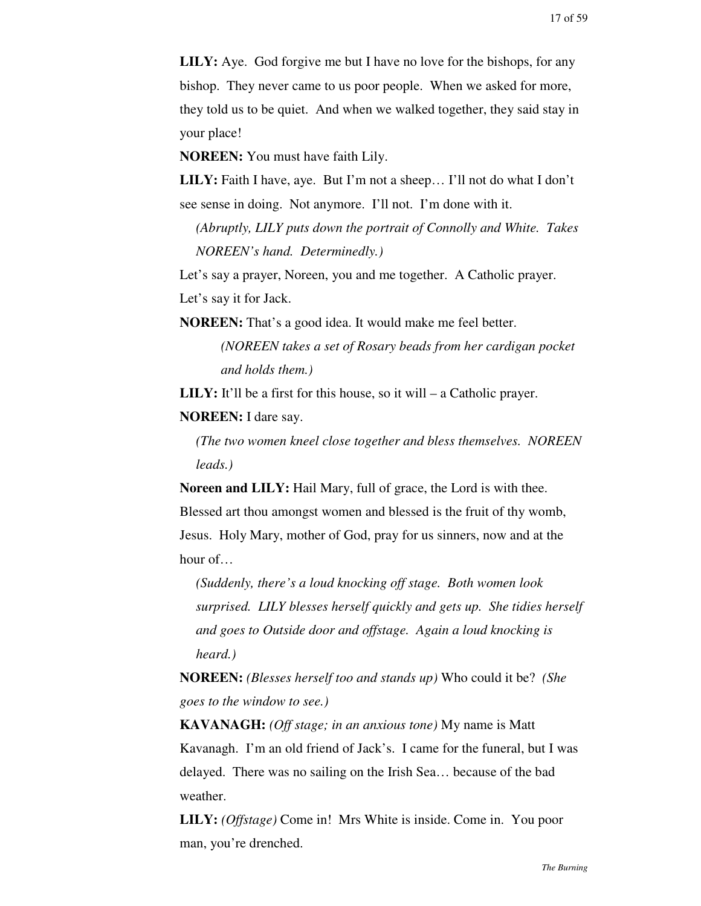**LILY:** Aye. God forgive me but I have no love for the bishops, for any bishop. They never came to us poor people. When we asked for more, they told us to be quiet. And when we walked together, they said stay in your place!

**NOREEN:** You must have faith Lily.

**LILY:** Faith I have, aye. But I'm not a sheep… I'll not do what I don't see sense in doing. Not anymore. I'll not. I'm done with it.

*(Abruptly, LILY puts down the portrait of Connolly and White. Takes NOREEN's hand. Determinedly.)*

Let's say a prayer, Noreen, you and me together. A Catholic prayer. Let's say it for Jack.

**NOREEN:** That's a good idea. It would make me feel better.

*(NOREEN takes a set of Rosary beads from her cardigan pocket and holds them.)*

**LILY:** It'll be a first for this house, so it will – a Catholic prayer.

**NOREEN:** I dare say.

*(The two women kneel close together and bless themselves. NOREEN leads.)*

**Noreen and LILY:** Hail Mary, full of grace, the Lord is with thee. Blessed art thou amongst women and blessed is the fruit of thy womb, Jesus. Holy Mary, mother of God, pray for us sinners, now and at the hour of…

*(Suddenly, there's a loud knocking off stage. Both women look surprised. LILY blesses herself quickly and gets up. She tidies herself and goes to Outside door and offstage. Again a loud knocking is heard.)*

**NOREEN:** *(Blesses herself too and stands up)* Who could it be? *(She goes to the window to see.)*

**KAVANAGH:** *(Off stage; in an anxious tone)* My name is Matt Kavanagh. I'm an old friend of Jack's. I came for the funeral, but I was delayed. There was no sailing on the Irish Sea… because of the bad weather.

**LILY:** *(Offstage)* Come in! Mrs White is inside. Come in. You poor man, you're drenched.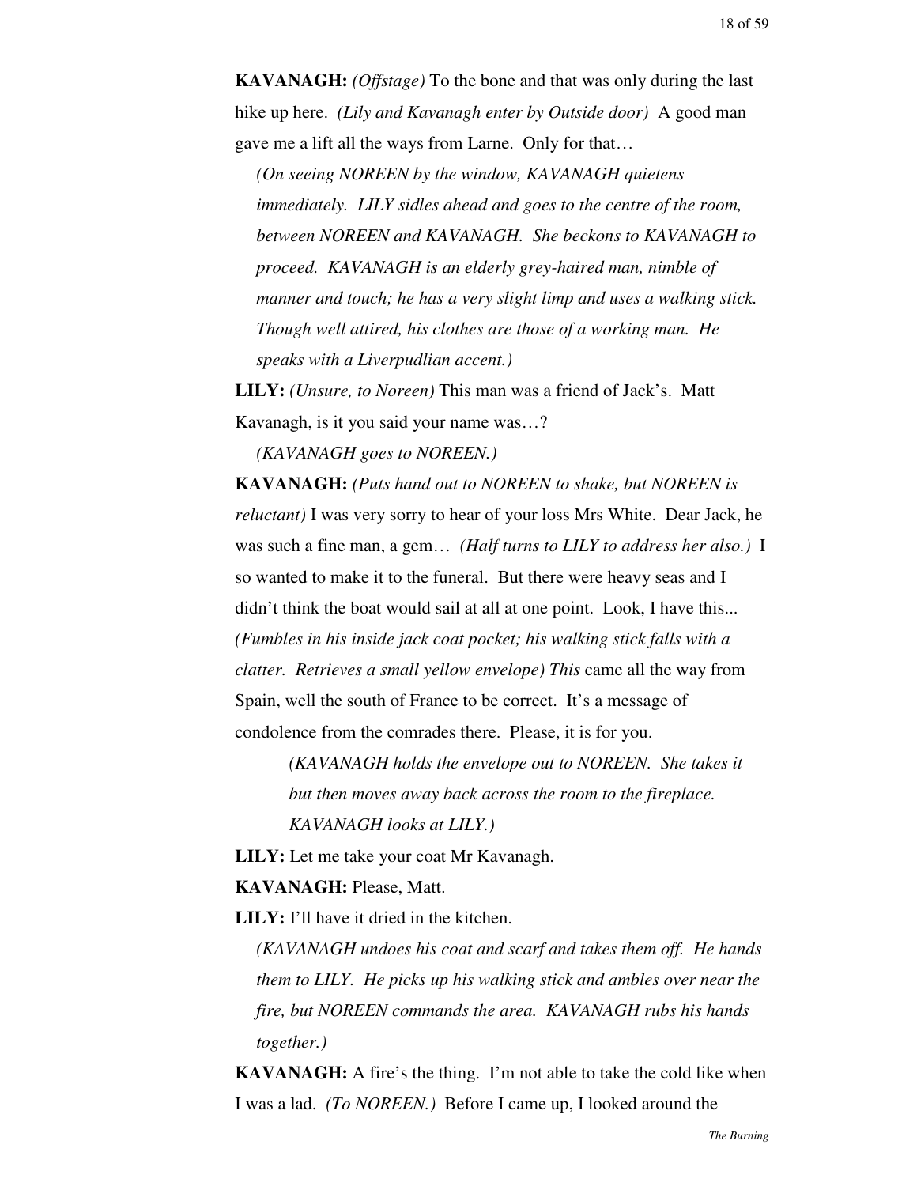**KAVANAGH:** *(Offstage)* To the bone and that was only during the last hike up here. *(Lily and Kavanagh enter by Outside door)* A good man gave me a lift all the ways from Larne. Only for that…

*(On seeing NOREEN by the window, KAVANAGH quietens immediately. LILY sidles ahead and goes to the centre of the room, between NOREEN and KAVANAGH. She beckons to KAVANAGH to proceed. KAVANAGH is an elderly grey-haired man, nimble of manner and touch; he has a very slight limp and uses a walking stick. Though well attired, his clothes are those of a working man. He speaks with a Liverpudlian accent.)*

**LILY:** *(Unsure, to Noreen)* This man was a friend of Jack's. Matt Kavanagh, is it you said your name was…?

*(KAVANAGH goes to NOREEN.)*

**KAVANAGH:** *(Puts hand out to NOREEN to shake, but NOREEN is reluctant)* I was very sorry to hear of your loss Mrs White. Dear Jack, he was such a fine man, a gem… *(Half turns to LILY to address her also.)* I so wanted to make it to the funeral. But there were heavy seas and I didn't think the boat would sail at all at one point. Look, I have this... *(Fumbles in his inside jack coat pocket; his walking stick falls with a clatter. Retrieves a small yellow envelope) This* came all the way from Spain, well the south of France to be correct. It's a message of condolence from the comrades there. Please, it is for you.

*(KAVANAGH holds the envelope out to NOREEN. She takes it but then moves away back across the room to the fireplace. KAVANAGH looks at LILY.)*

**LILY:** Let me take your coat Mr Kavanagh.

**KAVANAGH:** Please, Matt.

**LILY:** I'll have it dried in the kitchen.

*(KAVANAGH undoes his coat and scarf and takes them off. He hands them to LILY. He picks up his walking stick and ambles over near the fire, but NOREEN commands the area. KAVANAGH rubs his hands together.)*

**KAVANAGH:** A fire's the thing. I'm not able to take the cold like when I was a lad. *(To NOREEN.)* Before I came up, I looked around the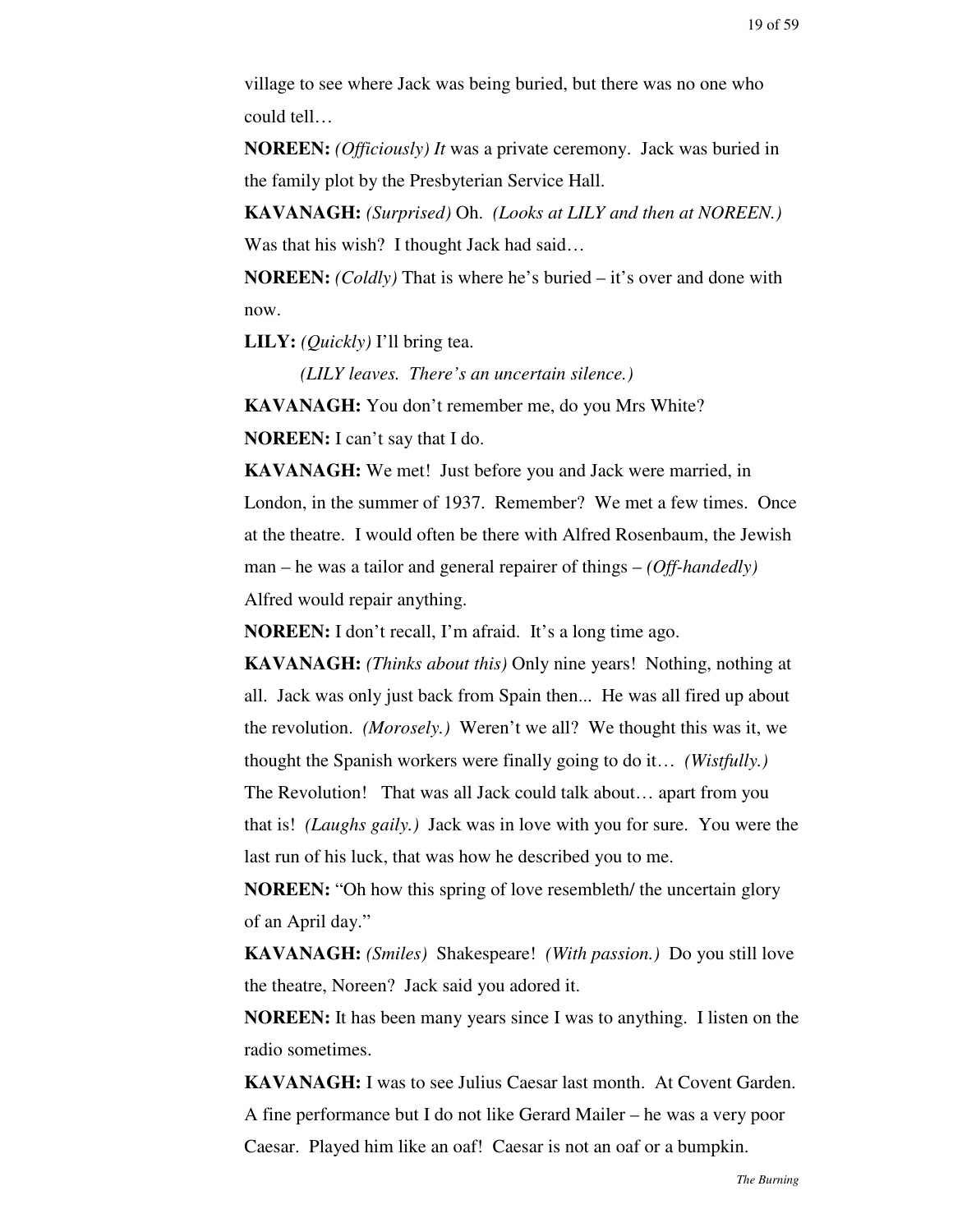village to see where Jack was being buried, but there was no one who could tell…

**NOREEN:** *(Officiously) It* was a private ceremony. Jack was buried in the family plot by the Presbyterian Service Hall.

**KAVANAGH:** *(Surprised)* Oh. *(Looks at LILY and then at NOREEN.)* Was that his wish? I thought Jack had said…

**NOREEN:** *(Coldly)* That is where he's buried – it's over and done with now.

**LILY:** *(Quickly)* I'll bring tea.

*(LILY leaves. There's an uncertain silence.)*

**KAVANAGH:** You don't remember me, do you Mrs White?

**NOREEN:** I can't say that I do.

**KAVANAGH:** We met! Just before you and Jack were married, in London, in the summer of 1937. Remember? We met a few times. Once at the theatre. I would often be there with Alfred Rosenbaum, the Jewish man – he was a tailor and general repairer of things – *(Off-handedly)* Alfred would repair anything.

**NOREEN:** I don't recall, I'm afraid. It's a long time ago.

**KAVANAGH:** *(Thinks about this)* Only nine years! Nothing, nothing at all. Jack was only just back from Spain then... He was all fired up about the revolution. *(Morosely.)* Weren't we all? We thought this was it, we thought the Spanish workers were finally going to do it… *(Wistfully.)* The Revolution! That was all Jack could talk about… apart from you that is! *(Laughs gaily.)* Jack was in love with you for sure. You were the last run of his luck, that was how he described you to me.

**NOREEN:** "Oh how this spring of love resembleth/ the uncertain glory of an April day."

**KAVANAGH:** *(Smiles)* Shakespeare! *(With passion.)* Do you still love the theatre, Noreen? Jack said you adored it.

**NOREEN:** It has been many years since I was to anything. I listen on the radio sometimes.

**KAVANAGH:** I was to see Julius Caesar last month. At Covent Garden. A fine performance but I do not like Gerard Mailer – he was a very poor Caesar. Played him like an oaf! Caesar is not an oaf or a bumpkin.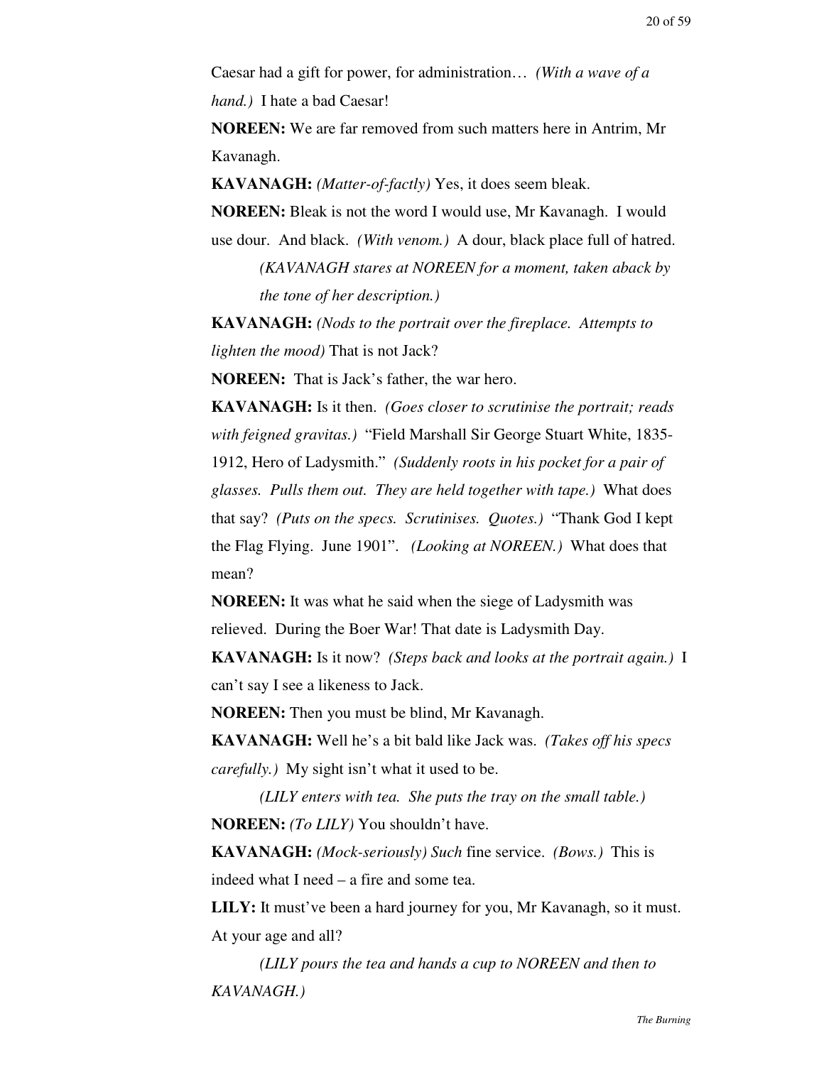Caesar had a gift for power, for administration… *(With a wave of a hand.)* I hate a bad Caesar!

**NOREEN:** We are far removed from such matters here in Antrim, Mr Kavanagh.

**KAVANAGH:** *(Matter-of-factly)* Yes, it does seem bleak.

**NOREEN:** Bleak is not the word I would use, Mr Kavanagh. I would use dour. And black. *(With venom.)* A dour, black place full of hatred.

*(KAVANAGH stares at NOREEN for a moment, taken aback by the tone of her description.)*

**KAVANAGH:** *(Nods to the portrait over the fireplace. Attempts to lighten the mood)* That is not Jack?

**NOREEN:** That is Jack's father, the war hero.

**KAVANAGH:** Is it then. *(Goes closer to scrutinise the portrait; reads with feigned gravitas.)* "Field Marshall Sir George Stuart White, 1835-1912, Hero of Ladysmith." *(Suddenly roots in his pocket for a pair of glasses. Pulls them out. They are held together with tape.)* What does that say? *(Puts on the specs. Scrutinises. Quotes.)* "Thank God I kept the Flag Flying. June 1901". *(Looking at NOREEN.)* What does that mean?

**NOREEN:** It was what he said when the siege of Ladysmith was relieved. During the Boer War! That date is Ladysmith Day.

**KAVANAGH:** Is it now? *(Steps back and looks at the portrait again.)* I can't say I see a likeness to Jack.

**NOREEN:** Then you must be blind, Mr Kavanagh.

**KAVANAGH:** Well he's a bit bald like Jack was. *(Takes off his specs carefully.)* My sight isn't what it used to be.

*(LILY enters with tea. She puts the tray on the small table.)*

**NOREEN:** *(To LILY)* You shouldn't have.

**KAVANAGH:** *(Mock-seriously) Such* fine service. *(Bows.)* This is indeed what I need – a fire and some tea.

**LILY:** It must've been a hard journey for you, Mr Kavanagh, so it must. At your age and all?

*(LILY pours the tea and hands a cup to NOREEN and then to KAVANAGH.)*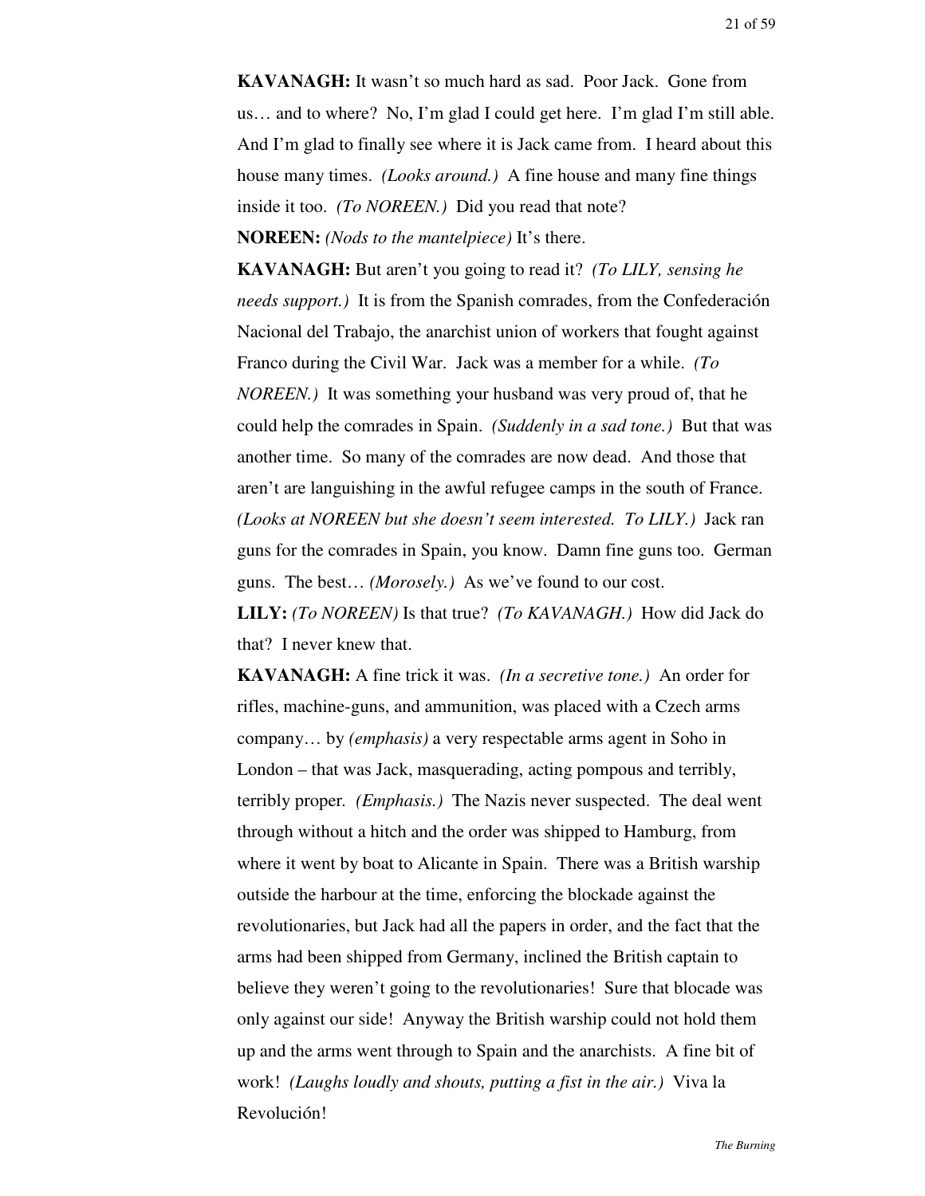**KAVANAGH:** It wasn't so much hard as sad. Poor Jack. Gone from us… and to where? No, I'm glad I could get here. I'm glad I'm still able. And I'm glad to finally see where it is Jack came from. I heard about this house many times. *(Looks around.)* A fine house and many fine things inside it too. *(To NOREEN.)* Did you read that note?

**NOREEN:** *(Nods to the mantelpiece)* It's there.

**KAVANAGH:** But aren't you going to read it? *(To LILY, sensing he needs support.)* It is from the Spanish comrades, from the Confederación Nacional del Trabajo, the anarchist union of workers that fought against Franco during the Civil War. Jack was a member for a while. *(To NOREEN.)* It was something your husband was very proud of, that he could help the comrades in Spain. *(Suddenly in a sad tone.)* But that was another time. So many of the comrades are now dead. And those that aren't are languishing in the awful refugee camps in the south of France. *(Looks at NOREEN but she doesn't seem interested. To LILY.)* Jack ran guns for the comrades in Spain, you know. Damn fine guns too. German guns. The best… *(Morosely.)* As we've found to our cost.

**LILY:** *(To NOREEN)* Is that true? *(To KAVANAGH.)* How did Jack do that? I never knew that.

**KAVANAGH:** A fine trick it was. *(In a secretive tone.)* An order for rifles, machine-guns, and ammunition, was placed with a Czech arms company… by *(emphasis)* a very respectable arms agent in Soho in London – that was Jack, masquerading, acting pompous and terribly, terribly proper. *(Emphasis.)* The Nazis never suspected. The deal went through without a hitch and the order was shipped to Hamburg, from where it went by boat to Alicante in Spain. There was a British warship outside the harbour at the time, enforcing the blockade against the revolutionaries, but Jack had all the papers in order, and the fact that the arms had been shipped from Germany, inclined the British captain to believe they weren't going to the revolutionaries! Sure that blocade was only against our side! Anyway the British warship could not hold them up and the arms went through to Spain and the anarchists. A fine bit of work! *(Laughs loudly and shouts, putting a fist in the air.)* Viva la Revolución!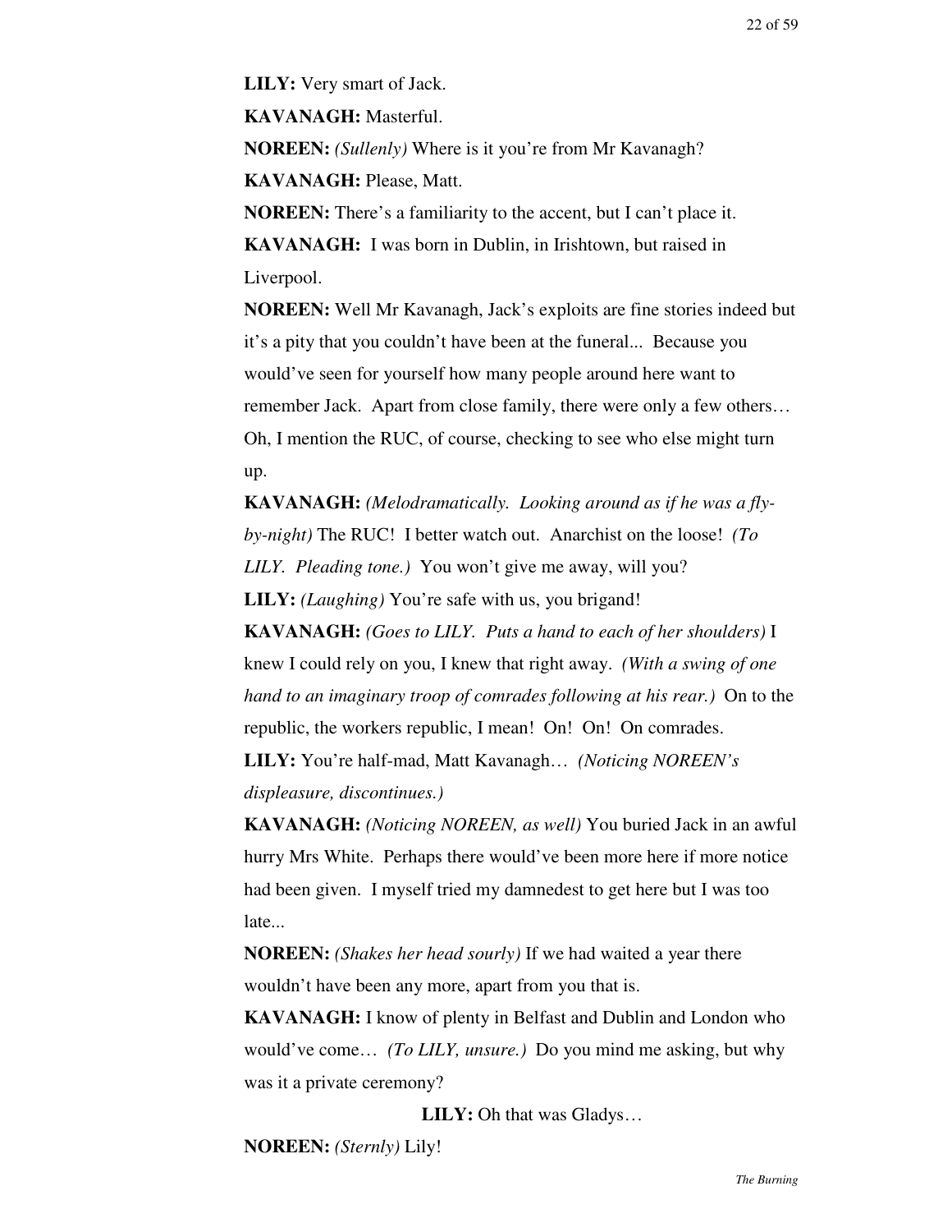**LILY:** Very smart of Jack.

**KAVANAGH:** Masterful.

**NOREEN:** *(Sullenly)* Where is it you're from Mr Kavanagh?

**KAVANAGH:** Please, Matt.

**NOREEN:** There's a familiarity to the accent, but I can't place it.

**KAVANAGH:** I was born in Dublin, in Irishtown, but raised in Liverpool.

**NOREEN:** Well Mr Kavanagh, Jack's exploits are fine stories indeed but it's a pity that you couldn't have been at the funeral... Because you would've seen for yourself how many people around here want to remember Jack. Apart from close family, there were only a few others… Oh, I mention the RUC, of course, checking to see who else might turn up.

**KAVANAGH:** *(Melodramatically. Looking around as if he was a fly-by-night)* The RUC! I better watch out. Anarchist on the loose! *(To LILY. Pleading tone.)* You won't give me away, will you?

**LILY:** *(Laughing)* You're safe with us, you brigand!

**KAVANAGH:** *(Goes to LILY. Puts a hand to each of her shoulders)* I knew I could rely on you, I knew that right away. *(With a swing of one hand to an imaginary troop of comrades following at his rear.)* On to the republic, the workers republic, I mean! On! On! On comrades.

**LILY:** You're half-mad, Matt Kavanagh… *(Noticing NOREEN's displeasure, discontinues.)*

**KAVANAGH:** *(Noticing NOREEN, as well)* You buried Jack in an awful hurry Mrs White. Perhaps there would've been more here if more notice had been given. I myself tried my damnedest to get here but I was too late...

**NOREEN:** *(Shakes her head sourly)* If we had waited a year there wouldn't have been any more, apart from you that is.

**KAVANAGH:** I know of plenty in Belfast and Dublin and London who would've come… *(To LILY, unsure.)* Do you mind me asking, but why was it a private ceremony?

**LILY:** Oh that was Gladys…

**NOREEN:** *(Sternly)* Lily!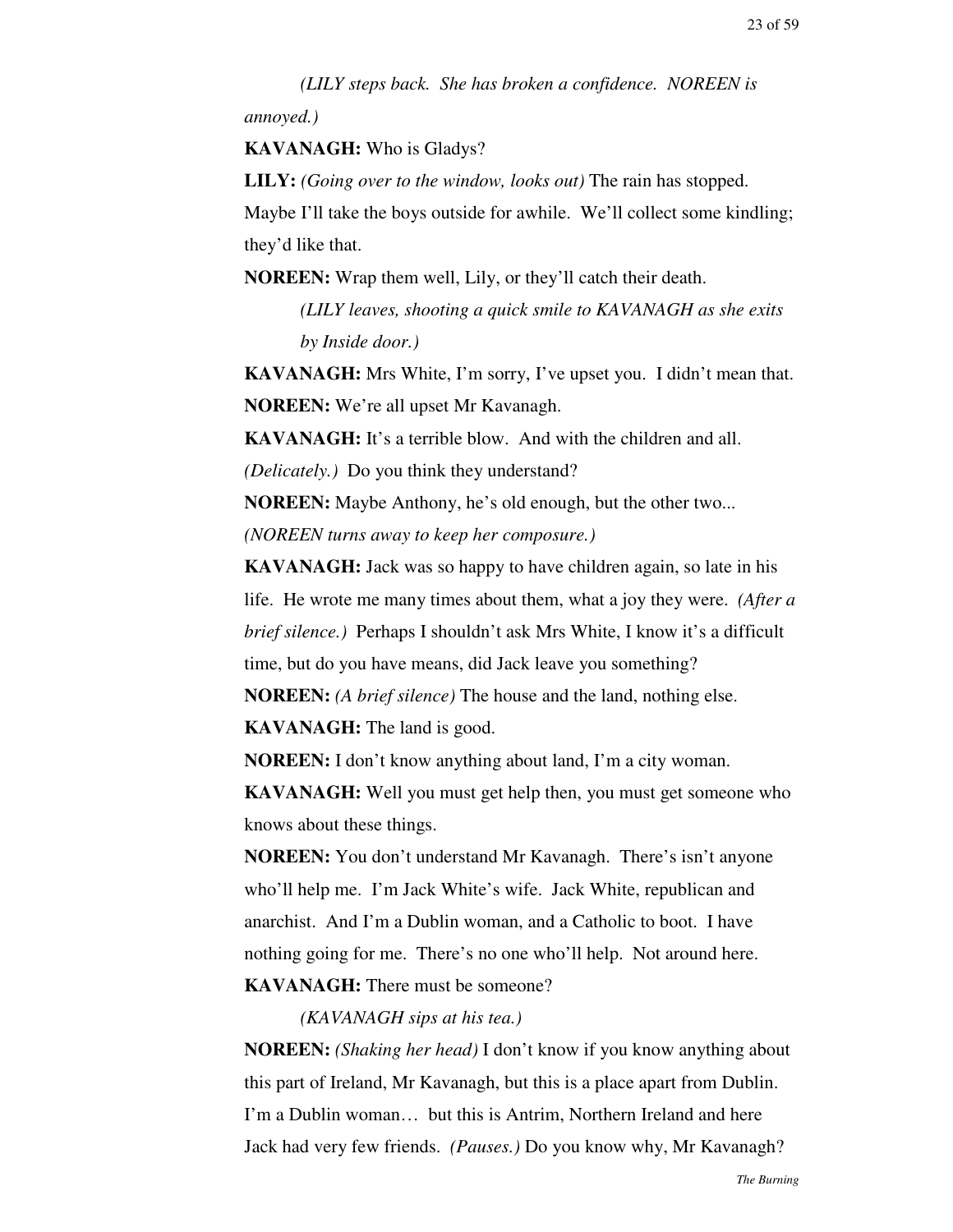*(LILY steps back. She has broken a confidence. NOREEN is annoyed.)*

**KAVANAGH:** Who is Gladys?

**LILY:** *(Going over to the window, looks out)* The rain has stopped. Maybe I'll take the boys outside for awhile. We'll collect some kindling; they'd like that.

**NOREEN:** Wrap them well, Lily, or they'll catch their death.

*(LILY leaves, shooting a quick smile to KAVANAGH as she exits by Inside door.)*

**KAVANAGH:** Mrs White, I'm sorry, I've upset you. I didn't mean that.

**NOREEN:** We're all upset Mr Kavanagh.

**KAVANAGH:** It's a terrible blow. And with the children and all. *(Delicately.)* Do you think they understand?

**NOREEN:** Maybe Anthony, he's old enough, but the other two... *(NOREEN turns away to keep her composure.)*

**KAVANAGH:** Jack was so happy to have children again, so late in his life. He wrote me many times about them, what a joy they were. *(After a brief silence.)* Perhaps I shouldn't ask Mrs White, I know it's a difficult time, but do you have means, did Jack leave you something?

**NOREEN:** *(A brief silence)* The house and the land, nothing else.

**KAVANAGH:** The land is good.

**NOREEN:** I don't know anything about land, I'm a city woman.

**KAVANAGH:** Well you must get help then, you must get someone who knows about these things.

**NOREEN:** You don't understand Mr Kavanagh. There's isn't anyone who'll help me. I'm Jack White's wife. Jack White, republican and anarchist. And I'm a Dublin woman, and a Catholic to boot. I have nothing going for me. There's no one who'll help. Not around here.

**KAVANAGH:** There must be someone?

*(KAVANAGH sips at his tea.)*

**NOREEN:** *(Shaking her head)* I don't know if you know anything about this part of Ireland, Mr Kavanagh, but this is a place apart from Dublin. I'm a Dublin woman… but this is Antrim, Northern Ireland and here Jack had very few friends. *(Pauses.)* Do you know why, Mr Kavanagh?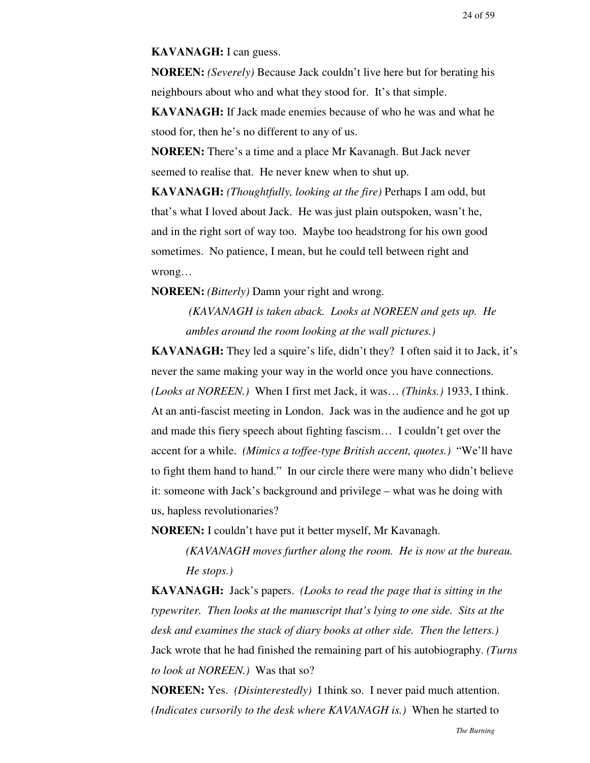**KAVANAGH:** I can guess.

**NOREEN:** *(Severely)* Because Jack couldn't live here but for berating his neighbours about who and what they stood for. It's that simple.

**KAVANAGH:** If Jack made enemies because of who he was and what he stood for, then he's no different to any of us.

**NOREEN:** There's a time and a place Mr Kavanagh. But Jack never seemed to realise that. He never knew when to shut up.

**KAVANAGH:** *(Thoughtfully, looking at the fire)* Perhaps I am odd, but that's what I loved about Jack. He was just plain outspoken, wasn't he, and in the right sort of way too. Maybe too headstrong for his own good sometimes. No patience, I mean, but he could tell between right and wrong…

**NOREEN:** *(Bitterly)* Damn your right and wrong.

> *(KAVANAGH is taken aback. Looks at NOREEN and gets up. He ambles around the room looking at the wall pictures.)*

**KAVANAGH:** They led a squire's life, didn't they? I often said it to Jack, it's never the same making your way in the world once you have connections. *(Looks at NOREEN.)* When I first met Jack, it was… *(Thinks.)* 1933, I think. At an anti-fascist meeting in London. Jack was in the audience and he got up and made this fiery speech about fighting fascism… I couldn't get over the accent for a while. *(Mimics a toffee-type British accent, quotes.)* "We'll have to fight them hand to hand." In our circle there were many who didn't believe it: someone with Jack's background and privilege – what was he doing with us, hapless revolutionaries?

**NOREEN:** I couldn't have put it better myself, Mr Kavanagh.

> *(KAVANAGH moves further along the room. He is now at the bureau. He stops.)*

**KAVANAGH:** Jack's papers. *(Looks to read the page that is sitting in the typewriter. Then looks at the manuscript that's lying to one side. Sits at the desk and examines the stack of diary books at other side. Then the letters.)* Jack wrote that he had finished the remaining part of his autobiography. *(Turns to look at NOREEN.)* Was that so?

**NOREEN:** Yes. *(Disinterestedly)* I think so. I never paid much attention. *(Indicates cursorily to the desk where KAVANAGH is.)* When he started to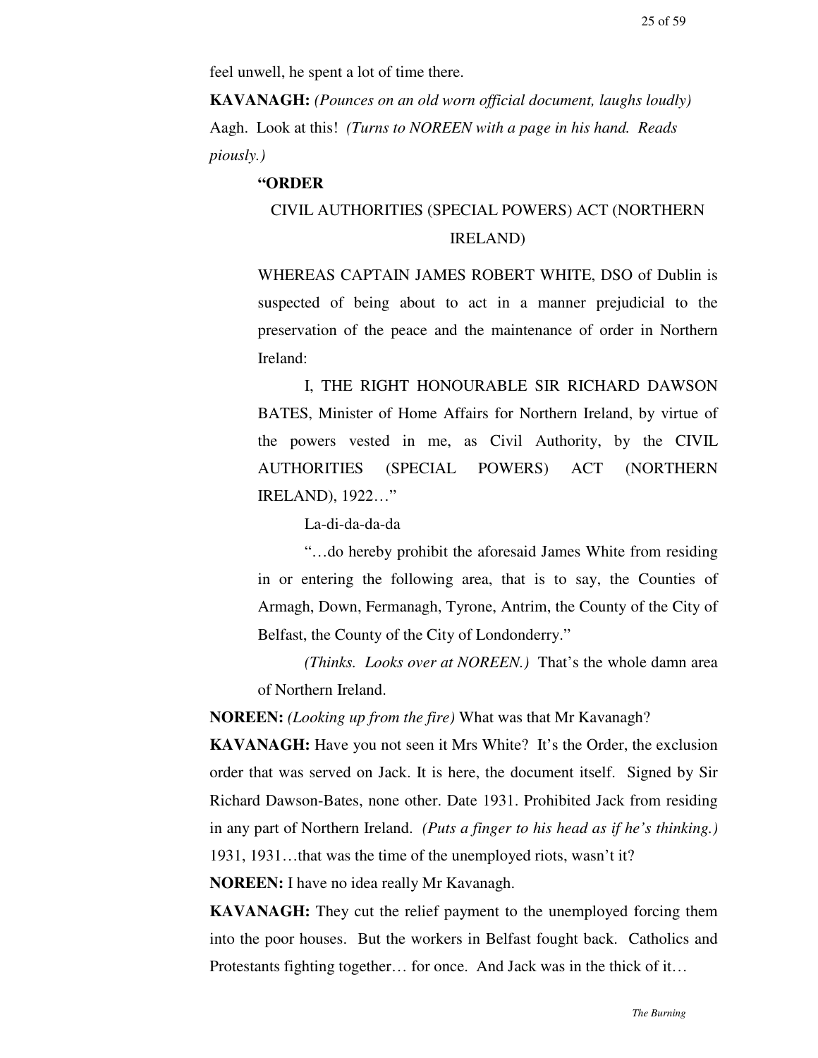feel unwell, he spent a lot of time there.

**KAVANAGH:** *(Pounces on an old worn official document, laughs loudly)* Aagh. Look at this! *(Turns to NOREEN with a page in his hand. Reads piously.)*

> **"ORDER**
>
> CIVIL AUTHORITIES (SPECIAL POWERS) ACT (NORTHERN IRELAND)
>
> WHEREAS CAPTAIN JAMES ROBERT WHITE, DSO of Dublin is suspected of being about to act in a manner prejudicial to the preservation of the peace and the maintenance of order in Northern Ireland:
>
> I, THE RIGHT HONOURABLE SIR RICHARD DAWSON BATES, Minister of Home Affairs for Northern Ireland, by virtue of the powers vested in me, as Civil Authority, by the CIVIL AUTHORITIES (SPECIAL POWERS) ACT (NORTHERN IRELAND), 1922…"
>
> La-di-da-da-da
>
> "…do hereby prohibit the aforesaid James White from residing in or entering the following area, that is to say, the Counties of Armagh, Down, Fermanagh, Tyrone, Antrim, the County of the City of Belfast, the County of the City of Londonderry."
>
> *(Thinks. Looks over at NOREEN.)* That's the whole damn area of Northern Ireland.

**NOREEN:** *(Looking up from the fire)* What was that Mr Kavanagh?

**KAVANAGH:** Have you not seen it Mrs White? It's the Order, the exclusion order that was served on Jack. It is here, the document itself. Signed by Sir Richard Dawson-Bates, none other. Date 1931. Prohibited Jack from residing in any part of Northern Ireland. *(Puts a finger to his head as if he's thinking.)* 1931, 1931…that was the time of the unemployed riots, wasn't it?

**NOREEN:** I have no idea really Mr Kavanagh.

**KAVANAGH:** They cut the relief payment to the unemployed forcing them into the poor houses. But the workers in Belfast fought back. Catholics and Protestants fighting together… for once. And Jack was in the thick of it…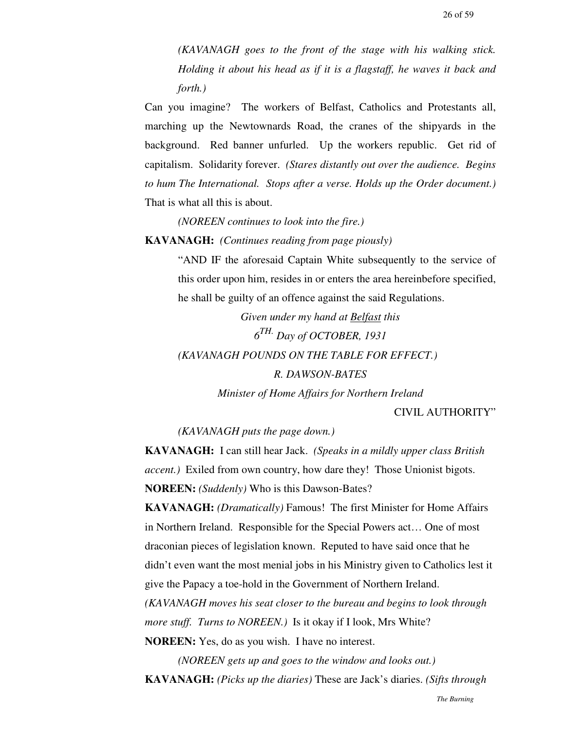*(KAVANAGH goes to the front of the stage with his walking stick. Holding it about his head as if it is a flagstaff, he waves it back and forth.)*

Can you imagine? The workers of Belfast, Catholics and Protestants all, marching up the Newtownards Road, the cranes of the shipyards in the background. Red banner unfurled. Up the workers republic. Get rid of capitalism. Solidarity forever. *(Stares distantly out over the audience. Begins to hum The International. Stops after a verse. Holds up the Order document.)* That is what all this is about.

*(NOREEN continues to look into the fire.)*

**KAVANAGH:** *(Continues reading from page piously)*

"AND IF the aforesaid Captain White subsequently to the service of this order upon him, resides in or enters the area hereinbefore specified, he shall be guilty of an offence against the said Regulations.

*Given under my hand at Belfast this*

*6$^{TH.}$ Day of OCTOBER, 1931*

*(KAVANAGH POUNDS ON THE TABLE FOR EFFECT.)*

*R. DAWSON-BATES*

*Minister of Home Affairs for Northern Ireland*

CIVIL AUTHORITY"

*(KAVANAGH puts the page down.)*

**KAVANAGH:** I can still hear Jack. *(Speaks in a mildly upper class British accent.)* Exiled from own country, how dare they! Those Unionist bigots.

**NOREEN:** *(Suddenly)* Who is this Dawson-Bates?

**KAVANAGH:** *(Dramatically)* Famous! The first Minister for Home Affairs in Northern Ireland. Responsible for the Special Powers act… One of most draconian pieces of legislation known. Reputed to have said once that he didn't even want the most menial jobs in his Ministry given to Catholics lest it give the Papacy a toe-hold in the Government of Northern Ireland. *(KAVANAGH moves his seat closer to the bureau and begins to look through more stuff. Turns to NOREEN.)* Is it okay if I look, Mrs White?

**NOREEN:** Yes, do as you wish. I have no interest.

*(NOREEN gets up and goes to the window and looks out.)*

**KAVANAGH:** *(Picks up the diaries)* These are Jack's diaries. *(Sifts through*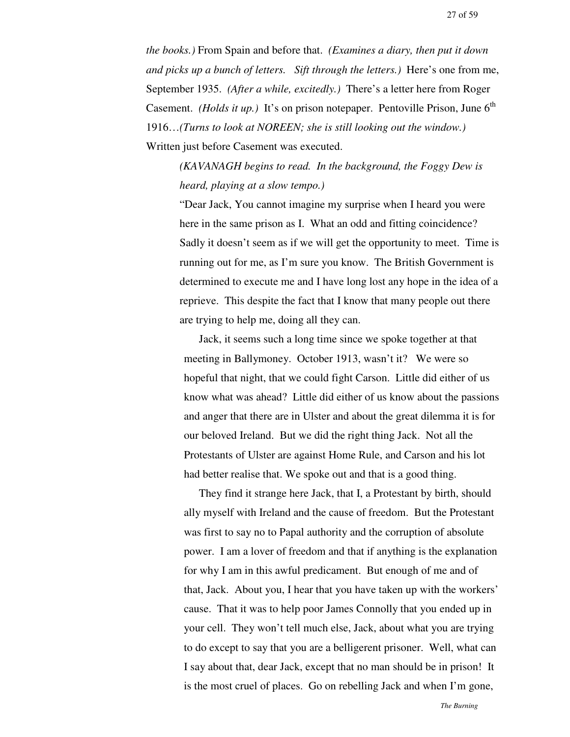*the books.)* From Spain and before that. *(Examines a diary, then put it down and picks up a bunch of letters. Sift through the letters.)* Here's one from me, September 1935. *(After a while, excitedly.)* There's a letter here from Roger Casement. *(Holds it up.)* It's on prison notepaper. Pentoville Prison, June 6th 1916…*(Turns to look at NOREEN; she is still looking out the window.)* Written just before Casement was executed.

> *(KAVANAGH begins to read. In the background, the Foggy Dew is heard, playing at a slow tempo.)*
>
> "Dear Jack, You cannot imagine my surprise when I heard you were here in the same prison as I. What an odd and fitting coincidence? Sadly it doesn't seem as if we will get the opportunity to meet. Time is running out for me, as I'm sure you know. The British Government is determined to execute me and I have long lost any hope in the idea of a reprieve. This despite the fact that I know that many people out there are trying to help me, doing all they can.
>
> Jack, it seems such a long time since we spoke together at that meeting in Ballymoney. October 1913, wasn't it? We were so hopeful that night, that we could fight Carson. Little did either of us know what was ahead? Little did either of us know about the passions and anger that there are in Ulster and about the great dilemma it is for our beloved Ireland. But we did the right thing Jack. Not all the Protestants of Ulster are against Home Rule, and Carson and his lot had better realise that. We spoke out and that is a good thing.
>
> They find it strange here Jack, that I, a Protestant by birth, should ally myself with Ireland and the cause of freedom. But the Protestant was first to say no to Papal authority and the corruption of absolute power. I am a lover of freedom and that if anything is the explanation for why I am in this awful predicament. But enough of me and of that, Jack. About you, I hear that you have taken up with the workers' cause. That it was to help poor James Connolly that you ended up in your cell. They won't tell much else, Jack, about what you are trying to do except to say that you are a belligerent prisoner. Well, what can I say about that, dear Jack, except that no man should be in prison! It is the most cruel of places. Go on rebelling Jack and when I'm gone,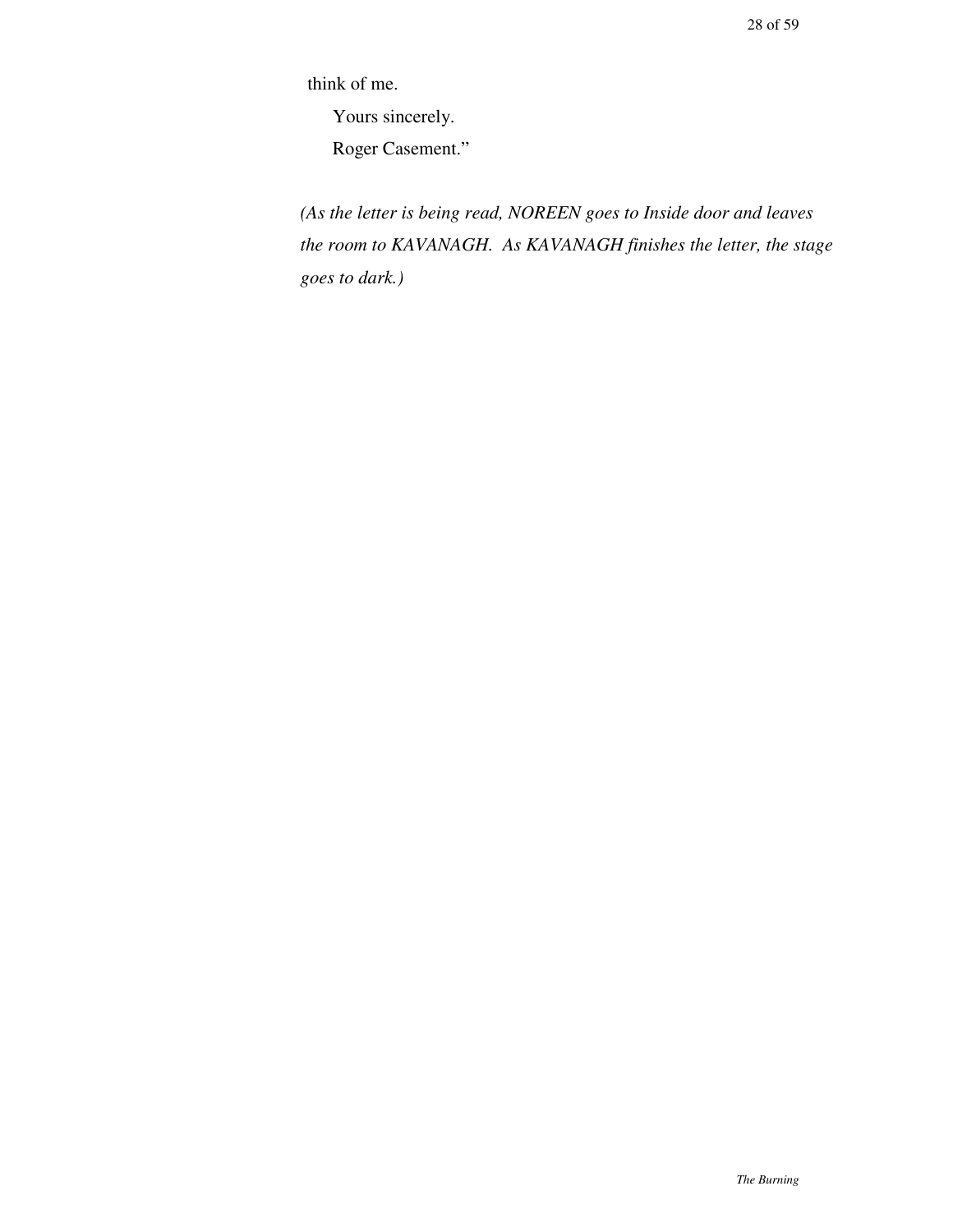think of me.

Yours sincerely.

Roger Casement."

*(As the letter is being read, NOREEN goes to Inside door and leaves the room to KAVANAGH. As KAVANAGH finishes the letter, the stage goes to dark.)*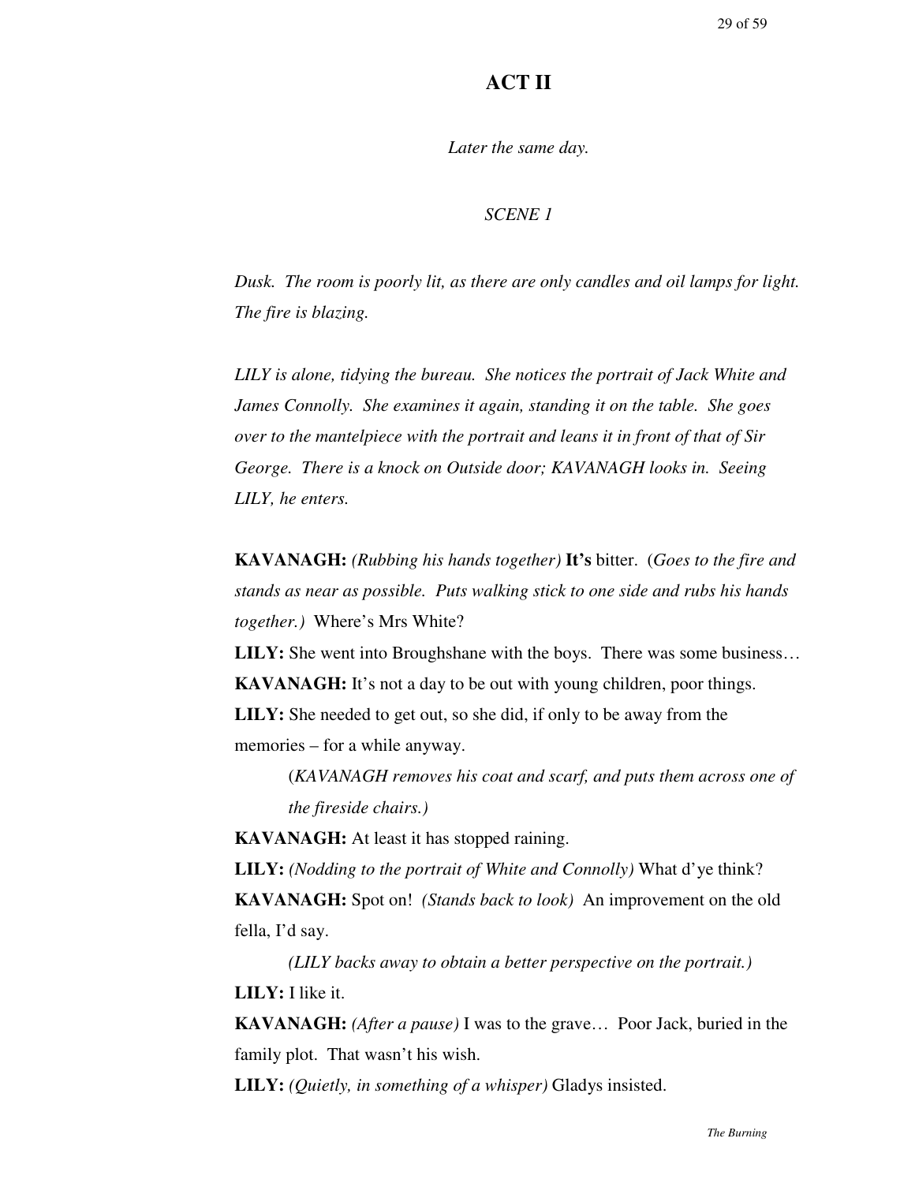## ACT II

*Later the same day.*

*SCENE 1*

*Dusk. The room is poorly lit, as there are only candles and oil lamps for light. The fire is blazing.*

*LILY is alone, tidying the bureau. She notices the portrait of Jack White and James Connolly. She examines it again, standing it on the table. She goes over to the mantelpiece with the portrait and leans it in front of that of Sir George. There is a knock on Outside door; KAVANAGH looks in. Seeing LILY, he enters.*

**KAVANAGH:** *(Rubbing his hands together)* **It's** bitter. (*Goes to the fire and stands as near as possible. Puts walking stick to one side and rubs his hands together.)* Where's Mrs White?

**LILY:** She went into Broughshane with the boys. There was some business…

**KAVANAGH:** It's not a day to be out with young children, poor things.

**LILY:** She needed to get out, so she did, if only to be away from the memories – for a while anyway.

> (*KAVANAGH removes his coat and scarf, and puts them across one of the fireside chairs.)*

**KAVANAGH:** At least it has stopped raining.

**LILY:** *(Nodding to the portrait of White and Connolly)* What d'ye think?

**KAVANAGH:** Spot on! *(Stands back to look)* An improvement on the old fella, I'd say.

> *(LILY backs away to obtain a better perspective on the portrait.)*

**LILY:** I like it.

**KAVANAGH:** *(After a pause)* I was to the grave… Poor Jack, buried in the family plot. That wasn't his wish.

**LILY:** *(Quietly, in something of a whisper)* Gladys insisted.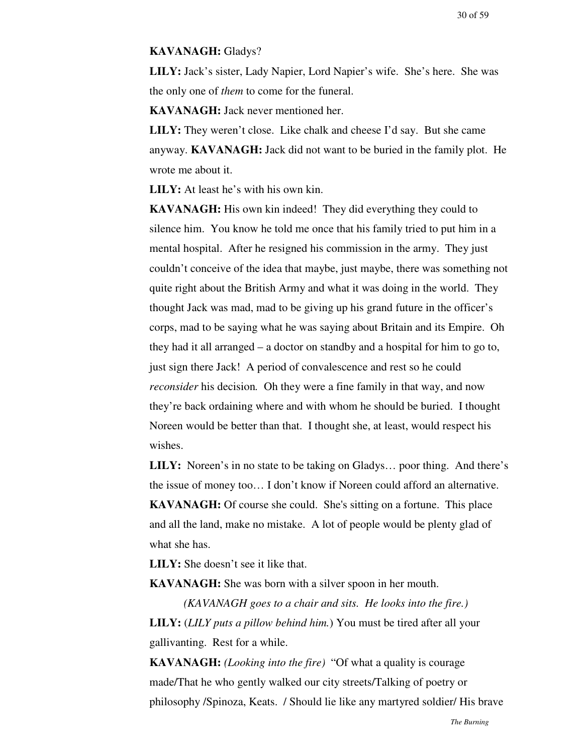**KAVANAGH:** Gladys?

**LILY:** Jack's sister, Lady Napier, Lord Napier's wife. She's here. She was the only one of *them* to come for the funeral.

**KAVANAGH:** Jack never mentioned her.

**LILY:** They weren't close. Like chalk and cheese I'd say. But she came anyway. **KAVANAGH:** Jack did not want to be buried in the family plot. He wrote me about it.

**LILY:** At least he's with his own kin.

**KAVANAGH:** His own kin indeed! They did everything they could to silence him. You know he told me once that his family tried to put him in a mental hospital. After he resigned his commission in the army. They just couldn't conceive of the idea that maybe, just maybe, there was something not quite right about the British Army and what it was doing in the world. They thought Jack was mad, mad to be giving up his grand future in the officer's corps, mad to be saying what he was saying about Britain and its Empire. Oh they had it all arranged – a doctor on standby and a hospital for him to go to, just sign there Jack! A period of convalescence and rest so he could *reconsider* his decision*.* Oh they were a fine family in that way, and now they're back ordaining where and with whom he should be buried. I thought Noreen would be better than that. I thought she, at least, would respect his wishes.

**LILY:** Noreen's in no state to be taking on Gladys… poor thing. And there's the issue of money too… I don't know if Noreen could afford an alternative.

**KAVANAGH:** Of course she could. She's sitting on a fortune. This place and all the land, make no mistake. A lot of people would be plenty glad of what she has.

**LILY:** She doesn't see it like that.

**KAVANAGH:** She was born with a silver spoon in her mouth.

*(KAVANAGH goes to a chair and sits. He looks into the fire.)*

**LILY:** (*LILY puts a pillow behind him.*) You must be tired after all your gallivanting. Rest for a while.

**KAVANAGH:** *(Looking into the fire)* "Of what a quality is courage made/That he who gently walked our city streets/Talking of poetry or philosophy /Spinoza, Keats. / Should lie like any martyred soldier/ His brave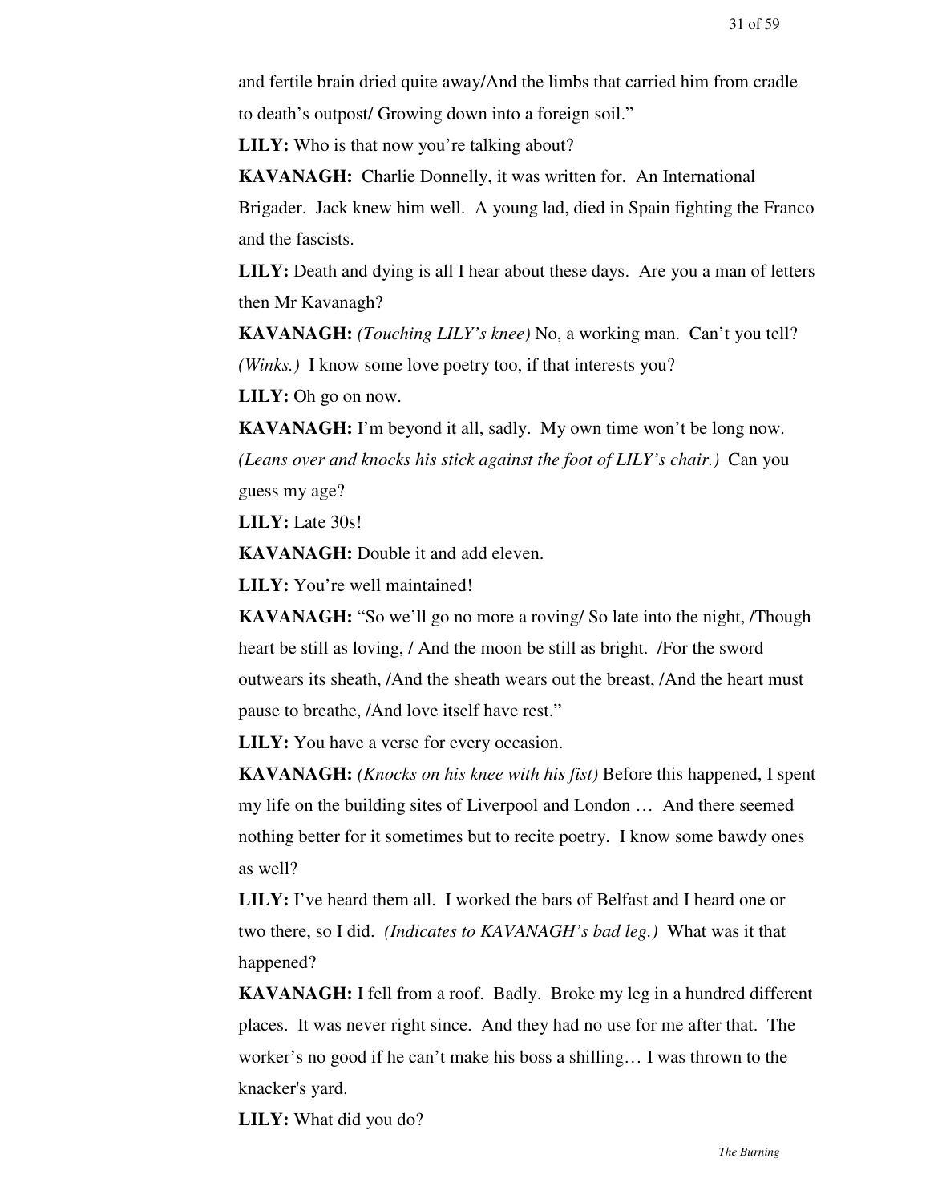and fertile brain dried quite away/And the limbs that carried him from cradle to death's outpost/ Growing down into a foreign soil."

**LILY:** Who is that now you're talking about?

**KAVANAGH:** Charlie Donnelly, it was written for. An International Brigader. Jack knew him well. A young lad, died in Spain fighting the Franco and the fascists.

**LILY:** Death and dying is all I hear about these days. Are you a man of letters then Mr Kavanagh?

**KAVANAGH:** *(Touching LILY's knee)* No, a working man. Can't you tell? *(Winks.)* I know some love poetry too, if that interests you?

**LILY:** Oh go on now.

**KAVANAGH:** I'm beyond it all, sadly. My own time won't be long now. *(Leans over and knocks his stick against the foot of LILY's chair.)* Can you guess my age?

**LILY:** Late 30s!

**KAVANAGH:** Double it and add eleven.

**LILY:** You're well maintained!

**KAVANAGH:** "So we'll go no more a roving/ So late into the night, /Though heart be still as loving, / And the moon be still as bright. /For the sword outwears its sheath, /And the sheath wears out the breast, /And the heart must pause to breathe, /And love itself have rest."

**LILY:** You have a verse for every occasion.

**KAVANAGH:** *(Knocks on his knee with his fist)* Before this happened, I spent my life on the building sites of Liverpool and London … And there seemed nothing better for it sometimes but to recite poetry. I know some bawdy ones as well?

**LILY:** I've heard them all. I worked the bars of Belfast and I heard one or two there, so I did. *(Indicates to KAVANAGH's bad leg.)* What was it that happened?

**KAVANAGH:** I fell from a roof. Badly. Broke my leg in a hundred different places. It was never right since. And they had no use for me after that. The worker's no good if he can't make his boss a shilling… I was thrown to the knacker's yard.

**LILY:** What did you do?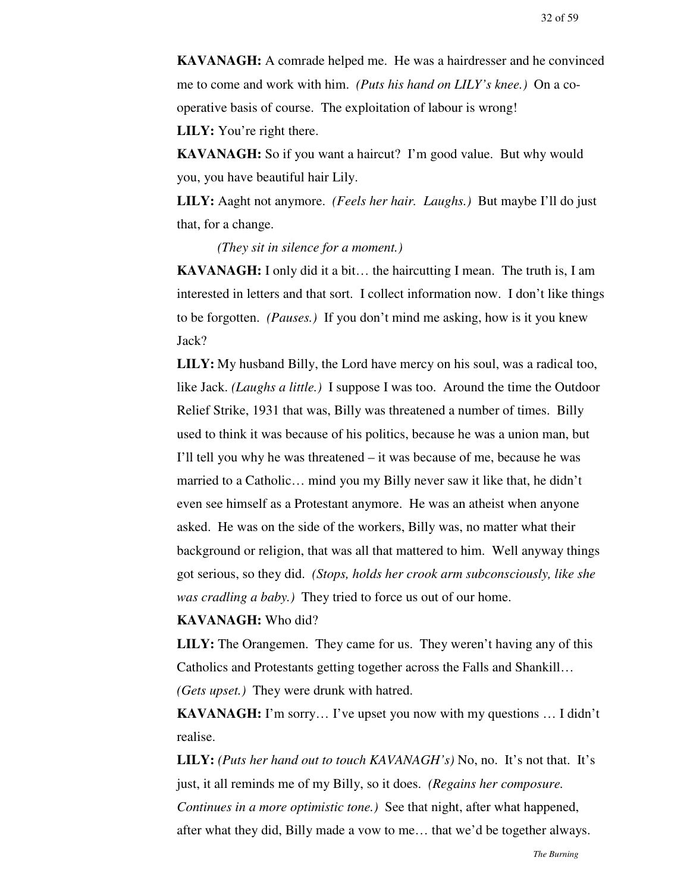**KAVANAGH:** A comrade helped me. He was a hairdresser and he convinced me to come and work with him. *(Puts his hand on LILY's knee.)* On a co-operative basis of course. The exploitation of labour is wrong!

**LILY:** You're right there.

**KAVANAGH:** So if you want a haircut? I'm good value. But why would you, you have beautiful hair Lily.

**LILY:** Aaght not anymore. *(Feels her hair. Laughs.)* But maybe I'll do just that, for a change.

*(They sit in silence for a moment.)*

**KAVANAGH:** I only did it a bit… the haircutting I mean. The truth is, I am interested in letters and that sort. I collect information now. I don't like things to be forgotten. *(Pauses.)* If you don't mind me asking, how is it you knew Jack?

**LILY:** My husband Billy, the Lord have mercy on his soul, was a radical too, like Jack. *(Laughs a little.)* I suppose I was too. Around the time the Outdoor Relief Strike, 1931 that was, Billy was threatened a number of times. Billy used to think it was because of his politics, because he was a union man, but I'll tell you why he was threatened – it was because of me, because he was married to a Catholic… mind you my Billy never saw it like that, he didn't even see himself as a Protestant anymore. He was an atheist when anyone asked. He was on the side of the workers, Billy was, no matter what their background or religion, that was all that mattered to him. Well anyway things got serious, so they did. *(Stops, holds her crook arm subconsciously, like she was cradling a baby.)* They tried to force us out of our home.

**KAVANAGH:** Who did?

**LILY:** The Orangemen. They came for us. They weren't having any of this Catholics and Protestants getting together across the Falls and Shankill… *(Gets upset.)* They were drunk with hatred.

**KAVANAGH:** I'm sorry… I've upset you now with my questions … I didn't realise.

**LILY:** *(Puts her hand out to touch KAVANAGH's)* No, no. It's not that. It's just, it all reminds me of my Billy, so it does. *(Regains her composure. Continues in a more optimistic tone.)* See that night, after what happened, after what they did, Billy made a vow to me… that we'd be together always.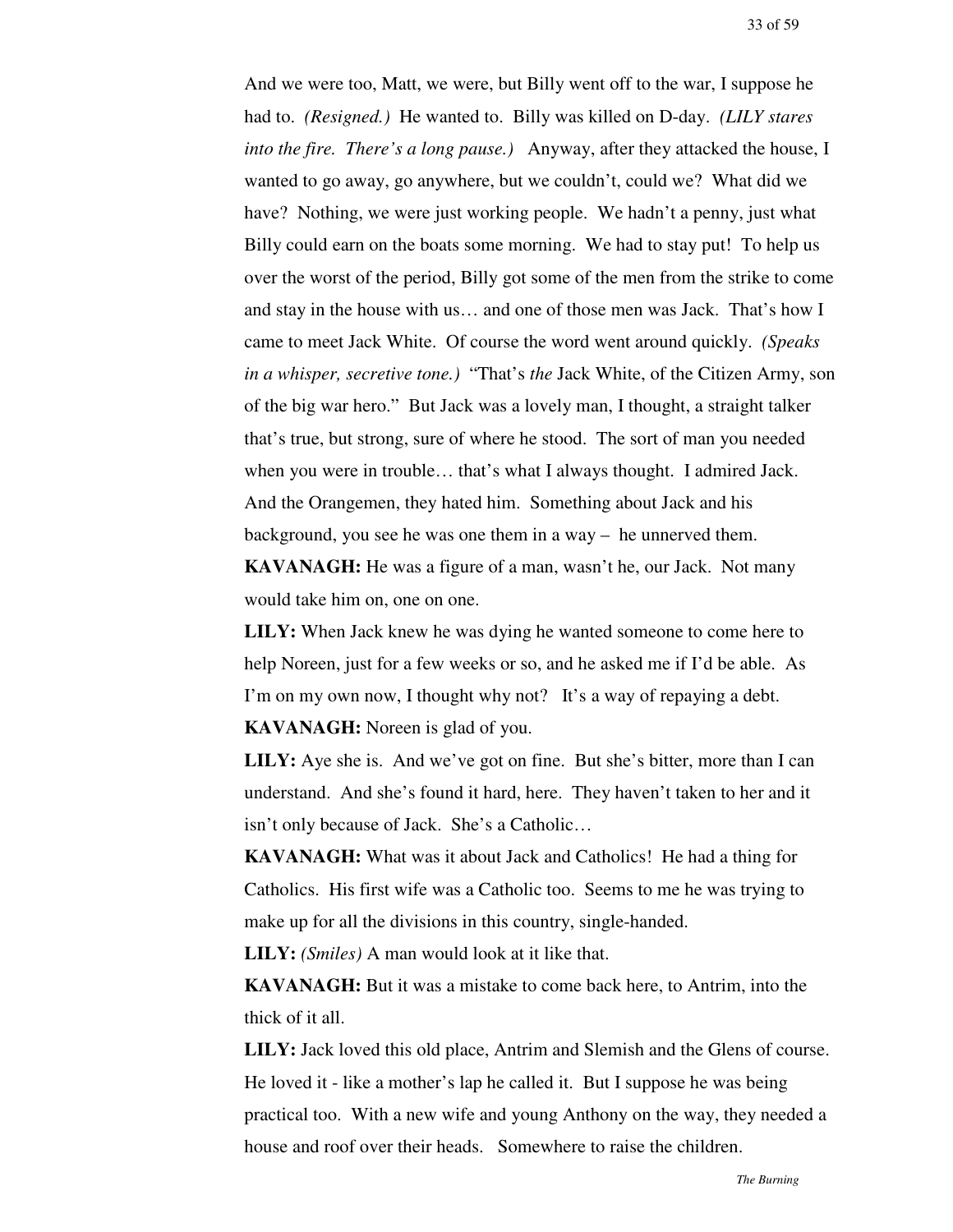And we were too, Matt, we were, but Billy went off to the war, I suppose he had to. *(Resigned.)* He wanted to. Billy was killed on D-day. *(LILY stares into the fire. There's a long pause.)* Anyway, after they attacked the house, I wanted to go away, go anywhere, but we couldn't, could we? What did we have? Nothing, we were just working people. We hadn't a penny, just what Billy could earn on the boats some morning. We had to stay put! To help us over the worst of the period, Billy got some of the men from the strike to come and stay in the house with us… and one of those men was Jack. That's how I came to meet Jack White. Of course the word went around quickly. *(Speaks in a whisper, secretive tone.)* "That's *the* Jack White, of the Citizen Army, son of the big war hero." But Jack was a lovely man, I thought, a straight talker that's true, but strong, sure of where he stood. The sort of man you needed when you were in trouble… that's what I always thought. I admired Jack. And the Orangemen, they hated him. Something about Jack and his background, you see he was one them in a way – he unnerved them.

**KAVANAGH:** He was a figure of a man, wasn't he, our Jack. Not many would take him on, one on one.

**LILY:** When Jack knew he was dying he wanted someone to come here to help Noreen, just for a few weeks or so, and he asked me if I'd be able. As I'm on my own now, I thought why not? It's a way of repaying a debt.

**KAVANAGH:** Noreen is glad of you.

**LILY:** Aye she is. And we've got on fine. But she's bitter, more than I can understand. And she's found it hard, here. They haven't taken to her and it isn't only because of Jack. She's a Catholic…

**KAVANAGH:** What was it about Jack and Catholics! He had a thing for Catholics. His first wife was a Catholic too. Seems to me he was trying to make up for all the divisions in this country, single-handed.

**LILY:** *(Smiles)* A man would look at it like that.

**KAVANAGH:** But it was a mistake to come back here, to Antrim, into the thick of it all.

**LILY:** Jack loved this old place, Antrim and Slemish and the Glens of course. He loved it - like a mother's lap he called it. But I suppose he was being practical too. With a new wife and young Anthony on the way, they needed a house and roof over their heads. Somewhere to raise the children.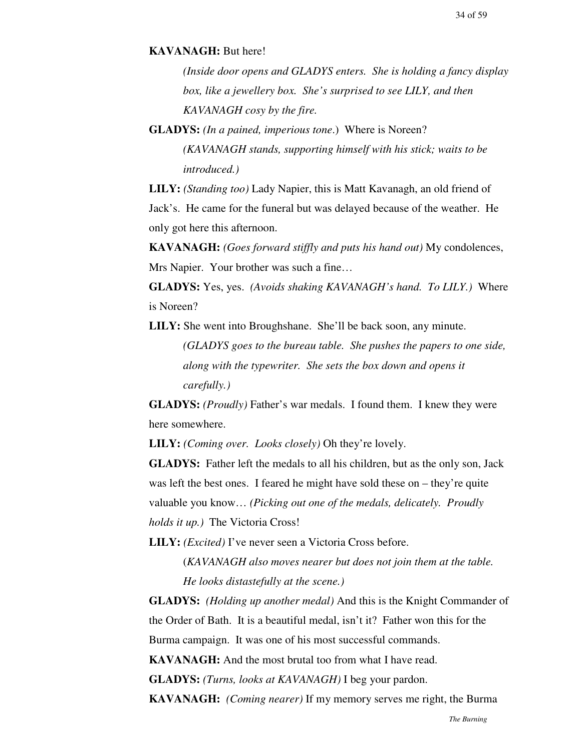**KAVANAGH:** But here!

*(Inside door opens and GLADYS enters. She is holding a fancy display box, like a jewellery box. She's surprised to see LILY, and then KAVANAGH cosy by the fire.*

**GLADYS:** *(In a pained, imperious tone.)* Where is Noreen?

*(KAVANAGH stands, supporting himself with his stick; waits to be introduced.)*

**LILY:** *(Standing too)* Lady Napier, this is Matt Kavanagh, an old friend of Jack's. He came for the funeral but was delayed because of the weather. He only got here this afternoon.

**KAVANAGH:** *(Goes forward stiffly and puts his hand out)* My condolences, Mrs Napier. Your brother was such a fine…

**GLADYS:** Yes, yes. *(Avoids shaking KAVANAGH's hand. To LILY.)* Where is Noreen?

**LILY:** She went into Broughshane. She'll be back soon, any minute.

*(GLADYS goes to the bureau table. She pushes the papers to one side, along with the typewriter. She sets the box down and opens it carefully.)*

**GLADYS:** *(Proudly)* Father's war medals. I found them. I knew they were here somewhere.

**LILY:** *(Coming over. Looks closely)* Oh they're lovely.

**GLADYS:** Father left the medals to all his children, but as the only son, Jack was left the best ones. I feared he might have sold these on – they're quite valuable you know… *(Picking out one of the medals, delicately. Proudly holds it up.)* The Victoria Cross!

**LILY:** *(Excited)* I've never seen a Victoria Cross before.

(*KAVANAGH also moves nearer but does not join them at the table. He looks distastefully at the scene.)*

**GLADYS:** *(Holding up another medal)* And this is the Knight Commander of the Order of Bath. It is a beautiful medal, isn't it? Father won this for the Burma campaign. It was one of his most successful commands.

**KAVANAGH:** And the most brutal too from what I have read.

**GLADYS:** *(Turns, looks at KAVANAGH)* I beg your pardon.

**KAVANAGH:** *(Coming nearer)* If my memory serves me right, the Burma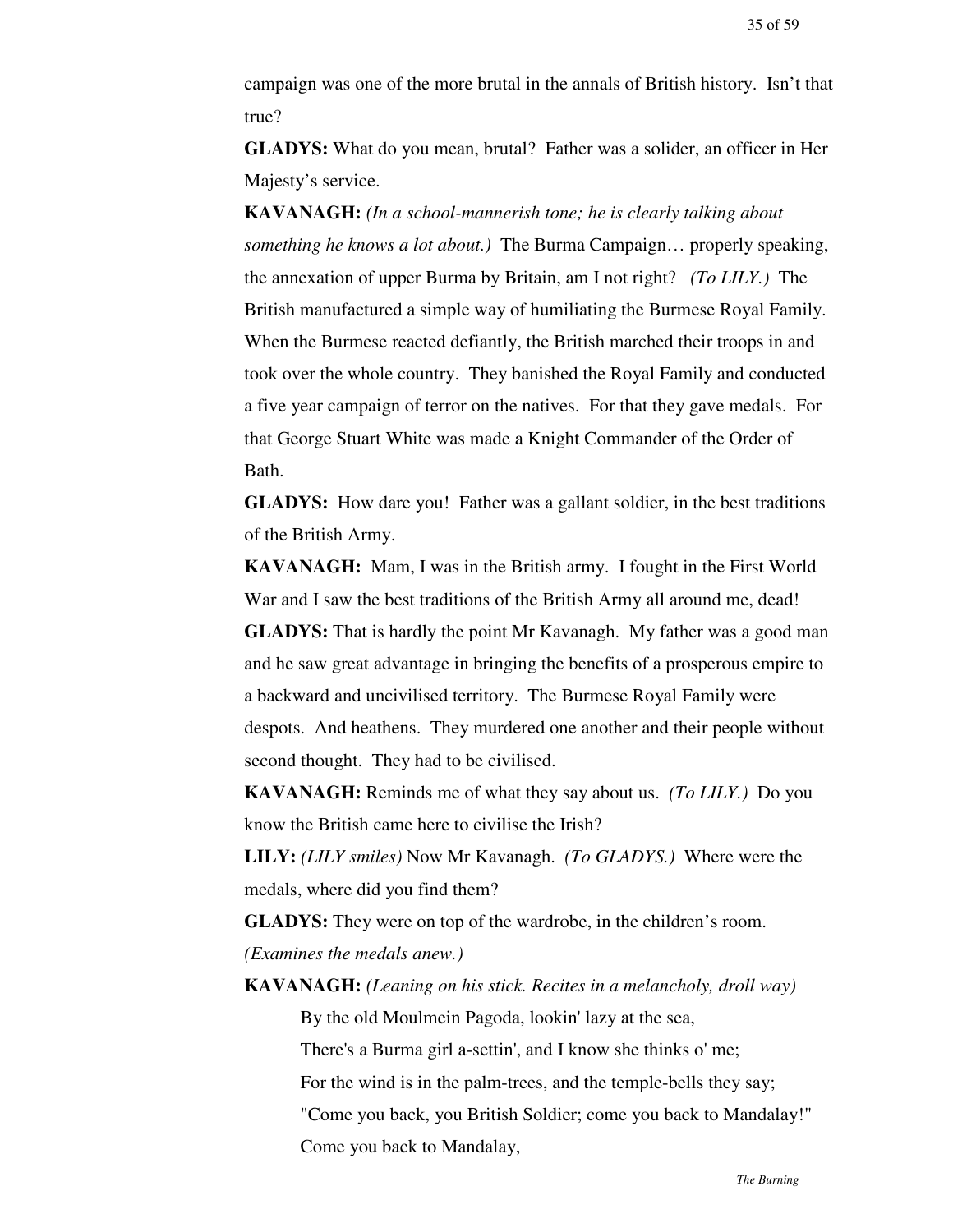campaign was one of the more brutal in the annals of British history. Isn't that true?

**GLADYS:** What do you mean, brutal? Father was a solider, an officer in Her Majesty's service.

**KAVANAGH:** *(In a school-mannerish tone; he is clearly talking about something he knows a lot about.)* The Burma Campaign… properly speaking, the annexation of upper Burma by Britain, am I not right? *(To LILY.)* The British manufactured a simple way of humiliating the Burmese Royal Family. When the Burmese reacted defiantly, the British marched their troops in and took over the whole country. They banished the Royal Family and conducted a five year campaign of terror on the natives. For that they gave medals. For that George Stuart White was made a Knight Commander of the Order of Bath.

**GLADYS:** How dare you! Father was a gallant soldier, in the best traditions of the British Army.

**KAVANAGH:** Mam, I was in the British army. I fought in the First World War and I saw the best traditions of the British Army all around me, dead!

**GLADYS:** That is hardly the point Mr Kavanagh. My father was a good man and he saw great advantage in bringing the benefits of a prosperous empire to a backward and uncivilised territory. The Burmese Royal Family were despots. And heathens. They murdered one another and their people without second thought. They had to be civilised.

**KAVANAGH:** Reminds me of what they say about us. *(To LILY.)* Do you know the British came here to civilise the Irish?

**LILY:** *(LILY smiles)* Now Mr Kavanagh. *(To GLADYS.)* Where were the medals, where did you find them?

**GLADYS:** They were on top of the wardrobe, in the children's room. *(Examines the medals anew.)*

**KAVANAGH:** *(Leaning on his stick. Recites in a melancholy, droll way)*

> By the old Moulmein Pagoda, lookin' lazy at the sea,
> There's a Burma girl a-settin', and I know she thinks o' me;
> For the wind is in the palm-trees, and the temple-bells they say;
> "Come you back, you British Soldier; come you back to Mandalay!"
> Come you back to Mandalay,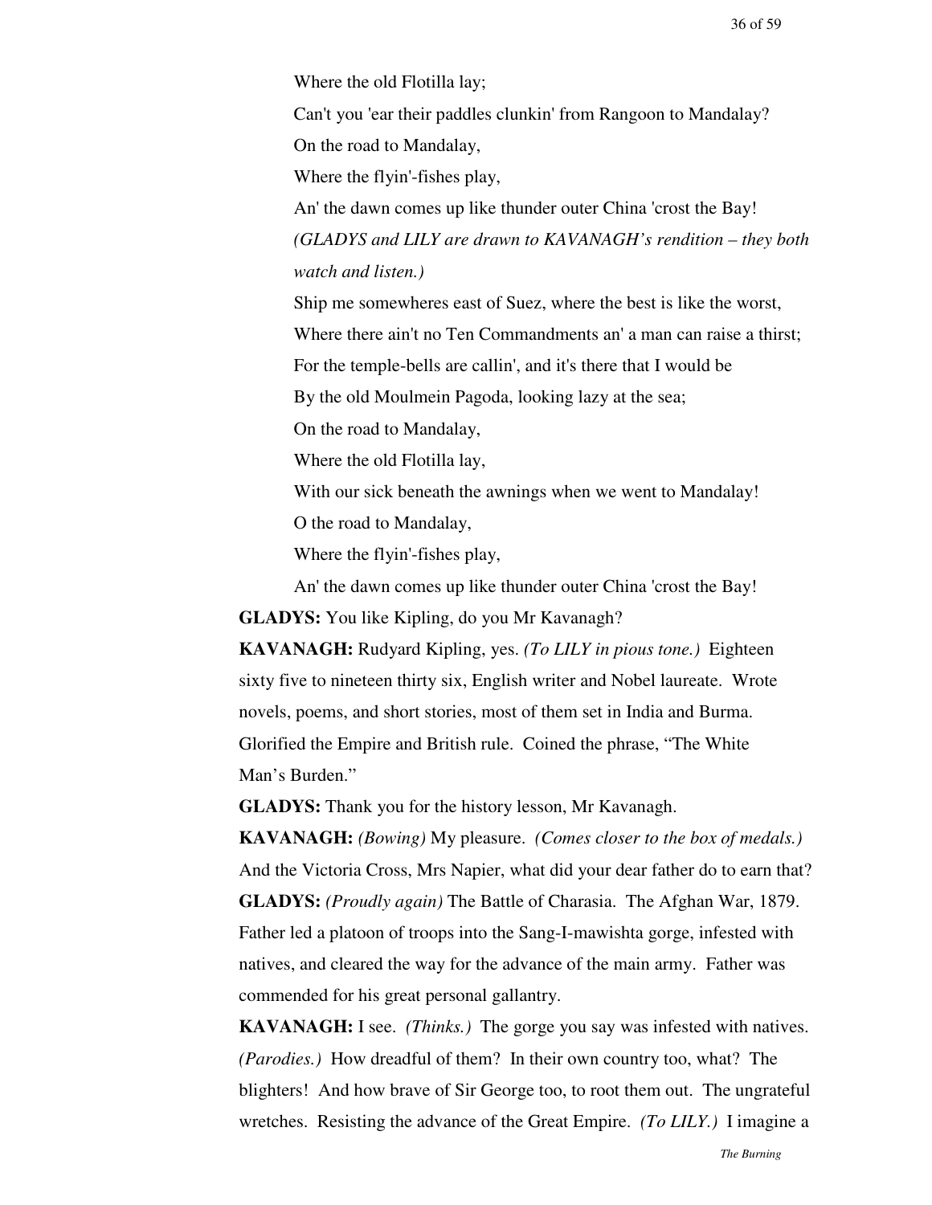Where the old Flotilla lay;

Can't you 'ear their paddles clunkin' from Rangoon to Mandalay?

On the road to Mandalay,

Where the flyin'-fishes play,

An' the dawn comes up like thunder outer China 'crost the Bay!

*(GLADYS and LILY are drawn to KAVANAGH's rendition – they both watch and listen.)*

Ship me somewheres east of Suez, where the best is like the worst,

Where there ain't no Ten Commandments an' a man can raise a thirst;

For the temple-bells are callin', and it's there that I would be

By the old Moulmein Pagoda, looking lazy at the sea;

On the road to Mandalay,

Where the old Flotilla lay,

With our sick beneath the awnings when we went to Mandalay!

O the road to Mandalay,

Where the flyin'-fishes play,

An' the dawn comes up like thunder outer China 'crost the Bay!

**GLADYS:** You like Kipling, do you Mr Kavanagh?

**KAVANAGH:** Rudyard Kipling, yes. *(To LILY in pious tone.)* Eighteen sixty five to nineteen thirty six, English writer and Nobel laureate. Wrote novels, poems, and short stories, most of them set in India and Burma. Glorified the Empire and British rule. Coined the phrase, "The White Man's Burden."

**GLADYS:** Thank you for the history lesson, Mr Kavanagh.

**KAVANAGH:** *(Bowing)* My pleasure. *(Comes closer to the box of medals.)* And the Victoria Cross, Mrs Napier, what did your dear father do to earn that?

**GLADYS:** *(Proudly again)* The Battle of Charasia. The Afghan War, 1879. Father led a platoon of troops into the Sang-I-mawishta gorge, infested with natives, and cleared the way for the advance of the main army. Father was commended for his great personal gallantry.

**KAVANAGH:** I see. *(Thinks.)* The gorge you say was infested with natives. *(Parodies.)* How dreadful of them? In their own country too, what? The blighters! And how brave of Sir George too, to root them out. The ungrateful wretches. Resisting the advance of the Great Empire. *(To LILY.)* I imagine a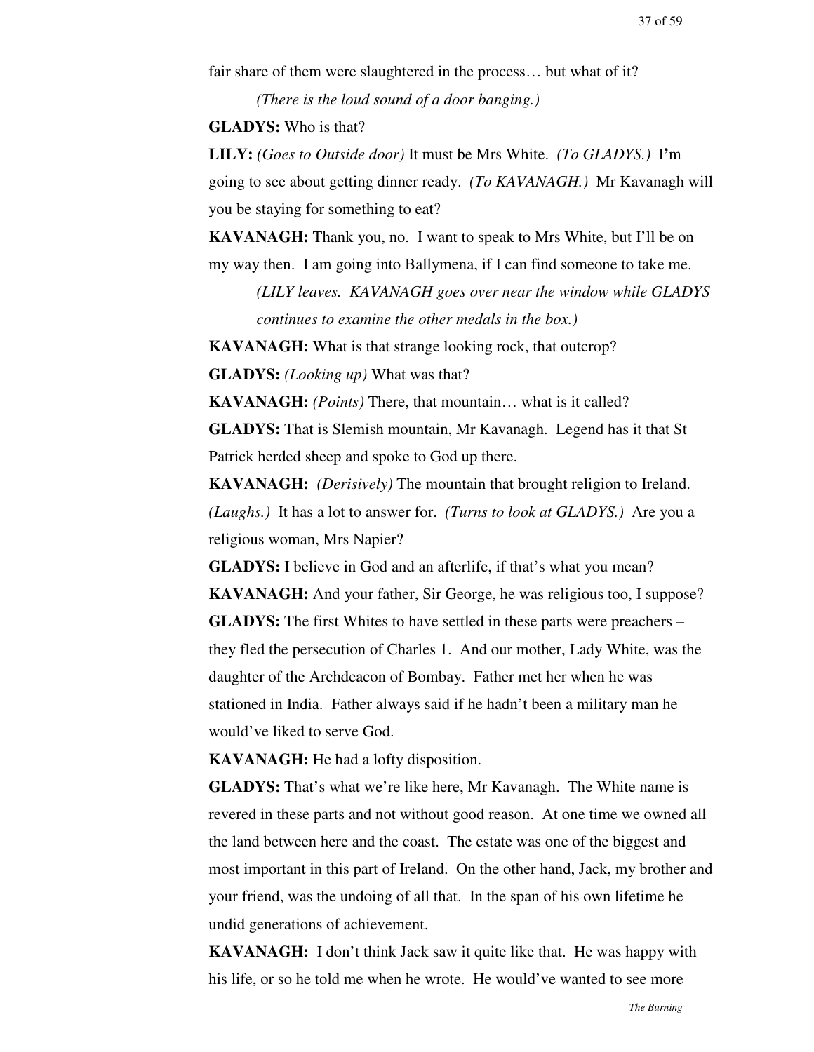fair share of them were slaughtered in the process… but what of it?

*(There is the loud sound of a door banging.)*

**GLADYS:** Who is that?

**LILY:** *(Goes to Outside door)* It must be Mrs White. *(To GLADYS.)* I'm going to see about getting dinner ready. *(To KAVANAGH.)* Mr Kavanagh will you be staying for something to eat?

**KAVANAGH:** Thank you, no. I want to speak to Mrs White, but I'll be on my way then. I am going into Ballymena, if I can find someone to take me.

*(LILY leaves. KAVANAGH goes over near the window while GLADYS continues to examine the other medals in the box.)*

**KAVANAGH:** What is that strange looking rock, that outcrop?

**GLADYS:** *(Looking up)* What was that?

**KAVANAGH:** *(Points)* There, that mountain… what is it called?

**GLADYS:** That is Slemish mountain, Mr Kavanagh. Legend has it that St Patrick herded sheep and spoke to God up there.

**KAVANAGH:** *(Derisively)* The mountain that brought religion to Ireland. *(Laughs.)* It has a lot to answer for. *(Turns to look at GLADYS.)* Are you a religious woman, Mrs Napier?

**GLADYS:** I believe in God and an afterlife, if that's what you mean?

**KAVANAGH:** And your father, Sir George, he was religious too, I suppose?

**GLADYS:** The first Whites to have settled in these parts were preachers – they fled the persecution of Charles 1. And our mother, Lady White, was the daughter of the Archdeacon of Bombay. Father met her when he was stationed in India. Father always said if he hadn't been a military man he would've liked to serve God.

**KAVANAGH:** He had a lofty disposition.

**GLADYS:** That's what we're like here, Mr Kavanagh. The White name is revered in these parts and not without good reason. At one time we owned all the land between here and the coast. The estate was one of the biggest and most important in this part of Ireland. On the other hand, Jack, my brother and your friend, was the undoing of all that. In the span of his own lifetime he undid generations of achievement.

**KAVANAGH:** I don't think Jack saw it quite like that. He was happy with his life, or so he told me when he wrote. He would've wanted to see more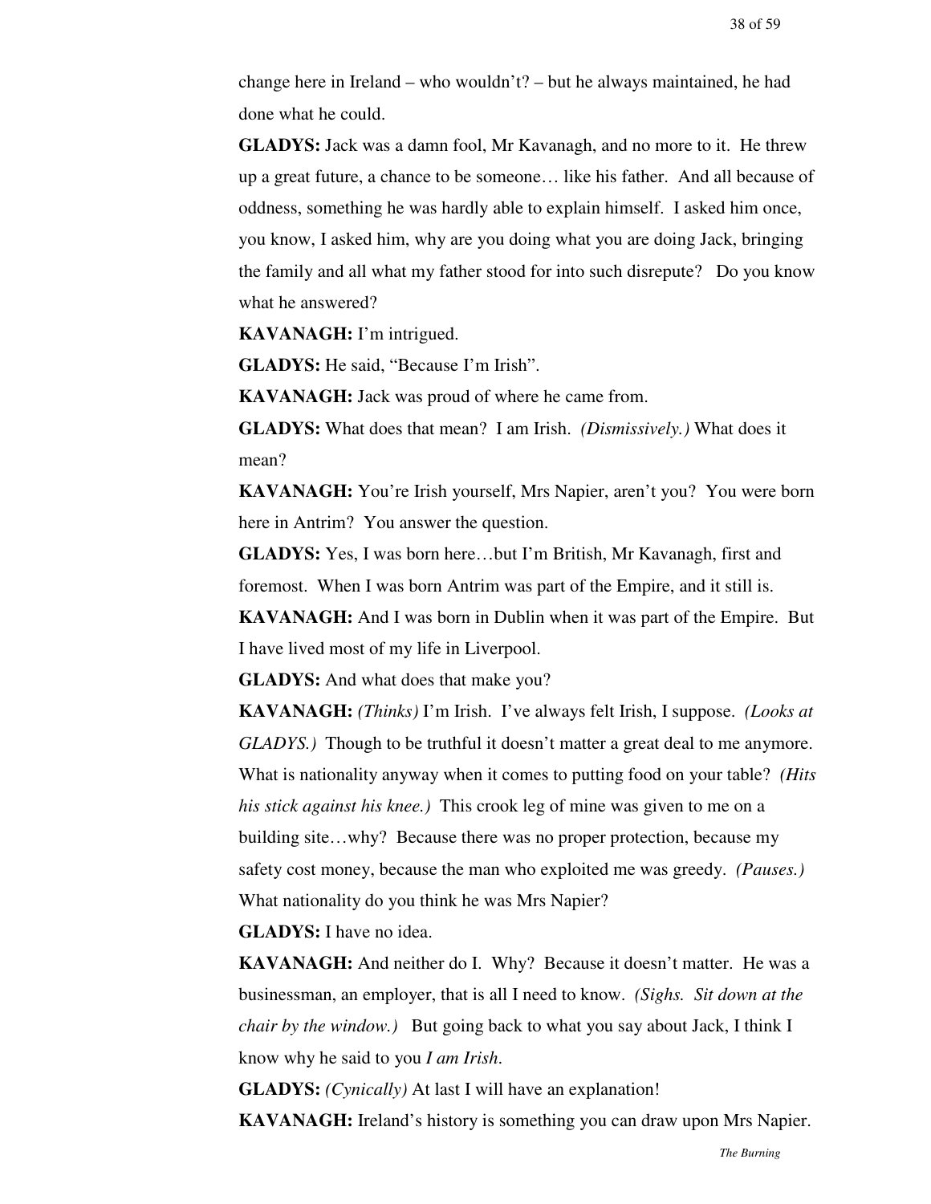change here in Ireland – who wouldn't? – but he always maintained, he had done what he could.

**GLADYS:** Jack was a damn fool, Mr Kavanagh, and no more to it. He threw up a great future, a chance to be someone… like his father. And all because of oddness, something he was hardly able to explain himself. I asked him once, you know, I asked him, why are you doing what you are doing Jack, bringing the family and all what my father stood for into such disrepute? Do you know what he answered?

**KAVANAGH:** I'm intrigued.

**GLADYS:** He said, "Because I'm Irish".

**KAVANAGH:** Jack was proud of where he came from.

**GLADYS:** What does that mean? I am Irish. *(Dismissively.)* What does it mean?

**KAVANAGH:** You're Irish yourself, Mrs Napier, aren't you? You were born here in Antrim? You answer the question.

**GLADYS:** Yes, I was born here…but I'm British, Mr Kavanagh, first and foremost. When I was born Antrim was part of the Empire, and it still is.

**KAVANAGH:** And I was born in Dublin when it was part of the Empire. But I have lived most of my life in Liverpool.

**GLADYS:** And what does that make you?

**KAVANAGH:** *(Thinks)* I'm Irish. I've always felt Irish, I suppose. *(Looks at GLADYS.)* Though to be truthful it doesn't matter a great deal to me anymore. What is nationality anyway when it comes to putting food on your table? *(Hits his stick against his knee.)* This crook leg of mine was given to me on a building site…why? Because there was no proper protection, because my safety cost money, because the man who exploited me was greedy. *(Pauses.)* What nationality do you think he was Mrs Napier?

**GLADYS:** I have no idea.

**KAVANAGH:** And neither do I. Why? Because it doesn't matter. He was a businessman, an employer, that is all I need to know. *(Sighs. Sit down at the chair by the window.)* But going back to what you say about Jack, I think I know why he said to you *I am Irish*.

**GLADYS:** *(Cynically)* At last I will have an explanation!

**KAVANAGH:** Ireland's history is something you can draw upon Mrs Napier.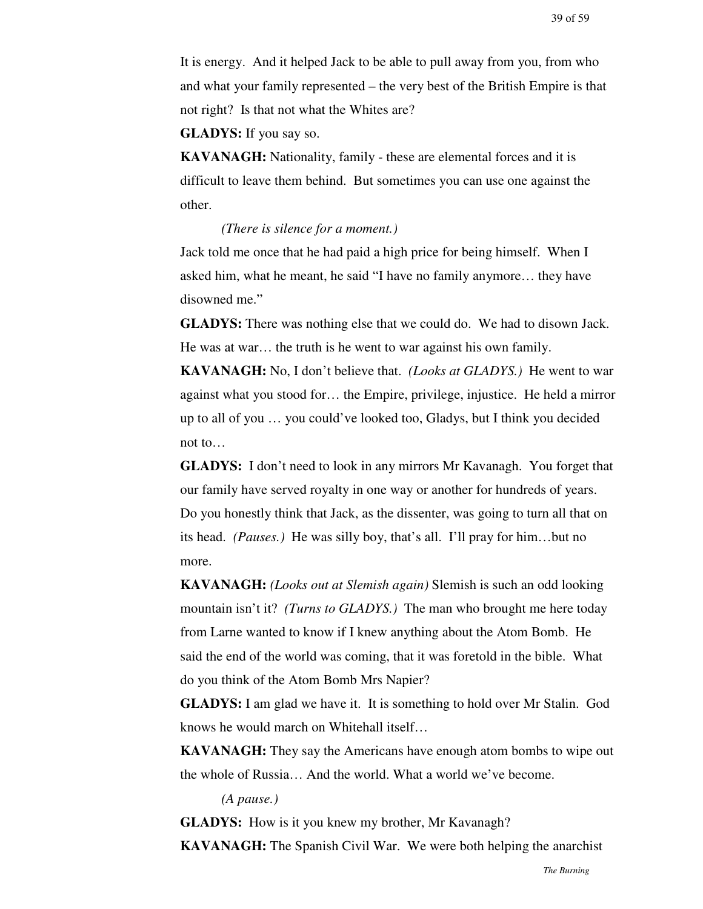It is energy. And it helped Jack to be able to pull away from you, from who and what your family represented – the very best of the British Empire is that not right? Is that not what the Whites are?

**GLADYS:** If you say so.

**KAVANAGH:** Nationality, family - these are elemental forces and it is difficult to leave them behind. But sometimes you can use one against the other.

*(There is silence for a moment.)*

Jack told me once that he had paid a high price for being himself. When I asked him, what he meant, he said "I have no family anymore… they have disowned me."

**GLADYS:** There was nothing else that we could do. We had to disown Jack. He was at war… the truth is he went to war against his own family.

**KAVANAGH:** No, I don't believe that. *(Looks at GLADYS.)* He went to war against what you stood for… the Empire, privilege, injustice. He held a mirror up to all of you … you could've looked too, Gladys, but I think you decided not to…

**GLADYS:** I don't need to look in any mirrors Mr Kavanagh. You forget that our family have served royalty in one way or another for hundreds of years. Do you honestly think that Jack, as the dissenter, was going to turn all that on its head. *(Pauses.)* He was silly boy, that's all. I'll pray for him…but no more.

**KAVANAGH:** *(Looks out at Slemish again)* Slemish is such an odd looking mountain isn't it? *(Turns to GLADYS.)* The man who brought me here today from Larne wanted to know if I knew anything about the Atom Bomb. He said the end of the world was coming, that it was foretold in the bible. What do you think of the Atom Bomb Mrs Napier?

**GLADYS:** I am glad we have it. It is something to hold over Mr Stalin. God knows he would march on Whitehall itself…

**KAVANAGH:** They say the Americans have enough atom bombs to wipe out the whole of Russia… And the world. What a world we've become.

*(A pause.)*

**GLADYS:** How is it you knew my brother, Mr Kavanagh?

**KAVANAGH:** The Spanish Civil War. We were both helping the anarchist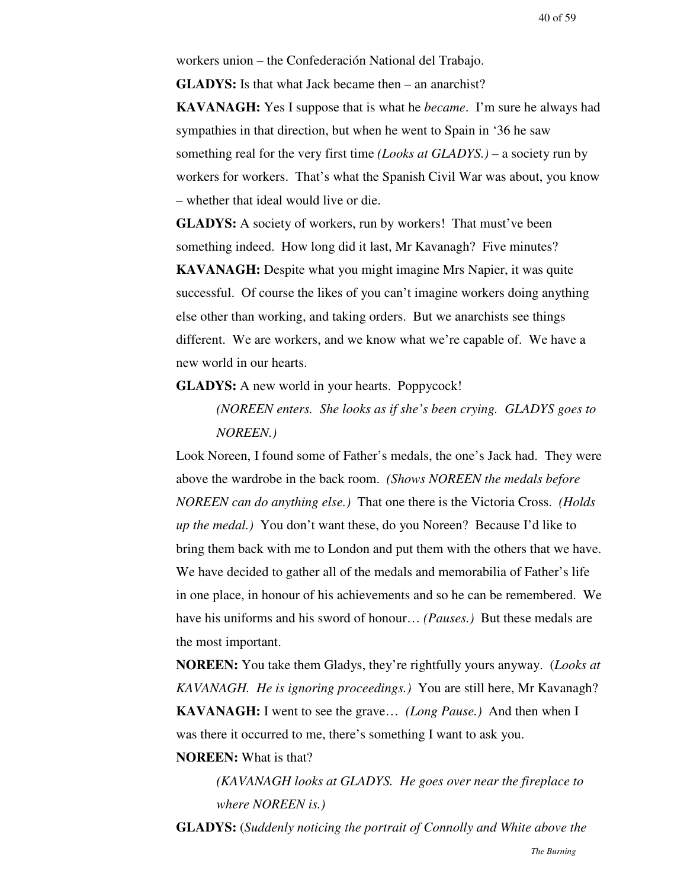workers union – the Confederación National del Trabajo.

**GLADYS:** Is that what Jack became then – an anarchist?

**KAVANAGH:** Yes I suppose that is what he *became*. I'm sure he always had sympathies in that direction, but when he went to Spain in '36 he saw something real for the very first time *(Looks at GLADYS.)* – a society run by workers for workers. That's what the Spanish Civil War was about, you know – whether that ideal would live or die.

**GLADYS:** A society of workers, run by workers! That must've been something indeed. How long did it last, Mr Kavanagh? Five minutes?

**KAVANAGH:** Despite what you might imagine Mrs Napier, it was quite successful. Of course the likes of you can't imagine workers doing anything else other than working, and taking orders. But we anarchists see things different. We are workers, and we know what we're capable of. We have a new world in our hearts.

**GLADYS:** A new world in your hearts. Poppycock!

> *(NOREEN enters. She looks as if she's been crying. GLADYS goes to NOREEN.)*

Look Noreen, I found some of Father's medals, the one's Jack had. They were above the wardrobe in the back room. *(Shows NOREEN the medals before NOREEN can do anything else.)* That one there is the Victoria Cross. *(Holds up the medal.)* You don't want these, do you Noreen? Because I'd like to bring them back with me to London and put them with the others that we have. We have decided to gather all of the medals and memorabilia of Father's life in one place, in honour of his achievements and so he can be remembered. We have his uniforms and his sword of honour… *(Pauses.)* But these medals are the most important.

**NOREEN:** You take them Gladys, they're rightfully yours anyway. (*Looks at KAVANAGH. He is ignoring proceedings.)* You are still here, Mr Kavanagh?

**KAVANAGH:** I went to see the grave… *(Long Pause.)* And then when I was there it occurred to me, there's something I want to ask you.

**NOREEN:** What is that?

> *(KAVANAGH looks at GLADYS. He goes over near the fireplace to where NOREEN is.)*

**GLADYS:** (*Suddenly noticing the portrait of Connolly and White above the*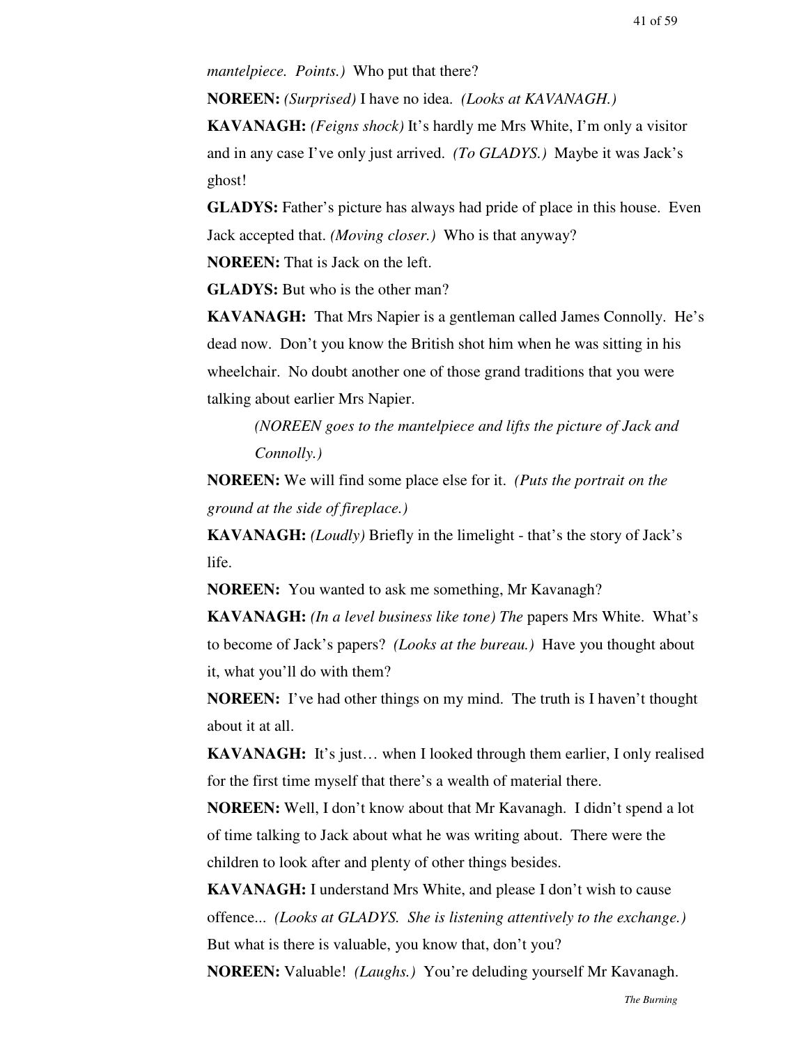*mantelpiece. Points.)* Who put that there?

**NOREEN:** *(Surprised)* I have no idea. *(Looks at KAVANAGH.)*

**KAVANAGH:** *(Feigns shock)* It's hardly me Mrs White, I'm only a visitor and in any case I've only just arrived. *(To GLADYS.)* Maybe it was Jack's ghost!

**GLADYS:** Father's picture has always had pride of place in this house. Even Jack accepted that. *(Moving closer.)* Who is that anyway?

**NOREEN:** That is Jack on the left.

**GLADYS:** But who is the other man?

**KAVANAGH:** That Mrs Napier is a gentleman called James Connolly. He's dead now. Don't you know the British shot him when he was sitting in his wheelchair. No doubt another one of those grand traditions that you were talking about earlier Mrs Napier.

> *(NOREEN goes to the mantelpiece and lifts the picture of Jack and Connolly.)*

**NOREEN:** We will find some place else for it. *(Puts the portrait on the ground at the side of fireplace.)*

**KAVANAGH:** *(Loudly)* Briefly in the limelight - that's the story of Jack's life.

**NOREEN:** You wanted to ask me something, Mr Kavanagh?

**KAVANAGH:** *(In a level business like tone) The* papers Mrs White. What's to become of Jack's papers? *(Looks at the bureau.)* Have you thought about it, what you'll do with them?

**NOREEN:** I've had other things on my mind. The truth is I haven't thought about it at all.

**KAVANAGH:** It's just… when I looked through them earlier, I only realised for the first time myself that there's a wealth of material there.

**NOREEN:** Well, I don't know about that Mr Kavanagh. I didn't spend a lot of time talking to Jack about what he was writing about. There were the children to look after and plenty of other things besides.

**KAVANAGH:** I understand Mrs White, and please I don't wish to cause offence... *(Looks at GLADYS. She is listening attentively to the exchange.)* But what is there is valuable, you know that, don't you?

**NOREEN:** Valuable! *(Laughs.)* You're deluding yourself Mr Kavanagh.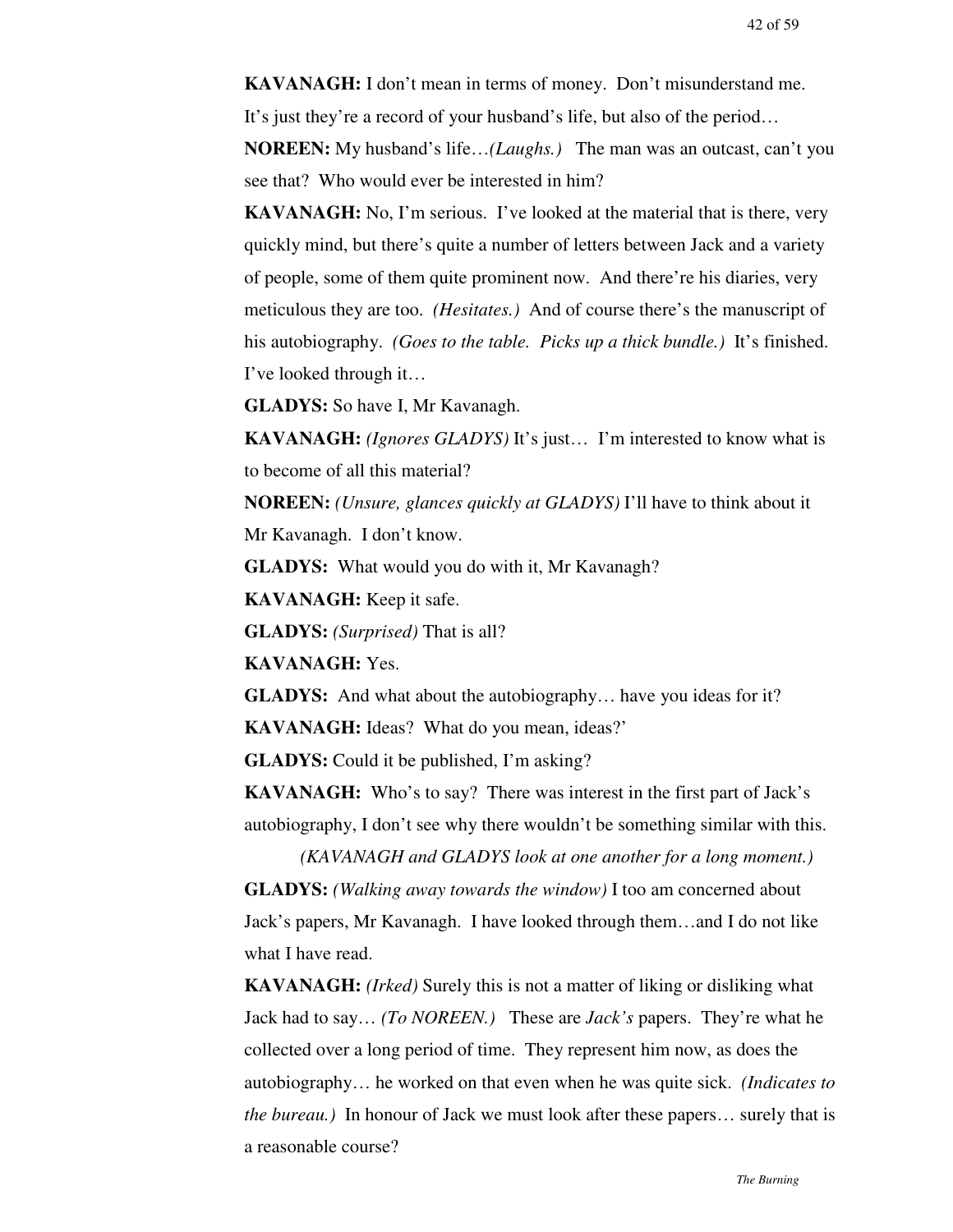**KAVANAGH:** I don't mean in terms of money. Don't misunderstand me. It's just they're a record of your husband's life, but also of the period…

**NOREEN:** My husband's life…*(Laughs.)* The man was an outcast, can't you see that? Who would ever be interested in him?

**KAVANAGH:** No, I'm serious. I've looked at the material that is there, very quickly mind, but there's quite a number of letters between Jack and a variety of people, some of them quite prominent now. And there're his diaries, very meticulous they are too. *(Hesitates.)* And of course there's the manuscript of his autobiography. *(Goes to the table. Picks up a thick bundle.)* It's finished. I've looked through it…

**GLADYS:** So have I, Mr Kavanagh.

**KAVANAGH:** *(Ignores GLADYS)* It's just… I'm interested to know what is to become of all this material?

**NOREEN:** *(Unsure, glances quickly at GLADYS)* I'll have to think about it Mr Kavanagh. I don't know.

**GLADYS:** What would you do with it, Mr Kavanagh?

**KAVANAGH:** Keep it safe.

**GLADYS:** *(Surprised)* That is all?

**KAVANAGH:** Yes.

**GLADYS:** And what about the autobiography… have you ideas for it?

**KAVANAGH:** Ideas? What do you mean, ideas?'

**GLADYS:** Could it be published, I'm asking?

**KAVANAGH:** Who's to say? There was interest in the first part of Jack's autobiography, I don't see why there wouldn't be something similar with this.

*(KAVANAGH and GLADYS look at one another for a long moment.)*

**GLADYS:** *(Walking away towards the window)* I too am concerned about Jack's papers, Mr Kavanagh. I have looked through them…and I do not like what I have read.

**KAVANAGH:** *(Irked)* Surely this is not a matter of liking or disliking what Jack had to say… *(To NOREEN.)* These are *Jack's* papers. They're what he collected over a long period of time. They represent him now, as does the autobiography… he worked on that even when he was quite sick. *(Indicates to the bureau.)* In honour of Jack we must look after these papers… surely that is a reasonable course?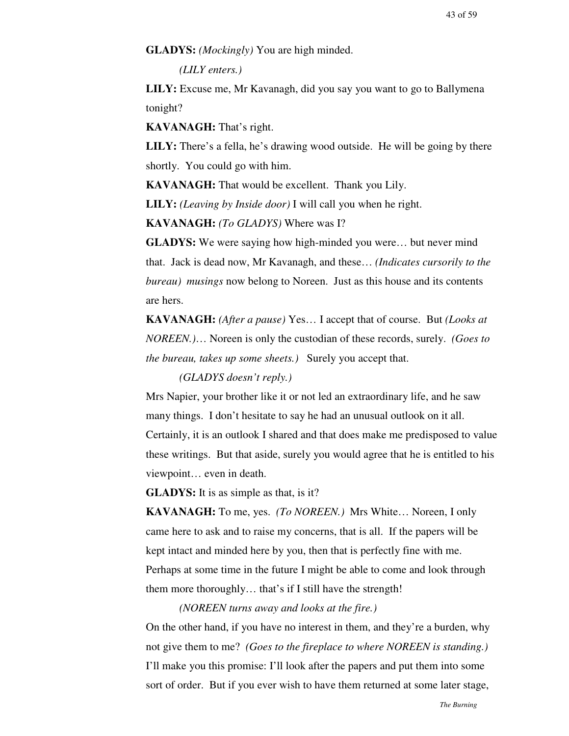**GLADYS:** *(Mockingly)* You are high minded.

*(LILY enters.)*

**LILY:** Excuse me, Mr Kavanagh, did you say you want to go to Ballymena tonight?

**KAVANAGH:** That's right.

**LILY:** There's a fella, he's drawing wood outside. He will be going by there shortly. You could go with him.

**KAVANAGH:** That would be excellent. Thank you Lily.

**LILY:** *(Leaving by Inside door)* I will call you when he right.

**KAVANAGH:** *(To GLADYS)* Where was I?

**GLADYS:** We were saying how high-minded you were… but never mind that. Jack is dead now, Mr Kavanagh, and these… *(Indicates cursorily to the bureau) musings* now belong to Noreen. Just as this house and its contents are hers.

**KAVANAGH:** *(After a pause)* Yes… I accept that of course. But *(Looks at NOREEN.)*… Noreen is only the custodian of these records, surely. *(Goes to the bureau, takes up some sheets.)* Surely you accept that.

*(GLADYS doesn't reply.)*

Mrs Napier, your brother like it or not led an extraordinary life, and he saw many things. I don't hesitate to say he had an unusual outlook on it all. Certainly, it is an outlook I shared and that does make me predisposed to value these writings. But that aside, surely you would agree that he is entitled to his viewpoint… even in death.

**GLADYS:** It is as simple as that, is it?

**KAVANAGH:** To me, yes. *(To NOREEN.)* Mrs White… Noreen, I only came here to ask and to raise my concerns, that is all. If the papers will be kept intact and minded here by you, then that is perfectly fine with me. Perhaps at some time in the future I might be able to come and look through them more thoroughly… that's if I still have the strength!

*(NOREEN turns away and looks at the fire.)*

On the other hand, if you have no interest in them, and they're a burden, why not give them to me? *(Goes to the fireplace to where NOREEN is standing.)* I'll make you this promise: I'll look after the papers and put them into some sort of order. But if you ever wish to have them returned at some later stage,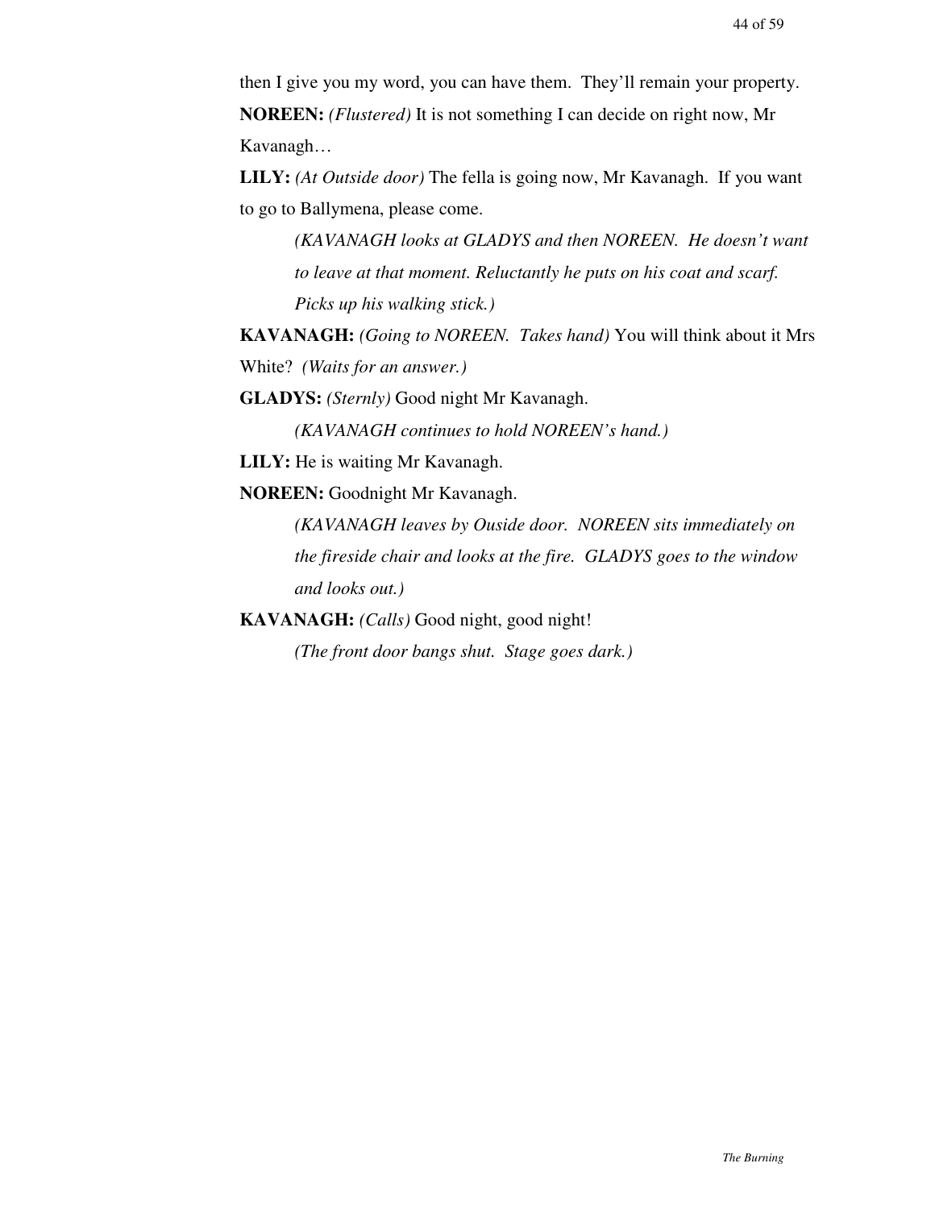then I give you my word, you can have them. They'll remain your property.

**NOREEN:** *(Flustered)* It is not something I can decide on right now, Mr Kavanagh…

**LILY:** *(At Outside door)* The fella is going now, Mr Kavanagh. If you want to go to Ballymena, please come.

> *(KAVANAGH looks at GLADYS and then NOREEN. He doesn't want to leave at that moment. Reluctantly he puts on his coat and scarf. Picks up his walking stick.)*

**KAVANAGH:** *(Going to NOREEN. Takes hand)* You will think about it Mrs White? *(Waits for an answer.)*

**GLADYS:** *(Sternly)* Good night Mr Kavanagh.

> *(KAVANAGH continues to hold NOREEN's hand.)*

**LILY:** He is waiting Mr Kavanagh.

**NOREEN:** Goodnight Mr Kavanagh.

> *(KAVANAGH leaves by Ouside door. NOREEN sits immediately on the fireside chair and looks at the fire. GLADYS goes to the window and looks out.)*

**KAVANAGH:** *(Calls)* Good night, good night!

> *(The front door bangs shut. Stage goes dark.)*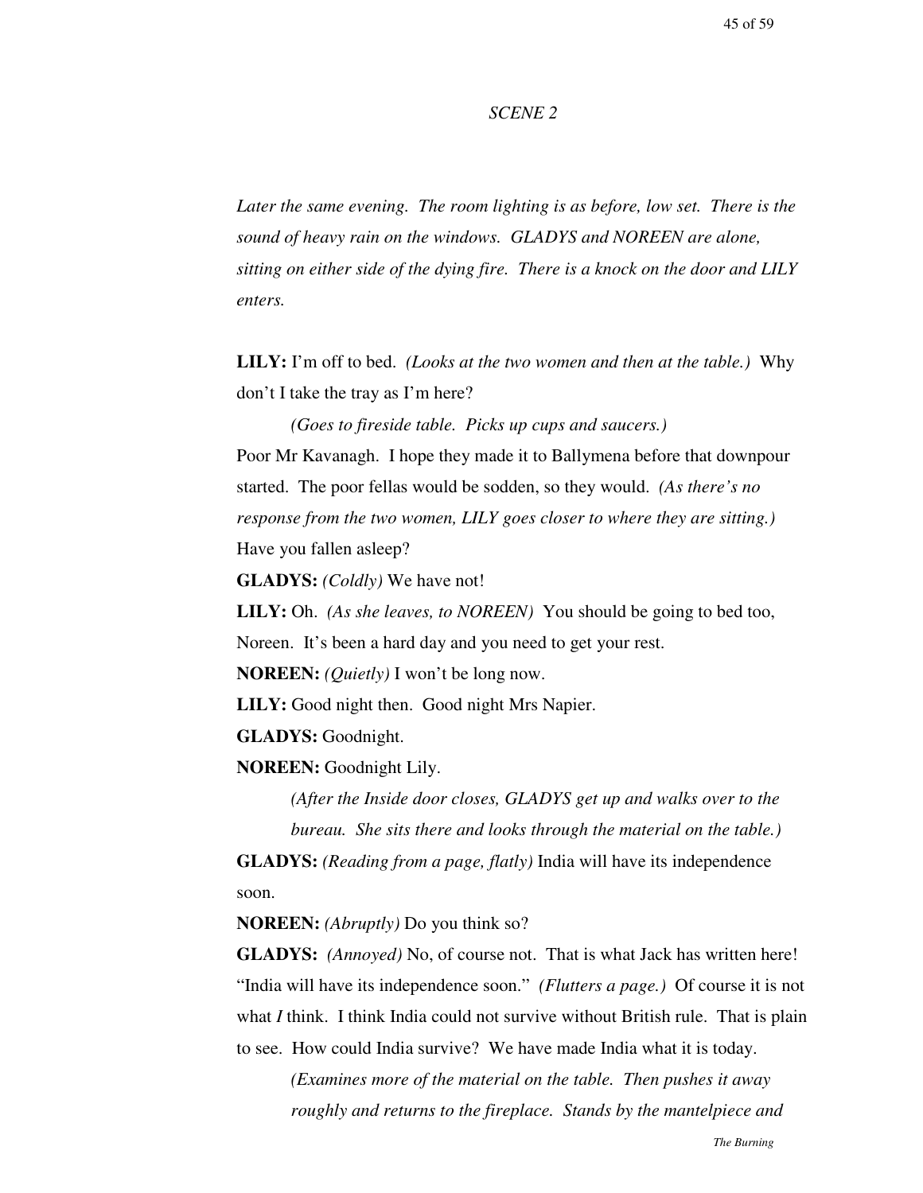*SCENE 2*

*Later the same evening. The room lighting is as before, low set. There is the sound of heavy rain on the windows. GLADYS and NOREEN are alone, sitting on either side of the dying fire. There is a knock on the door and LILY enters.*

**LILY:** I'm off to bed. *(Looks at the two women and then at the table.)* Why don't I take the tray as I'm here?

*(Goes to fireside table. Picks up cups and saucers.)*

Poor Mr Kavanagh. I hope they made it to Ballymena before that downpour started. The poor fellas would be sodden, so they would. *(As there's no response from the two women, LILY goes closer to where they are sitting.)* Have you fallen asleep?

**GLADYS:** *(Coldly)* We have not!

**LILY:** Oh. *(As she leaves, to NOREEN)* You should be going to bed too, Noreen. It's been a hard day and you need to get your rest.

**NOREEN:** *(Quietly)* I won't be long now.

**LILY:** Good night then. Good night Mrs Napier.

**GLADYS:** Goodnight.

**NOREEN:** Goodnight Lily.

*(After the Inside door closes, GLADYS get up and walks over to the bureau. She sits there and looks through the material on the table.)*

**GLADYS:** *(Reading from a page, flatly)* India will have its independence soon.

**NOREEN:** *(Abruptly)* Do you think so?

**GLADYS:** *(Annoyed)* No, of course not. That is what Jack has written here! "India will have its independence soon." *(Flutters a page.)* Of course it is not what *I* think. I think India could not survive without British rule. That is plain to see. How could India survive? We have made India what it is today.

*(Examines more of the material on the table. Then pushes it away roughly and returns to the fireplace. Stands by the mantelpiece and*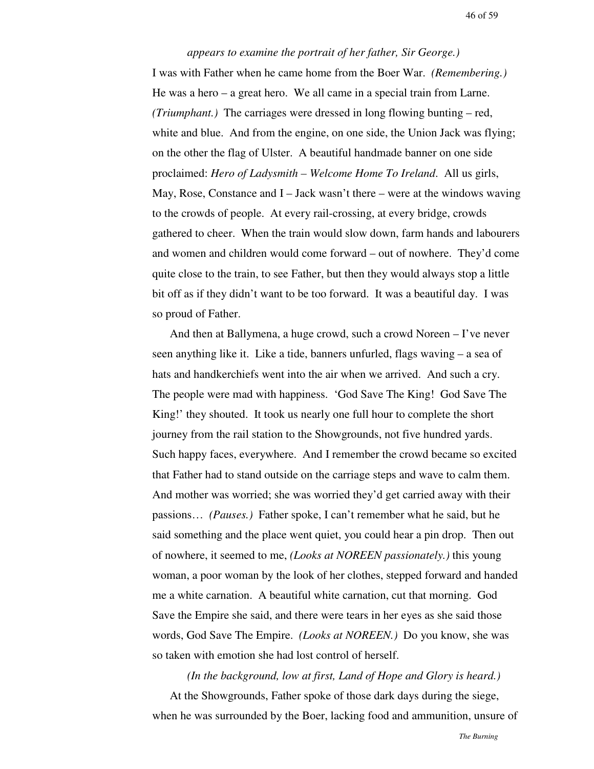*appears to examine the portrait of her father, Sir George.)*

I was with Father when he came home from the Boer War. *(Remembering.)* He was a hero – a great hero. We all came in a special train from Larne. *(Triumphant.)* The carriages were dressed in long flowing bunting – red, white and blue. And from the engine, on one side, the Union Jack was flying; on the other the flag of Ulster. A beautiful handmade banner on one side proclaimed: *Hero of Ladysmith – Welcome Home To Ireland*. All us girls, May, Rose, Constance and I – Jack wasn't there – were at the windows waving to the crowds of people. At every rail-crossing, at every bridge, crowds gathered to cheer. When the train would slow down, farm hands and labourers and women and children would come forward – out of nowhere. They'd come quite close to the train, to see Father, but then they would always stop a little bit off as if they didn't want to be too forward. It was a beautiful day. I was so proud of Father.

And then at Ballymena, a huge crowd, such a crowd Noreen – I've never seen anything like it. Like a tide, banners unfurled, flags waving – a sea of hats and handkerchiefs went into the air when we arrived. And such a cry. The people were mad with happiness. 'God Save The King! God Save The King!' they shouted. It took us nearly one full hour to complete the short journey from the rail station to the Showgrounds, not five hundred yards. Such happy faces, everywhere. And I remember the crowd became so excited that Father had to stand outside on the carriage steps and wave to calm them. And mother was worried; she was worried they'd get carried away with their passions… *(Pauses.)* Father spoke, I can't remember what he said, but he said something and the place went quiet, you could hear a pin drop. Then out of nowhere, it seemed to me, *(Looks at NOREEN passionately.)* this young woman, a poor woman by the look of her clothes, stepped forward and handed me a white carnation. A beautiful white carnation, cut that morning. God Save the Empire she said, and there were tears in her eyes as she said those words, God Save The Empire. *(Looks at NOREEN.)* Do you know, she was so taken with emotion she had lost control of herself.

*(In the background, low at first, Land of Hope and Glory is heard.)*

At the Showgrounds, Father spoke of those dark days during the siege, when he was surrounded by the Boer, lacking food and ammunition, unsure of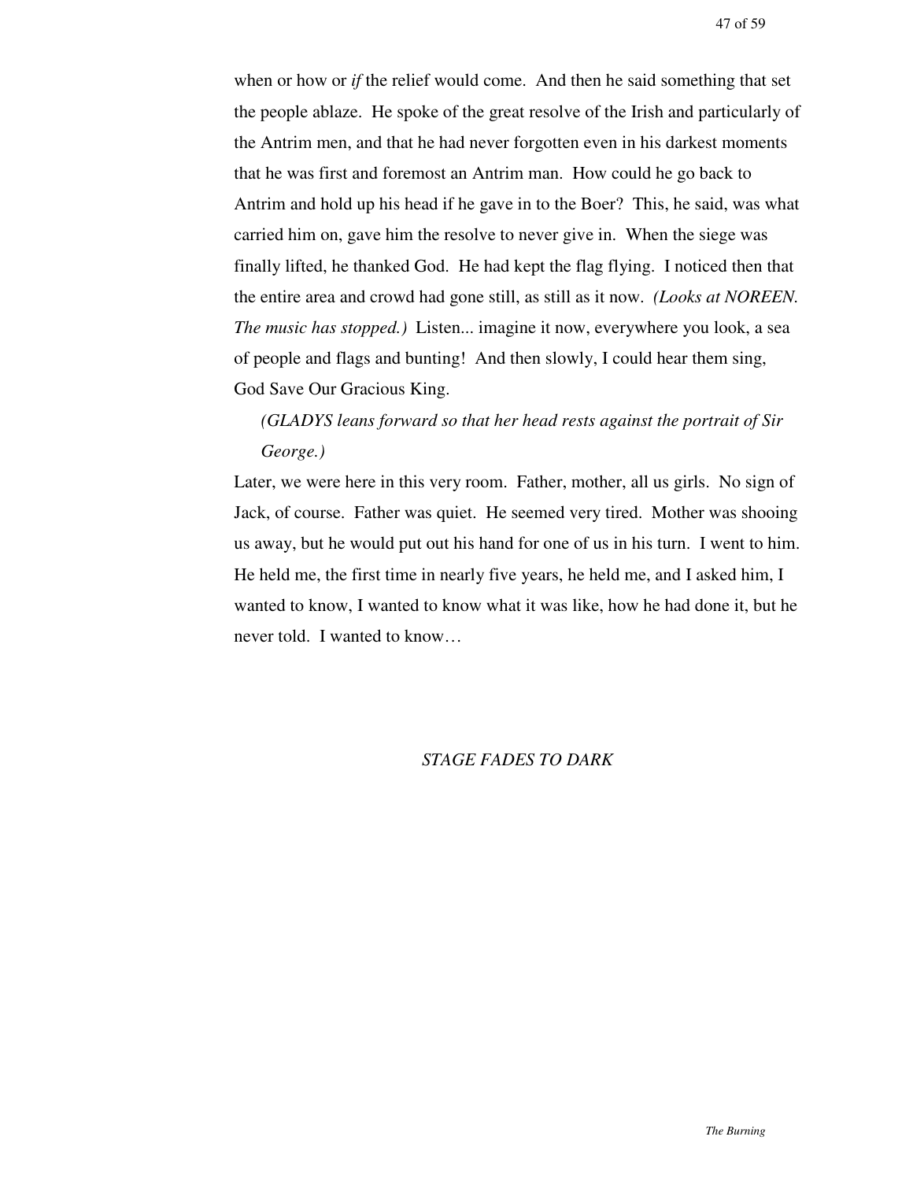when or how or *if* the relief would come. And then he said something that set the people ablaze. He spoke of the great resolve of the Irish and particularly of the Antrim men, and that he had never forgotten even in his darkest moments that he was first and foremost an Antrim man. How could he go back to Antrim and hold up his head if he gave in to the Boer? This, he said, was what carried him on, gave him the resolve to never give in. When the siege was finally lifted, he thanked God. He had kept the flag flying. I noticed then that the entire area and crowd had gone still, as still as it now. *(Looks at NOREEN. The music has stopped.)* Listen... imagine it now, everywhere you look, a sea of people and flags and bunting! And then slowly, I could hear them sing, God Save Our Gracious King.

*(GLADYS leans forward so that her head rests against the portrait of Sir George.)*

Later, we were here in this very room. Father, mother, all us girls. No sign of Jack, of course. Father was quiet. He seemed very tired. Mother was shooing us away, but he would put out his hand for one of us in his turn. I went to him. He held me, the first time in nearly five years, he held me, and I asked him, I wanted to know, I wanted to know what it was like, how he had done it, but he never told. I wanted to know…

*STAGE FADES TO DARK*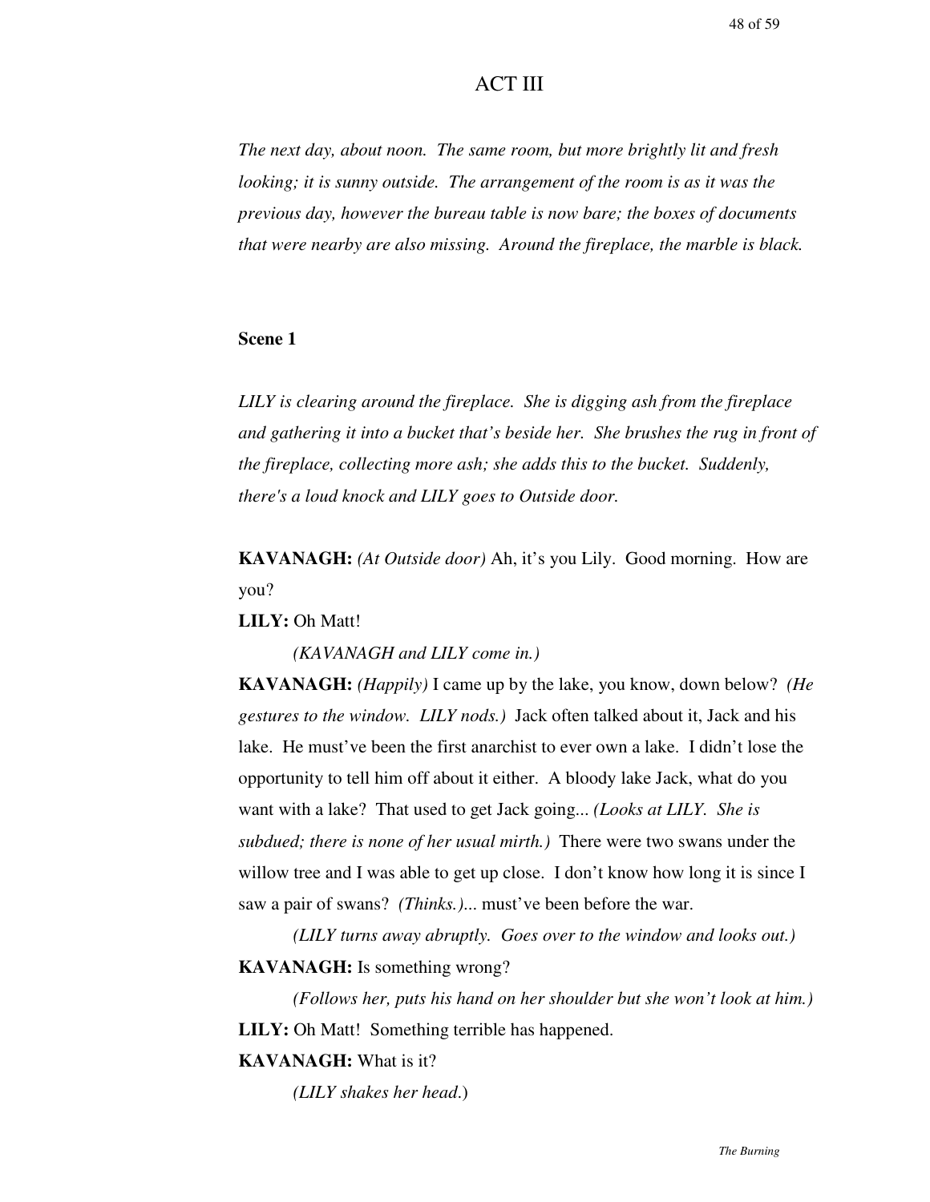# ACT III

*The next day, about noon. The same room, but more brightly lit and fresh looking; it is sunny outside. The arrangement of the room is as it was the previous day, however the bureau table is now bare; the boxes of documents that were nearby are also missing. Around the fireplace, the marble is black.*

**Scene 1**

*LILY is clearing around the fireplace. She is digging ash from the fireplace and gathering it into a bucket that's beside her. She brushes the rug in front of the fireplace, collecting more ash; she adds this to the bucket. Suddenly, there's a loud knock and LILY goes to Outside door.*

**KAVANAGH:** *(At Outside door)* Ah, it's you Lily. Good morning. How are you?

**LILY:** Oh Matt!

*(KAVANAGH and LILY come in.)*

**KAVANAGH:** *(Happily)* I came up by the lake, you know, down below? *(He gestures to the window. LILY nods.)* Jack often talked about it, Jack and his lake. He must've been the first anarchist to ever own a lake. I didn't lose the opportunity to tell him off about it either. A bloody lake Jack, what do you want with a lake? That used to get Jack going... *(Looks at LILY. She is subdued; there is none of her usual mirth.)* There were two swans under the willow tree and I was able to get up close. I don't know how long it is since I saw a pair of swans? *(Thinks.)*... must've been before the war.

*(LILY turns away abruptly. Goes over to the window and looks out.)*

**KAVANAGH:** Is something wrong?

*(Follows her, puts his hand on her shoulder but she won't look at him.)*

**LILY:** Oh Matt! Something terrible has happened.

**KAVANAGH:** What is it?

*(LILY shakes her head.)*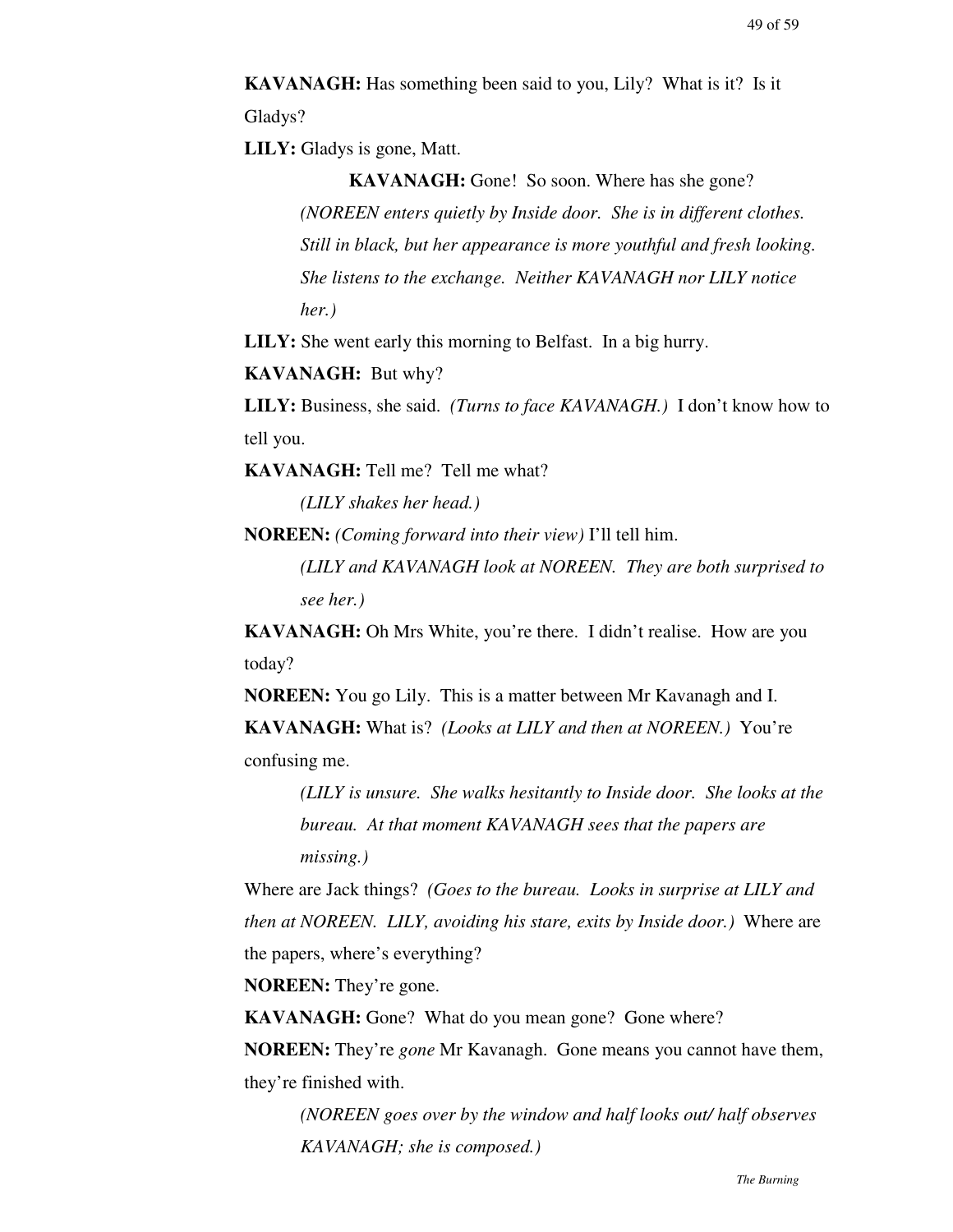**KAVANAGH:** Has something been said to you, Lily? What is it? Is it Gladys?

**LILY:** Gladys is gone, Matt.

**KAVANAGH:** Gone! So soon. Where has she gone?

*(NOREEN enters quietly by Inside door. She is in different clothes. Still in black, but her appearance is more youthful and fresh looking. She listens to the exchange. Neither KAVANAGH nor LILY notice her.)*

**LILY:** She went early this morning to Belfast. In a big hurry.

**KAVANAGH:** But why?

**LILY:** Business, she said. *(Turns to face KAVANAGH.)* I don't know how to tell you.

**KAVANAGH:** Tell me? Tell me what?

*(LILY shakes her head.)*

**NOREEN:** *(Coming forward into their view)* I'll tell him.

*(LILY and KAVANAGH look at NOREEN. They are both surprised to see her.)*

**KAVANAGH:** Oh Mrs White, you're there. I didn't realise. How are you today?

**NOREEN:** You go Lily. This is a matter between Mr Kavanagh and I.

**KAVANAGH:** What is? *(Looks at LILY and then at NOREEN.)* You're confusing me.

*(LILY is unsure. She walks hesitantly to Inside door. She looks at the bureau. At that moment KAVANAGH sees that the papers are missing.)*

Where are Jack things? *(Goes to the bureau. Looks in surprise at LILY and then at NOREEN. LILY, avoiding his stare, exits by Inside door.)* Where are the papers, where's everything?

**NOREEN:** They're gone.

**KAVANAGH:** Gone? What do you mean gone? Gone where?

**NOREEN:** They're *gone* Mr Kavanagh. Gone means you cannot have them, they're finished with.

*(NOREEN goes over by the window and half looks out/ half observes KAVANAGH; she is composed.)*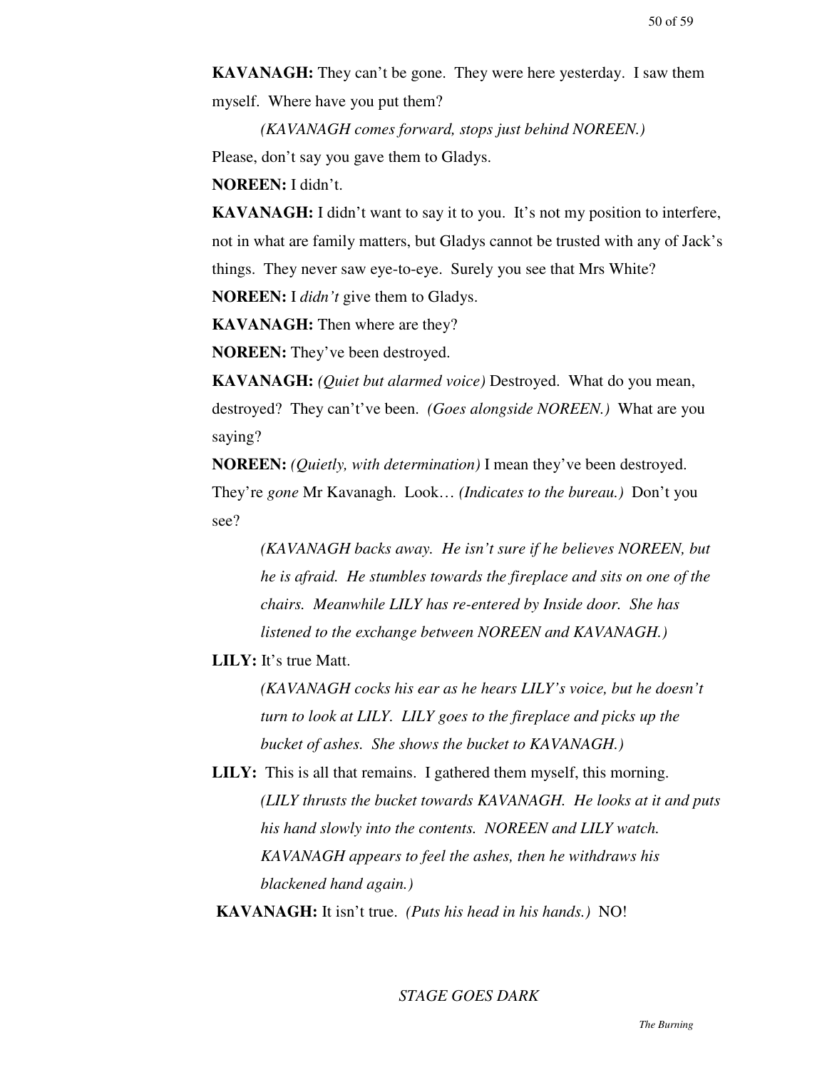**KAVANAGH:** They can't be gone. They were here yesterday. I saw them myself. Where have you put them?

*(KAVANAGH comes forward, stops just behind NOREEN.)*

Please, don't say you gave them to Gladys.

**NOREEN:** I didn't.

**KAVANAGH:** I didn't want to say it to you. It's not my position to interfere, not in what are family matters, but Gladys cannot be trusted with any of Jack's things. They never saw eye-to-eye. Surely you see that Mrs White?

**NOREEN:** I *didn't* give them to Gladys.

**KAVANAGH:** Then where are they?

**NOREEN:** They've been destroyed.

**KAVANAGH:** *(Quiet but alarmed voice)* Destroyed. What do you mean, destroyed? They can't've been. *(Goes alongside NOREEN.)* What are you saying?

**NOREEN:** *(Quietly, with determination)* I mean they've been destroyed. They're *gone* Mr Kavanagh. Look… *(Indicates to the bureau.)* Don't you see?

*(KAVANAGH backs away. He isn't sure if he believes NOREEN, but he is afraid. He stumbles towards the fireplace and sits on one of the chairs. Meanwhile LILY has re-entered by Inside door. She has listened to the exchange between NOREEN and KAVANAGH.)*

**LILY:** It's true Matt.

*(KAVANAGH cocks his ear as he hears LILY's voice, but he doesn't turn to look at LILY. LILY goes to the fireplace and picks up the bucket of ashes. She shows the bucket to KAVANAGH.)*

**LILY:** This is all that remains. I gathered them myself, this morning. *(LILY thrusts the bucket towards KAVANAGH. He looks at it and puts his hand slowly into the contents. NOREEN and LILY watch. KAVANAGH appears to feel the ashes, then he withdraws his blackened hand again.)*

**KAVANAGH:** It isn't true. *(Puts his head in his hands.)* NO!

*STAGE GOES DARK*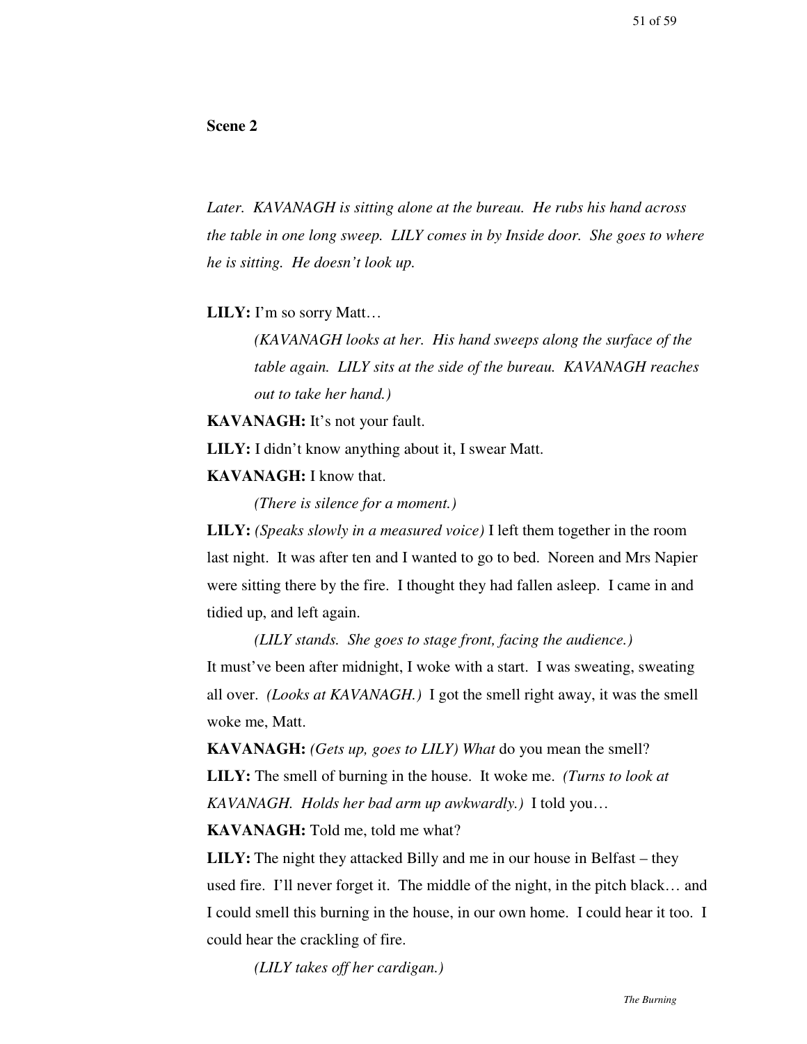**Scene 2**

*Later. KAVANAGH is sitting alone at the bureau. He rubs his hand across the table in one long sweep. LILY comes in by Inside door. She goes to where he is sitting. He doesn't look up.*

**LILY:** I'm so sorry Matt…

*(KAVANAGH looks at her. His hand sweeps along the surface of the table again. LILY sits at the side of the bureau. KAVANAGH reaches out to take her hand.)*

**KAVANAGH:** It's not your fault.

**LILY:** I didn't know anything about it, I swear Matt.

**KAVANAGH:** I know that.

*(There is silence for a moment.)*

**LILY:** *(Speaks slowly in a measured voice)* I left them together in the room last night. It was after ten and I wanted to go to bed. Noreen and Mrs Napier were sitting there by the fire. I thought they had fallen asleep. I came in and tidied up, and left again.

*(LILY stands. She goes to stage front, facing the audience.)*

It must've been after midnight, I woke with a start. I was sweating, sweating all over. *(Looks at KAVANAGH.)* I got the smell right away, it was the smell woke me, Matt.

**KAVANAGH:** *(Gets up, goes to LILY) What* do you mean the smell?

**LILY:** The smell of burning in the house. It woke me. *(Turns to look at KAVANAGH. Holds her bad arm up awkwardly.)* I told you…

**KAVANAGH:** Told me, told me what?

**LILY:** The night they attacked Billy and me in our house in Belfast – they used fire. I'll never forget it. The middle of the night, in the pitch black… and I could smell this burning in the house, in our own home. I could hear it too. I could hear the crackling of fire.

*(LILY takes off her cardigan.)*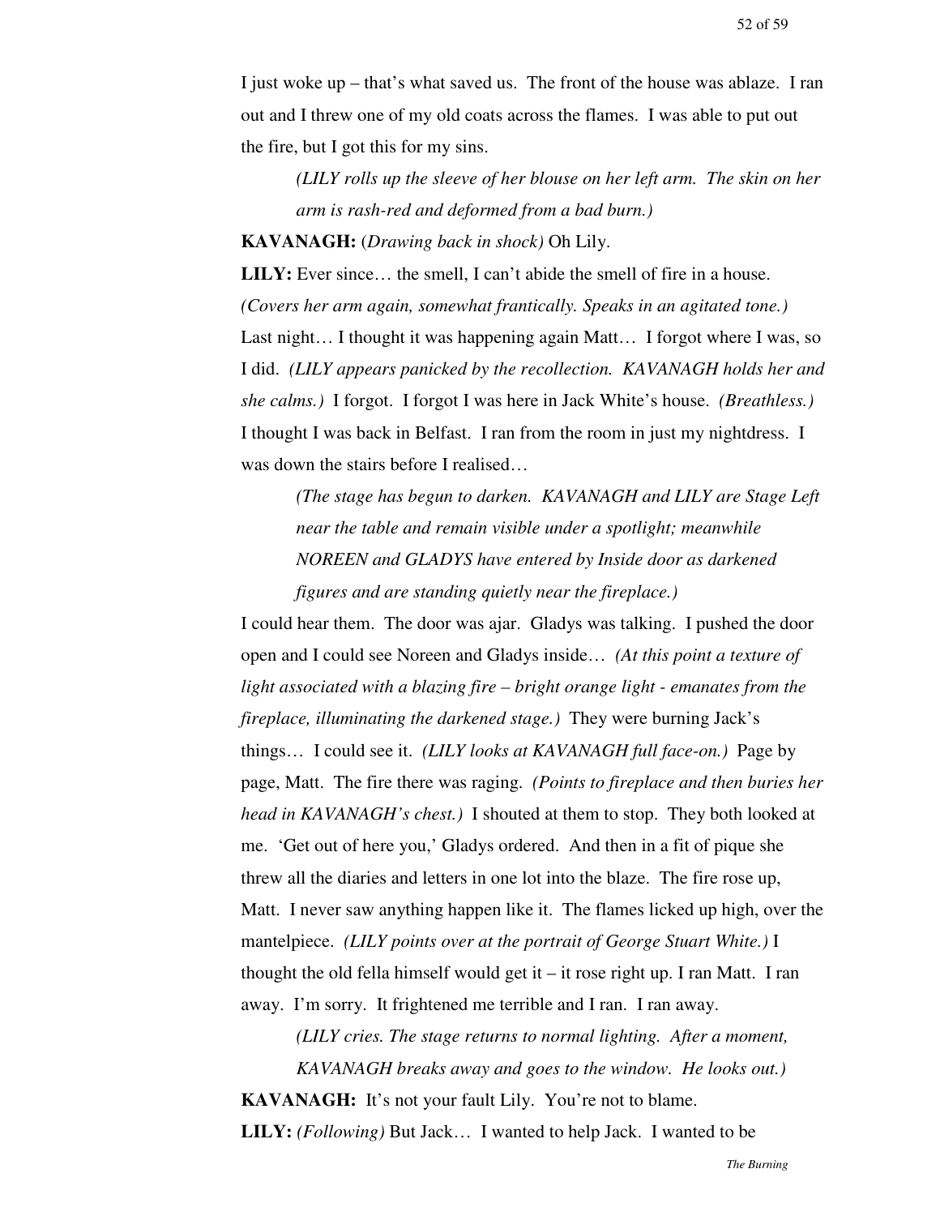I just woke up – that's what saved us. The front of the house was ablaze. I ran out and I threw one of my old coats across the flames. I was able to put out the fire, but I got this for my sins.

*(LILY rolls up the sleeve of her blouse on her left arm. The skin on her arm is rash-red and deformed from a bad burn.)*

**KAVANAGH:** (*Drawing back in shock)* Oh Lily.

**LILY:** Ever since… the smell, I can't abide the smell of fire in a house. *(Covers her arm again, somewhat frantically. Speaks in an agitated tone.)* Last night… I thought it was happening again Matt… I forgot where I was, so I did. *(LILY appears panicked by the recollection. KAVANAGH holds her and she calms.)* I forgot. I forgot I was here in Jack White's house. *(Breathless.)* I thought I was back in Belfast. I ran from the room in just my nightdress. I was down the stairs before I realised…

*(The stage has begun to darken. KAVANAGH and LILY are Stage Left near the table and remain visible under a spotlight; meanwhile NOREEN and GLADYS have entered by Inside door as darkened figures and are standing quietly near the fireplace.)*

I could hear them. The door was ajar. Gladys was talking. I pushed the door open and I could see Noreen and Gladys inside… *(At this point a texture of light associated with a blazing fire – bright orange light - emanates from the fireplace, illuminating the darkened stage.)* They were burning Jack's things… I could see it. *(LILY looks at KAVANAGH full face-on.)* Page by page, Matt. The fire there was raging. *(Points to fireplace and then buries her head in KAVANAGH's chest.)* I shouted at them to stop. They both looked at me. 'Get out of here you,' Gladys ordered. And then in a fit of pique she threw all the diaries and letters in one lot into the blaze. The fire rose up, Matt. I never saw anything happen like it. The flames licked up high, over the mantelpiece. *(LILY points over at the portrait of George Stuart White.)* I thought the old fella himself would get it – it rose right up. I ran Matt. I ran away. I'm sorry. It frightened me terrible and I ran. I ran away.

*(LILY cries. The stage returns to normal lighting. After a moment, KAVANAGH breaks away and goes to the window. He looks out.)*

**KAVANAGH:** It's not your fault Lily. You're not to blame.

**LILY:** *(Following)* But Jack… I wanted to help Jack. I wanted to be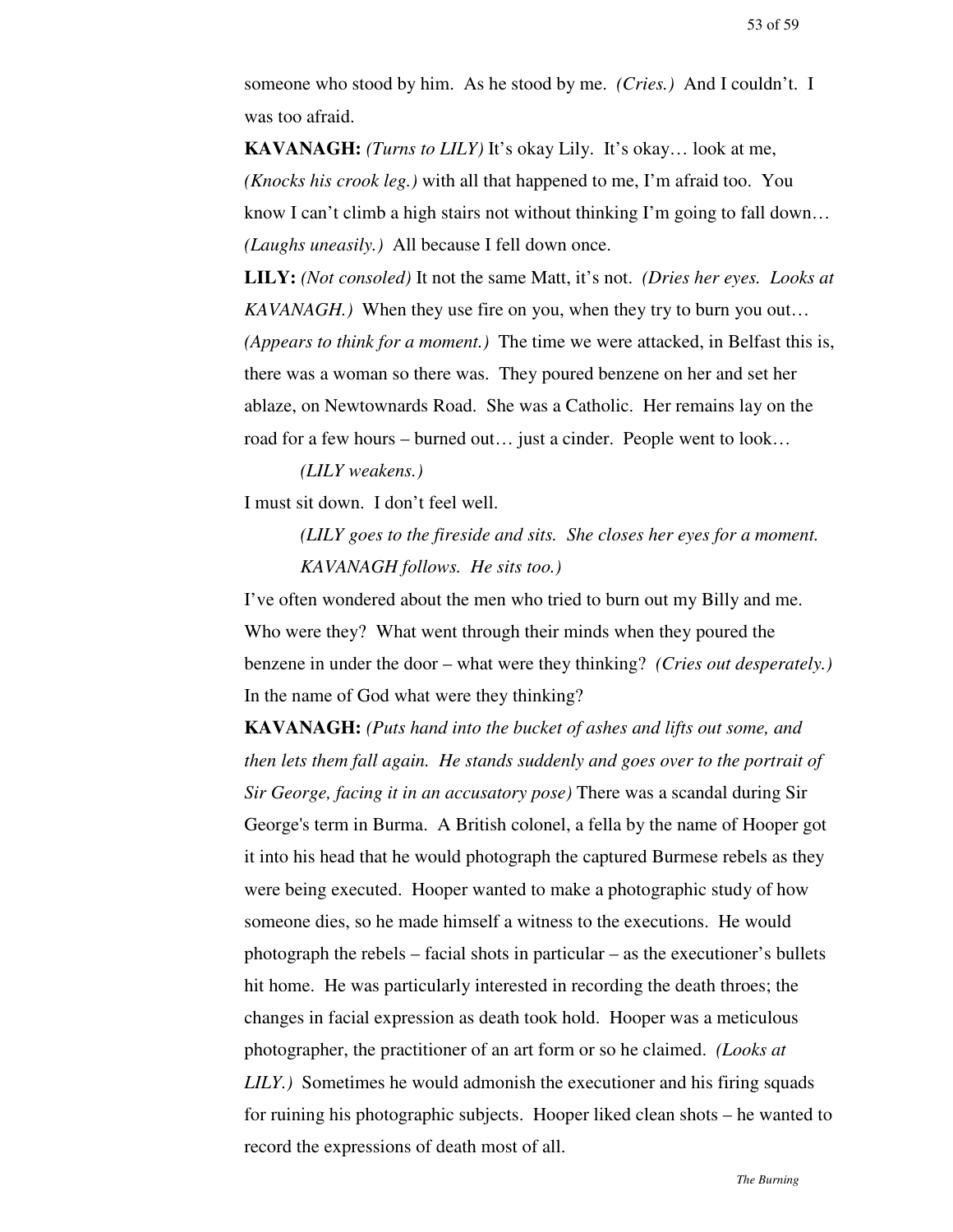someone who stood by him. As he stood by me. *(Cries.)* And I couldn't. I was too afraid.

**KAVANAGH:** *(Turns to LILY)* It's okay Lily. It's okay… look at me, *(Knocks his crook leg.)* with all that happened to me, I'm afraid too. You know I can't climb a high stairs not without thinking I'm going to fall down… *(Laughs uneasily.)* All because I fell down once.

**LILY:** *(Not consoled)* It not the same Matt, it's not. *(Dries her eyes. Looks at KAVANAGH.)* When they use fire on you, when they try to burn you out… *(Appears to think for a moment.)* The time we were attacked, in Belfast this is, there was a woman so there was. They poured benzene on her and set her ablaze, on Newtownards Road. She was a Catholic. Her remains lay on the road for a few hours – burned out… just a cinder. People went to look…

> *(LILY weakens.)*

I must sit down. I don't feel well.

> *(LILY goes to the fireside and sits. She closes her eyes for a moment. KAVANAGH follows. He sits too.)*

I've often wondered about the men who tried to burn out my Billy and me. Who were they? What went through their minds when they poured the benzene in under the door – what were they thinking? *(Cries out desperately.)* In the name of God what were they thinking?

**KAVANAGH:** *(Puts hand into the bucket of ashes and lifts out some, and then lets them fall again. He stands suddenly and goes over to the portrait of Sir George, facing it in an accusatory pose)* There was a scandal during Sir George's term in Burma. A British colonel, a fella by the name of Hooper got it into his head that he would photograph the captured Burmese rebels as they were being executed. Hooper wanted to make a photographic study of how someone dies, so he made himself a witness to the executions. He would photograph the rebels – facial shots in particular – as the executioner's bullets hit home. He was particularly interested in recording the death throes; the changes in facial expression as death took hold. Hooper was a meticulous photographer, the practitioner of an art form or so he claimed. *(Looks at LILY.)* Sometimes he would admonish the executioner and his firing squads for ruining his photographic subjects. Hooper liked clean shots – he wanted to record the expressions of death most of all.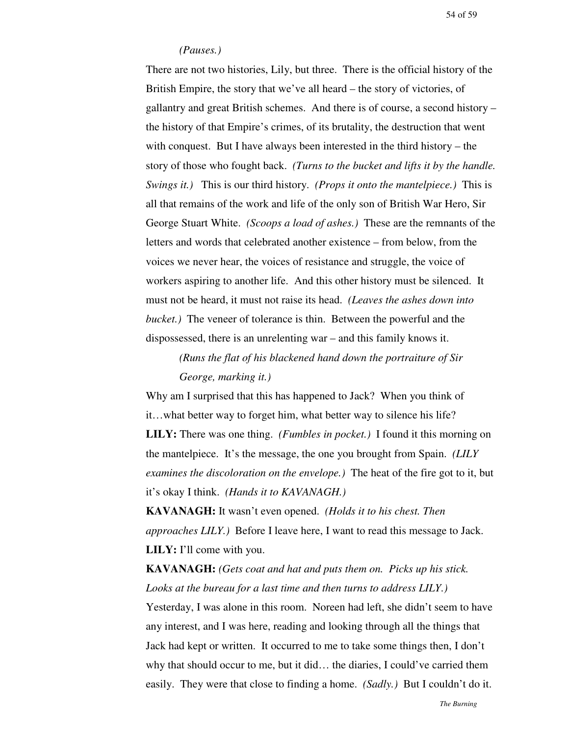*(Pauses.)*

There are not two histories, Lily, but three. There is the official history of the British Empire, the story that we've all heard – the story of victories, of gallantry and great British schemes. And there is of course, a second history – the history of that Empire's crimes, of its brutality, the destruction that went with conquest. But I have always been interested in the third history – the story of those who fought back. *(Turns to the bucket and lifts it by the handle. Swings it.)* This is our third history. *(Props it onto the mantelpiece.)* This is all that remains of the work and life of the only son of British War Hero, Sir George Stuart White. *(Scoops a load of ashes.)* These are the remnants of the letters and words that celebrated another existence – from below, from the voices we never hear, the voices of resistance and struggle, the voice of workers aspiring to another life. And this other history must be silenced. It must not be heard, it must not raise its head. *(Leaves the ashes down into bucket.)* The veneer of tolerance is thin. Between the powerful and the dispossessed, there is an unrelenting war – and this family knows it.

*(Runs the flat of his blackened hand down the portraiture of Sir George, marking it.)*

Why am I surprised that this has happened to Jack? When you think of it…what better way to forget him, what better way to silence his life?

**LILY:** There was one thing. *(Fumbles in pocket.)* I found it this morning on the mantelpiece. It's the message, the one you brought from Spain. *(LILY examines the discoloration on the envelope.)* The heat of the fire got to it, but it's okay I think. *(Hands it to KAVANAGH.)*

**KAVANAGH:** It wasn't even opened. *(Holds it to his chest. Then approaches LILY.)* Before I leave here, I want to read this message to Jack.

**LILY:** I'll come with you.

**KAVANAGH:** *(Gets coat and hat and puts them on. Picks up his stick. Looks at the bureau for a last time and then turns to address LILY.)* Yesterday, I was alone in this room. Noreen had left, she didn't seem to have any interest, and I was here, reading and looking through all the things that Jack had kept or written. It occurred to me to take some things then, I don't why that should occur to me, but it did… the diaries, I could've carried them easily. They were that close to finding a home. *(Sadly.)* But I couldn't do it.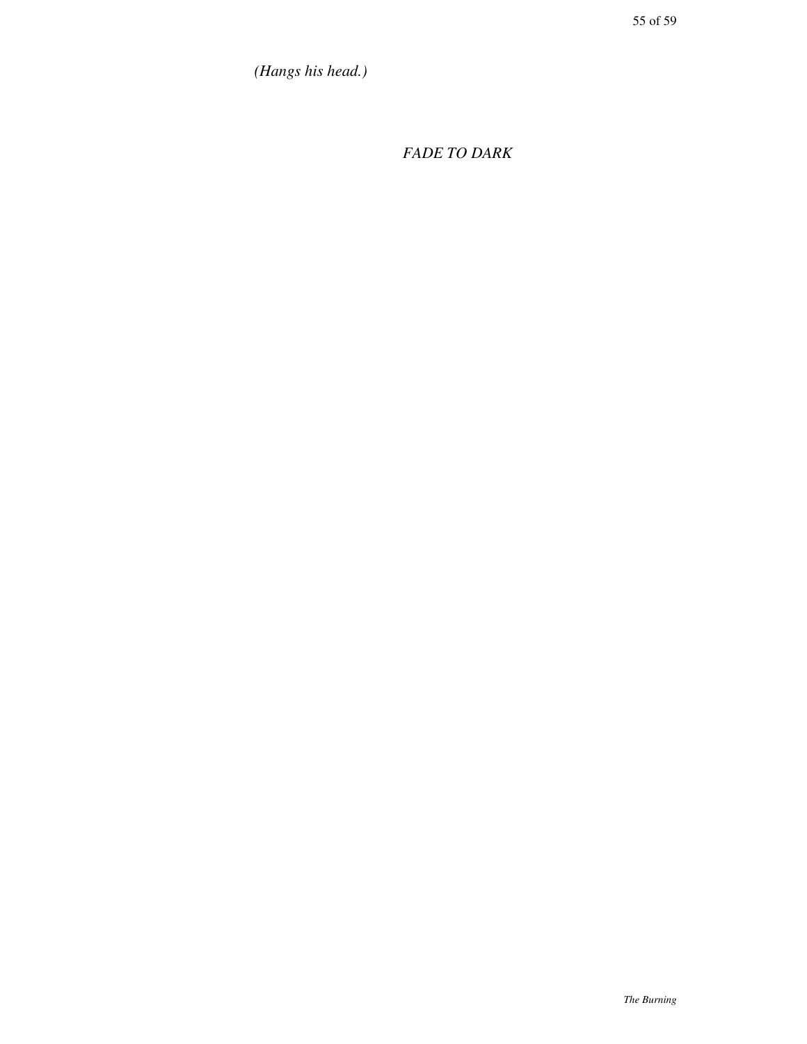*(Hangs his head.)*

*FADE TO DARK*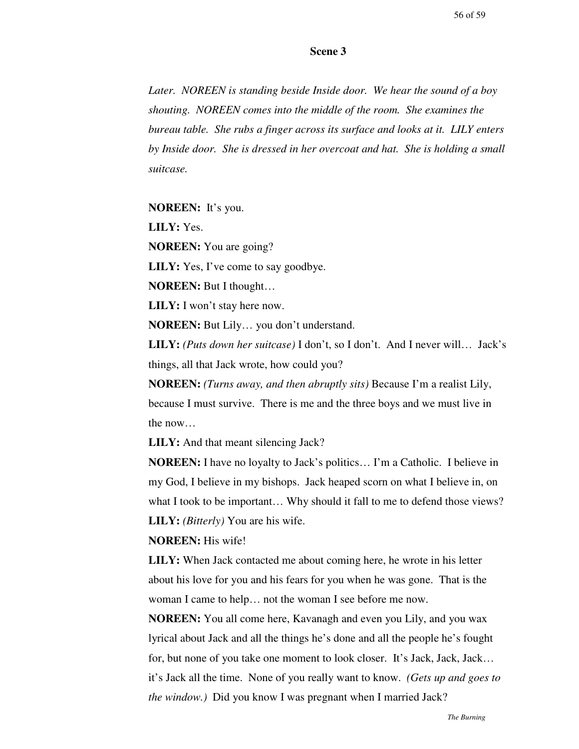**Scene 3**

*Later. NOREEN is standing beside Inside door. We hear the sound of a boy shouting. NOREEN comes into the middle of the room. She examines the bureau table. She rubs a finger across its surface and looks at it. LILY enters by Inside door. She is dressed in her overcoat and hat. She is holding a small suitcase.*

**NOREEN:** It's you.

**LILY:** Yes.

**NOREEN:** You are going?

**LILY:** Yes, I've come to say goodbye.

**NOREEN:** But I thought…

**LILY:** I won't stay here now.

**NOREEN:** But Lily… you don't understand.

**LILY:** *(Puts down her suitcase)* I don't, so I don't. And I never will… Jack's things, all that Jack wrote, how could you?

**NOREEN:** *(Turns away, and then abruptly sits)* Because I'm a realist Lily, because I must survive. There is me and the three boys and we must live in the now…

**LILY:** And that meant silencing Jack?

**NOREEN:** I have no loyalty to Jack's politics… I'm a Catholic. I believe in my God, I believe in my bishops. Jack heaped scorn on what I believe in, on what I took to be important… Why should it fall to me to defend those views?

**LILY:** *(Bitterly)* You are his wife.

**NOREEN:** His wife!

**LILY:** When Jack contacted me about coming here, he wrote in his letter about his love for you and his fears for you when he was gone. That is the woman I came to help… not the woman I see before me now.

**NOREEN:** You all come here, Kavanagh and even you Lily, and you wax lyrical about Jack and all the things he's done and all the people he's fought for, but none of you take one moment to look closer. It's Jack, Jack, Jack… it's Jack all the time. None of you really want to know. *(Gets up and goes to the window.)* Did you know I was pregnant when I married Jack?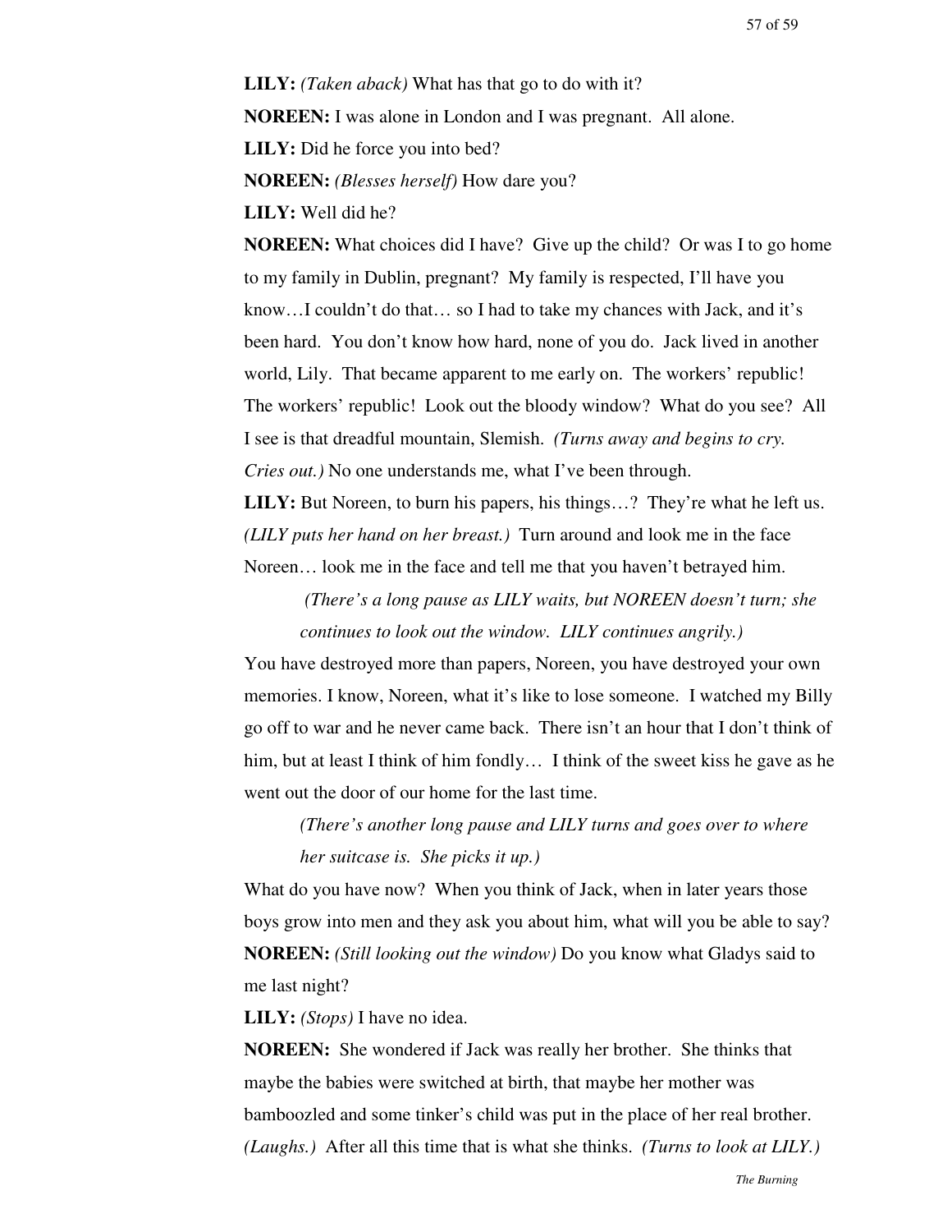**LILY:** *(Taken aback)* What has that go to do with it?

**NOREEN:** I was alone in London and I was pregnant. All alone.

**LILY:** Did he force you into bed?

**NOREEN:** *(Blesses herself)* How dare you?

**LILY:** Well did he?

**NOREEN:** What choices did I have? Give up the child? Or was I to go home to my family in Dublin, pregnant? My family is respected, I'll have you know…I couldn't do that… so I had to take my chances with Jack, and it's been hard. You don't know how hard, none of you do. Jack lived in another world, Lily. That became apparent to me early on. The workers' republic! The workers' republic! Look out the bloody window? What do you see? All I see is that dreadful mountain, Slemish. *(Turns away and begins to cry. Cries out.)* No one understands me, what I've been through.

**LILY:** But Noreen, to burn his papers, his things…? They're what he left us. *(LILY puts her hand on her breast.)* Turn around and look me in the face Noreen… look me in the face and tell me that you haven't betrayed him.

> *(There's a long pause as LILY waits, but NOREEN doesn't turn; she continues to look out the window. LILY continues angrily.)*

You have destroyed more than papers, Noreen, you have destroyed your own memories. I know, Noreen, what it's like to lose someone. I watched my Billy go off to war and he never came back. There isn't an hour that I don't think of him, but at least I think of him fondly… I think of the sweet kiss he gave as he went out the door of our home for the last time.

> *(There's another long pause and LILY turns and goes over to where her suitcase is. She picks it up.)*

What do you have now? When you think of Jack, when in later years those boys grow into men and they ask you about him, what will you be able to say?

**NOREEN:** *(Still looking out the window)* Do you know what Gladys said to me last night?

**LILY:** *(Stops)* I have no idea.

**NOREEN:** She wondered if Jack was really her brother. She thinks that maybe the babies were switched at birth, that maybe her mother was bamboozled and some tinker's child was put in the place of her real brother. *(Laughs.)* After all this time that is what she thinks. *(Turns to look at LILY.)*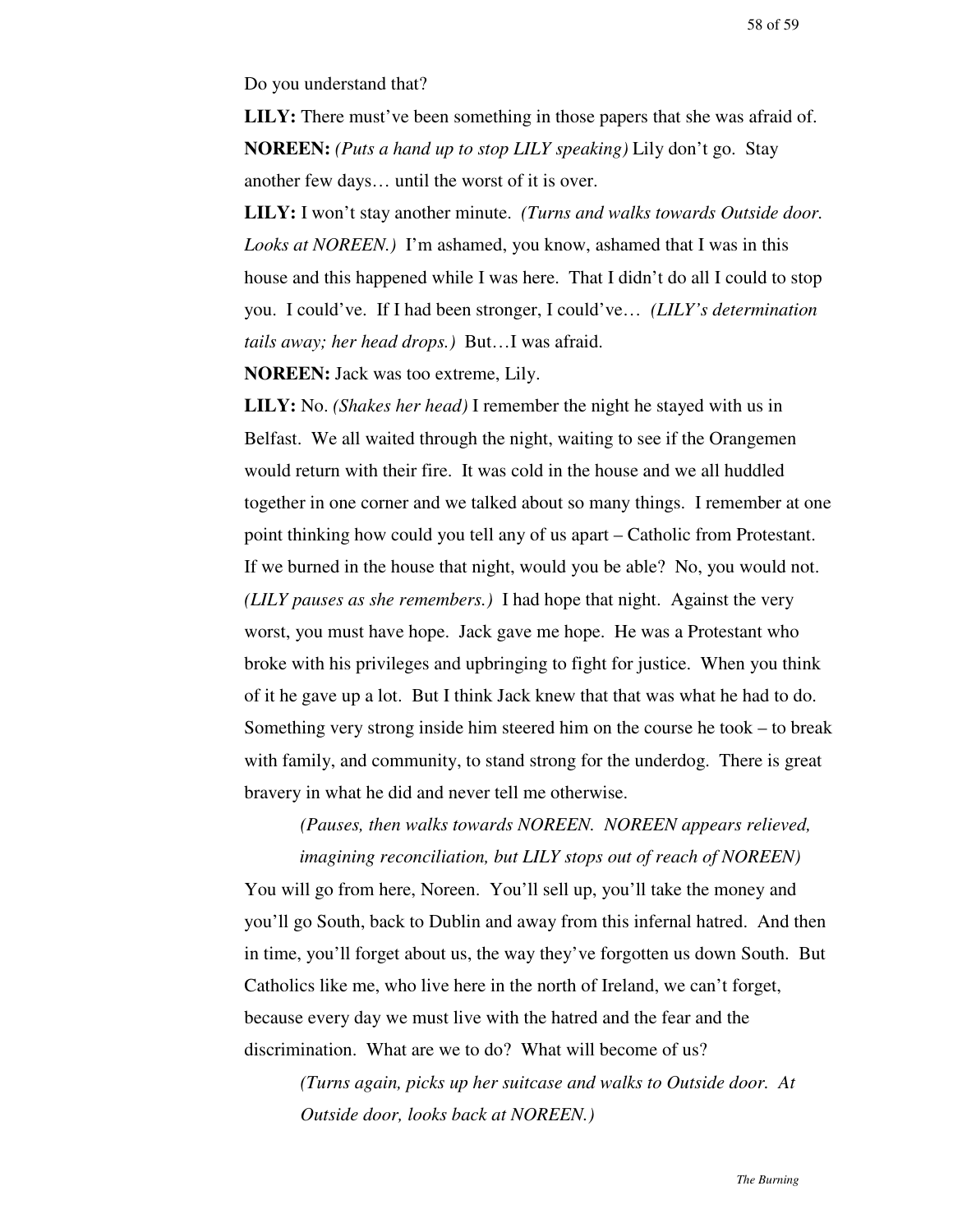Do you understand that?

**LILY:** There must've been something in those papers that she was afraid of.

**NOREEN:** *(Puts a hand up to stop LILY speaking)* Lily don't go. Stay another few days… until the worst of it is over.

**LILY:** I won't stay another minute. *(Turns and walks towards Outside door. Looks at NOREEN.)* I'm ashamed, you know, ashamed that I was in this house and this happened while I was here. That I didn't do all I could to stop you. I could've. If I had been stronger, I could've… *(LILY's determination tails away; her head drops.)* But…I was afraid.

**NOREEN:** Jack was too extreme, Lily.

**LILY:** No. *(Shakes her head)* I remember the night he stayed with us in Belfast. We all waited through the night, waiting to see if the Orangemen would return with their fire. It was cold in the house and we all huddled together in one corner and we talked about so many things. I remember at one point thinking how could you tell any of us apart – Catholic from Protestant. If we burned in the house that night, would you be able? No, you would not. *(LILY pauses as she remembers.)* I had hope that night. Against the very worst, you must have hope. Jack gave me hope. He was a Protestant who broke with his privileges and upbringing to fight for justice. When you think of it he gave up a lot. But I think Jack knew that that was what he had to do. Something very strong inside him steered him on the course he took – to break with family, and community, to stand strong for the underdog. There is great bravery in what he did and never tell me otherwise.

*(Pauses, then walks towards NOREEN. NOREEN appears relieved, imagining reconciliation, but LILY stops out of reach of NOREEN)*

You will go from here, Noreen. You'll sell up, you'll take the money and you'll go South, back to Dublin and away from this infernal hatred. And then in time, you'll forget about us, the way they've forgotten us down South. But Catholics like me, who live here in the north of Ireland, we can't forget, because every day we must live with the hatred and the fear and the discrimination. What are we to do? What will become of us?

*(Turns again, picks up her suitcase and walks to Outside door. At Outside door, looks back at NOREEN.)*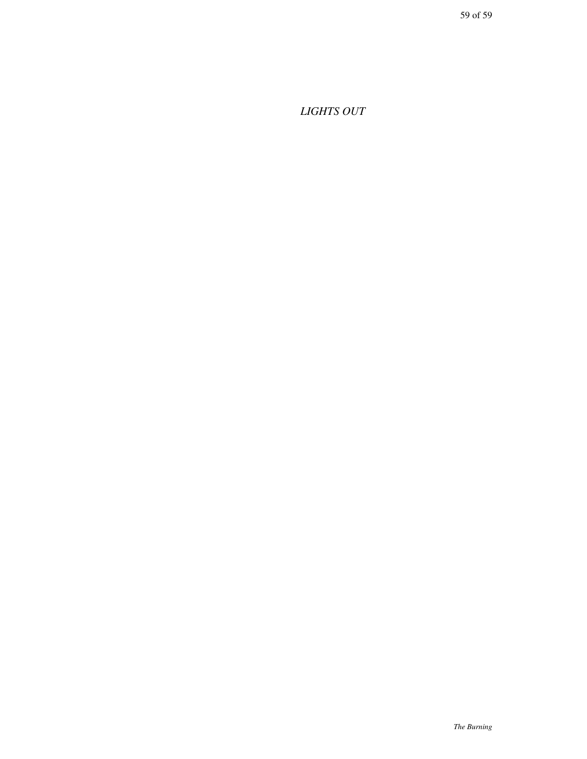*LIGHTS OUT*